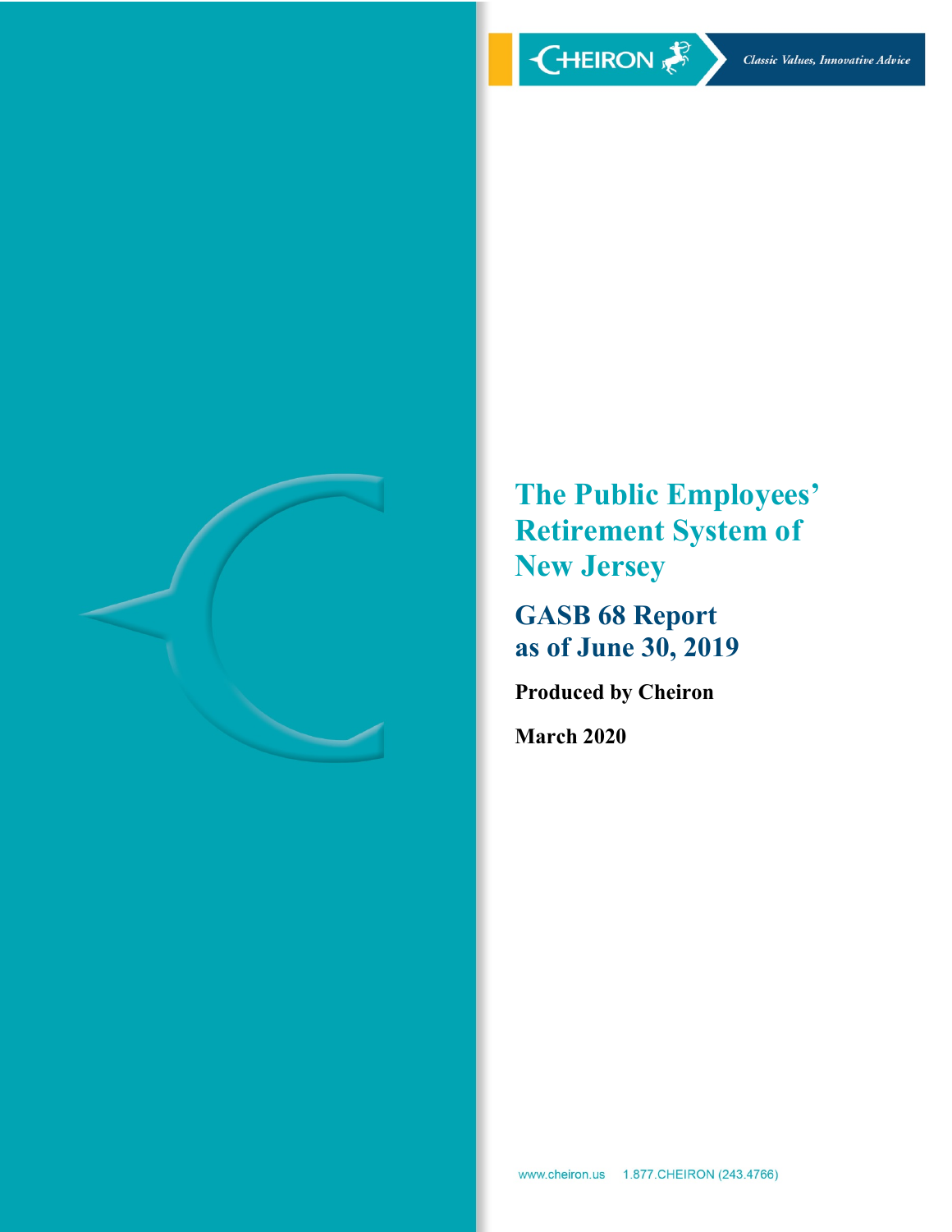CHEIRON

*Classic Values, Innovative Advice*

# The Public Employees' Retirement System of New Jersey

## GASB 68 Report as of June 30, 2019

**Produced by Cheiron**

**March 2020**

www.cheiron.us 1.877.CHEIRON (243.4766)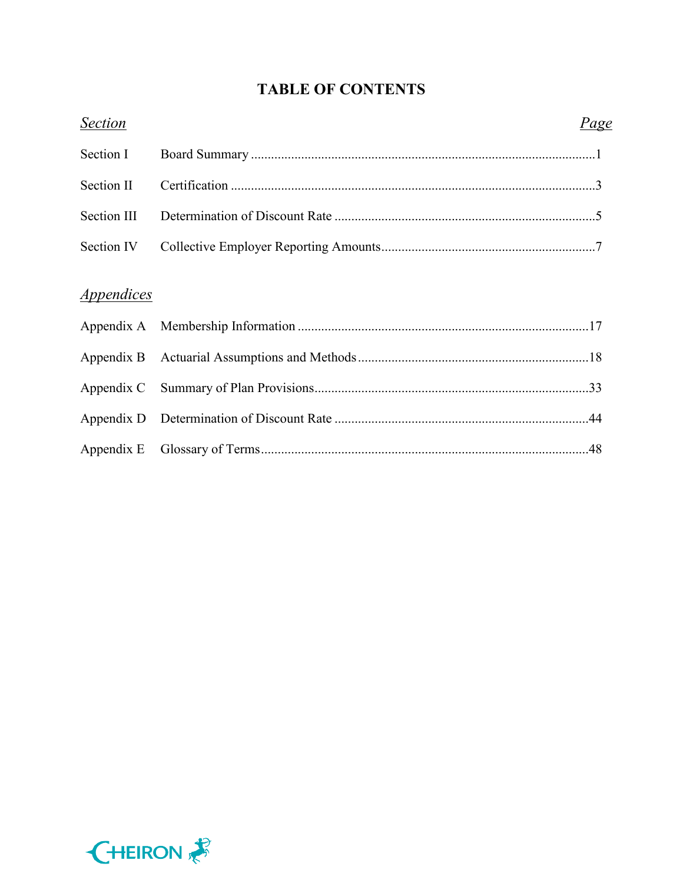# TABLE OF CONTENTS

| *Section* | | *Page* |
|---|---|---|
| Section I | Board Summary | 1 |
| Section II | Certification | 3 |
| Section III | Determination of Discount Rate | 5 |
| Section IV | Collective Employer Reporting Amounts | 7 |

| *Appendices* | | |
|---|---|---|
| Appendix A | Membership Information | 17 |
| Appendix B | Actuarial Assumptions and Methods | 18 |
| Appendix C | Summary of Plan Provisions | 33 |
| Appendix D | Determination of Discount Rate | 44 |
| Appendix E | Glossary of Terms | 48 |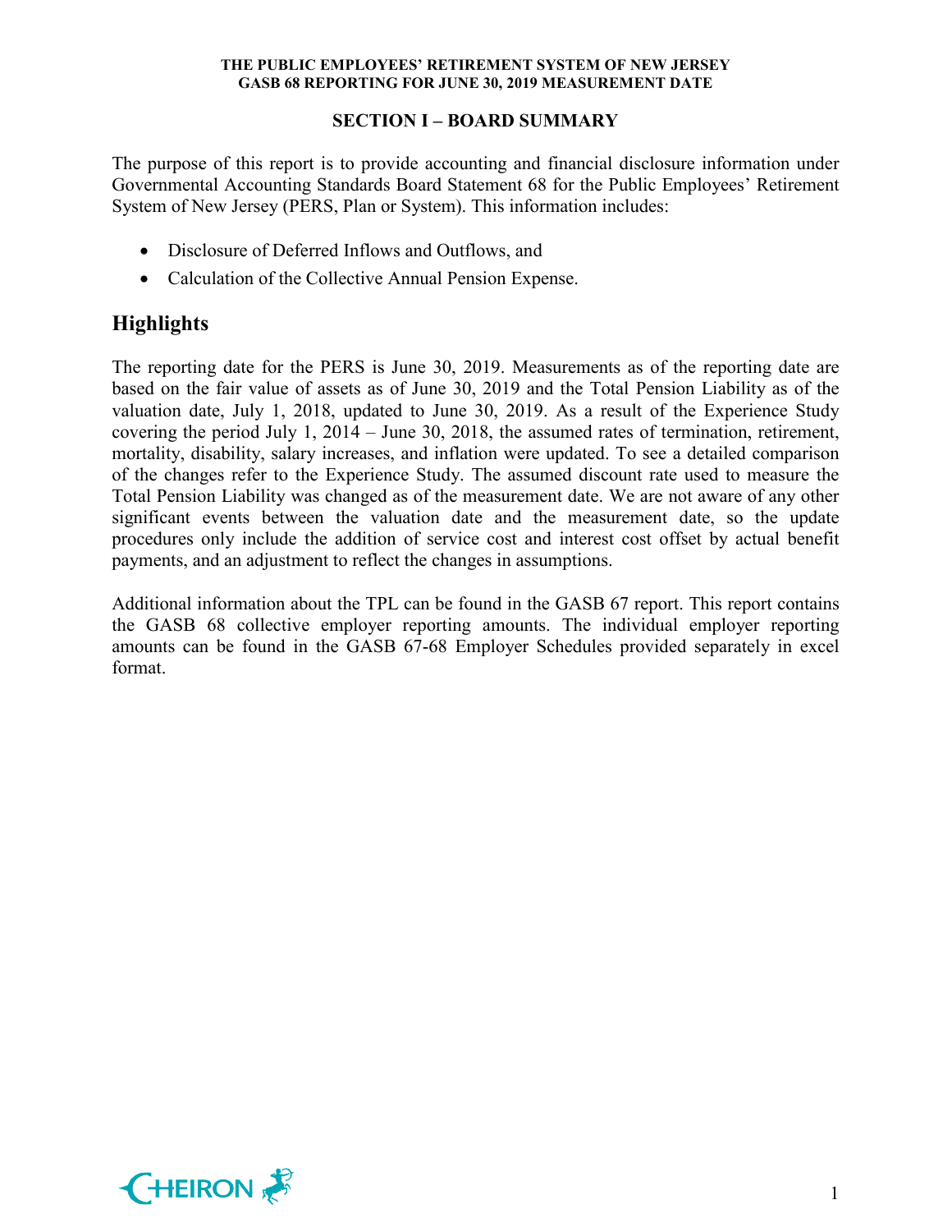## SECTION I – BOARD SUMMARY

The purpose of this report is to provide accounting and financial disclosure information under Governmental Accounting Standards Board Statement 68 for the Public Employees' Retirement System of New Jersey (PERS, Plan or System). This information includes:

- Disclosure of Deferred Inflows and Outflows, and
- Calculation of the Collective Annual Pension Expense.

## Highlights

The reporting date for the PERS is June 30, 2019. Measurements as of the reporting date are based on the fair value of assets as of June 30, 2019 and the Total Pension Liability as of the valuation date, July 1, 2018, updated to June 30, 2019. As a result of the Experience Study covering the period July 1, 2014 – June 30, 2018, the assumed rates of termination, retirement, mortality, disability, salary increases, and inflation were updated. To see a detailed comparison of the changes refer to the Experience Study. The assumed discount rate used to measure the Total Pension Liability was changed as of the measurement date. We are not aware of any other significant events between the valuation date and the measurement date, so the update procedures only include the addition of service cost and interest cost offset by actual benefit payments, and an adjustment to reflect the changes in assumptions.

Additional information about the TPL can be found in the GASB 67 report. This report contains the GASB 68 collective employer reporting amounts. The individual employer reporting amounts can be found in the GASB 67-68 Employer Schedules provided separately in excel format.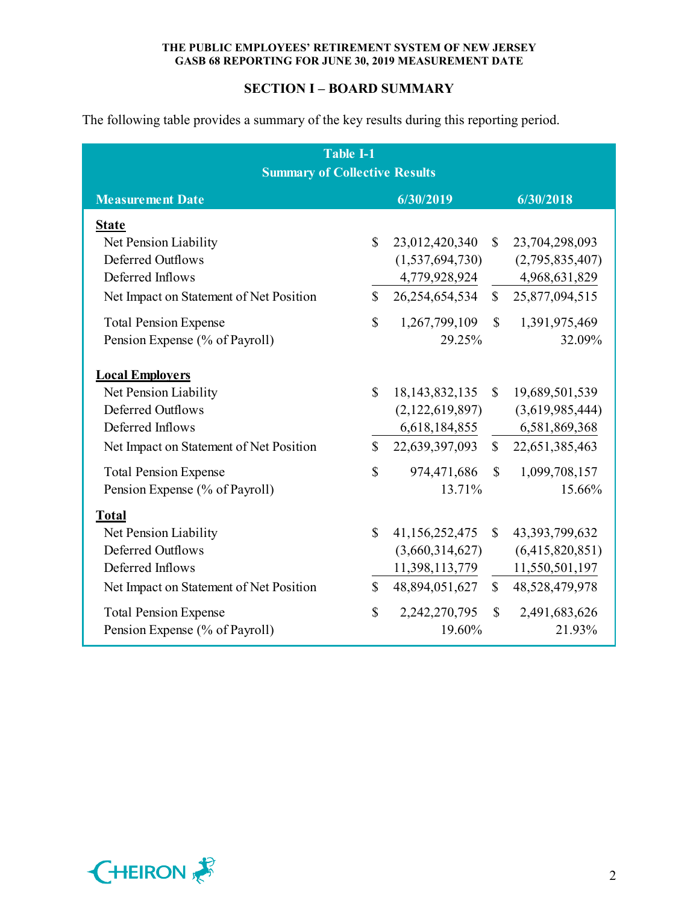## SECTION I – BOARD SUMMARY

The following table provides a summary of the key results during this reporting period.

| Table I-1 Summary of Collective Results | | |
|---|---|---|
| **Measurement Date** | **6/30/2019** | **6/30/2018** |
| **State** | | |
| Net Pension Liability | $ 23,012,420,340 | $ 23,704,298,093 |
| Deferred Outflows | (1,537,694,730) | (2,795,835,407) |
| Deferred Inflows | 4,779,928,924 | 4,968,631,829 |
| Net Impact on Statement of Net Position | $ 26,254,654,534 | $ 25,877,094,515 |
| Total Pension Expense | $ 1,267,799,109 | $ 1,391,975,469 |
| Pension Expense (% of Payroll) | 29.25% | 32.09% |
| **Local Employers** | | |
| Net Pension Liability | $ 18,143,832,135 | $ 19,689,501,539 |
| Deferred Outflows | (2,122,619,897) | (3,619,985,444) |
| Deferred Inflows | 6,618,184,855 | 6,581,869,368 |
| Net Impact on Statement of Net Position | $ 22,639,397,093 | $ 22,651,385,463 |
| Total Pension Expense | $ 974,471,686 | $ 1,099,708,157 |
| Pension Expense (% of Payroll) | 13.71% | 15.66% |
| **Total** | | |
| Net Pension Liability | $ 41,156,252,475 | $ 43,393,799,632 |
| Deferred Outflows | (3,660,314,627) | (6,415,820,851) |
| Deferred Inflows | 11,398,113,779 | 11,550,501,197 |
| Net Impact on Statement of Net Position | $ 48,894,051,627 | $ 48,528,479,978 |
| Total Pension Expense | $ 2,242,270,795 | $ 2,491,683,626 |
| Pension Expense (% of Payroll) | 19.60% | 21.93% |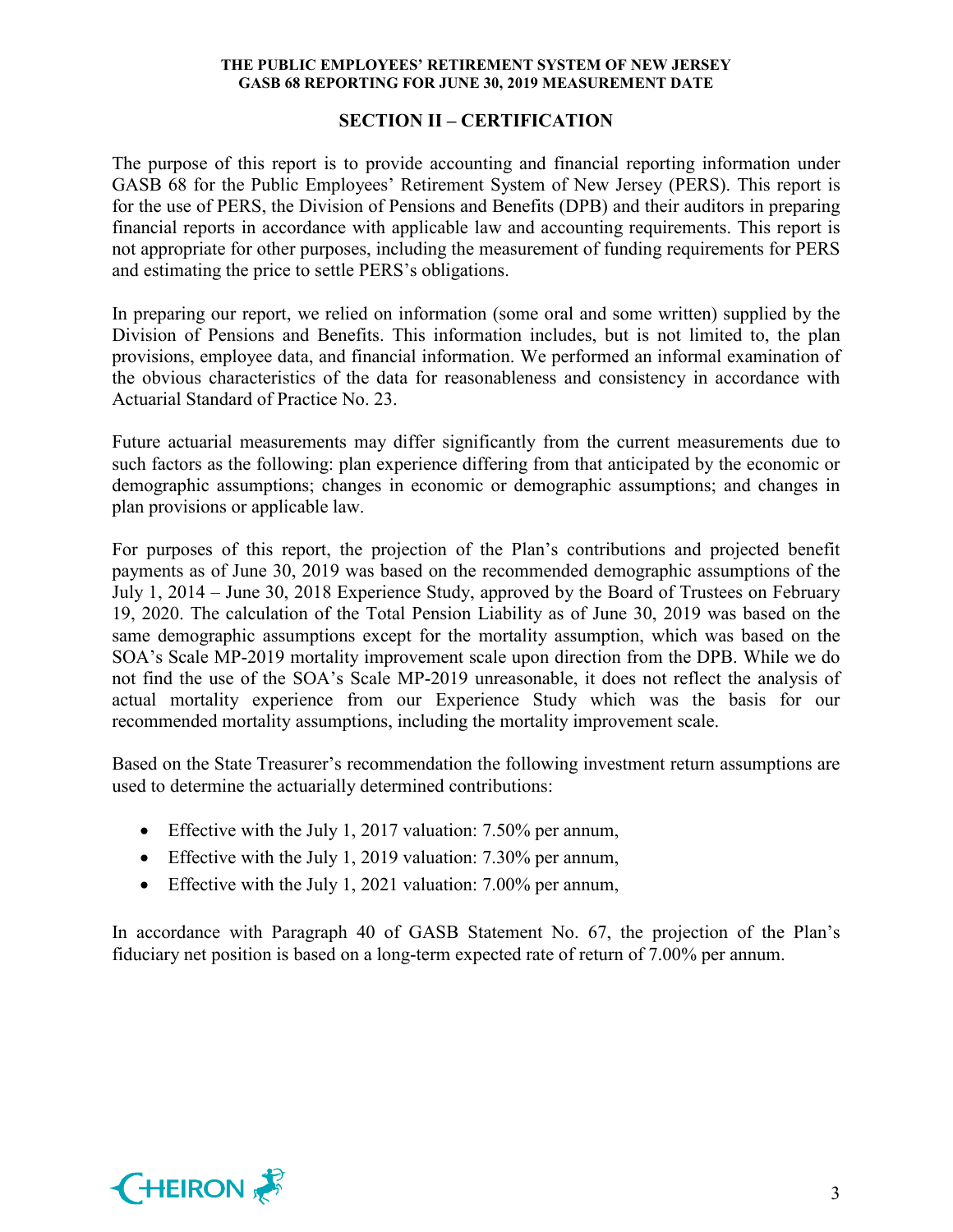## SECTION II – CERTIFICATION

The purpose of this report is to provide accounting and financial reporting information under GASB 68 for the Public Employees' Retirement System of New Jersey (PERS). This report is for the use of PERS, the Division of Pensions and Benefits (DPB) and their auditors in preparing financial reports in accordance with applicable law and accounting requirements. This report is not appropriate for other purposes, including the measurement of funding requirements for PERS and estimating the price to settle PERS's obligations.

In preparing our report, we relied on information (some oral and some written) supplied by the Division of Pensions and Benefits. This information includes, but is not limited to, the plan provisions, employee data, and financial information. We performed an informal examination of the obvious characteristics of the data for reasonableness and consistency in accordance with Actuarial Standard of Practice No. 23.

Future actuarial measurements may differ significantly from the current measurements due to such factors as the following: plan experience differing from that anticipated by the economic or demographic assumptions; changes in economic or demographic assumptions; and changes in plan provisions or applicable law.

For purposes of this report, the projection of the Plan's contributions and projected benefit payments as of June 30, 2019 was based on the recommended demographic assumptions of the July 1, 2014 – June 30, 2018 Experience Study, approved by the Board of Trustees on February 19, 2020. The calculation of the Total Pension Liability as of June 30, 2019 was based on the same demographic assumptions except for the mortality assumption, which was based on the SOA's Scale MP-2019 mortality improvement scale upon direction from the DPB. While we do not find the use of the SOA's Scale MP-2019 unreasonable, it does not reflect the analysis of actual mortality experience from our Experience Study which was the basis for our recommended mortality assumptions, including the mortality improvement scale.

Based on the State Treasurer's recommendation the following investment return assumptions are used to determine the actuarially determined contributions:

- Effective with the July 1, 2017 valuation: 7.50% per annum,
- Effective with the July 1, 2019 valuation: 7.30% per annum,
- Effective with the July 1, 2021 valuation: 7.00% per annum,

In accordance with Paragraph 40 of GASB Statement No. 67, the projection of the Plan's fiduciary net position is based on a long-term expected rate of return of 7.00% per annum.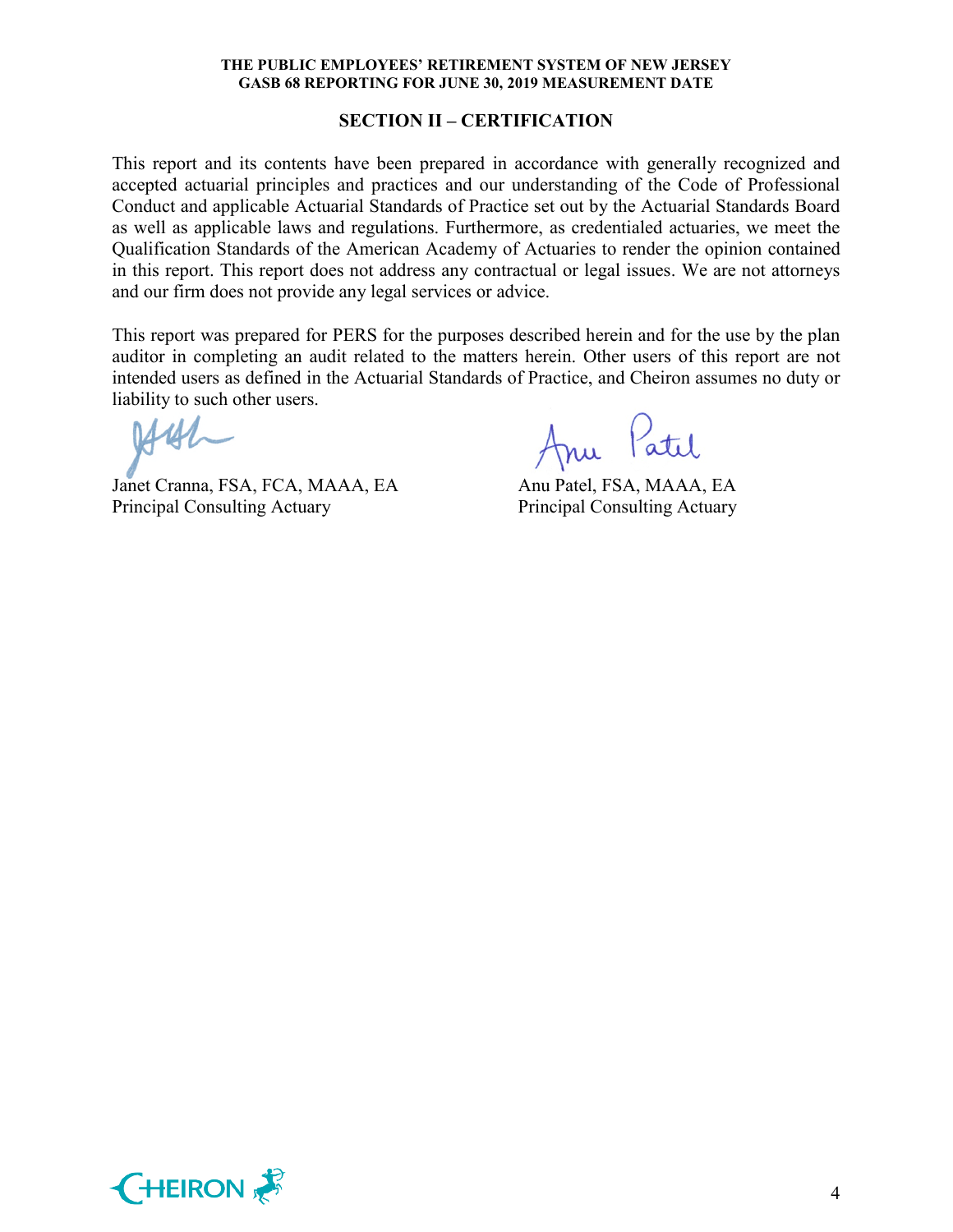## SECTION II – CERTIFICATION

This report and its contents have been prepared in accordance with generally recognized and accepted actuarial principles and practices and our understanding of the Code of Professional Conduct and applicable Actuarial Standards of Practice set out by the Actuarial Standards Board as well as applicable laws and regulations. Furthermore, as credentialed actuaries, we meet the Qualification Standards of the American Academy of Actuaries to render the opinion contained in this report. This report does not address any contractual or legal issues. We are not attorneys and our firm does not provide any legal services or advice.

This report was prepared for PERS for the purposes described herein and for the use by the plan auditor in completing an audit related to the matters herein. Other users of this report are not intended users as defined in the Actuarial Standards of Practice, and Cheiron assumes no duty or liability to such other users.

Janet Cranna, FSA, FCA, MAAA, EA
Principal Consulting Actuary

Anu Patel, FSA, MAAA, EA
Principal Consulting Actuary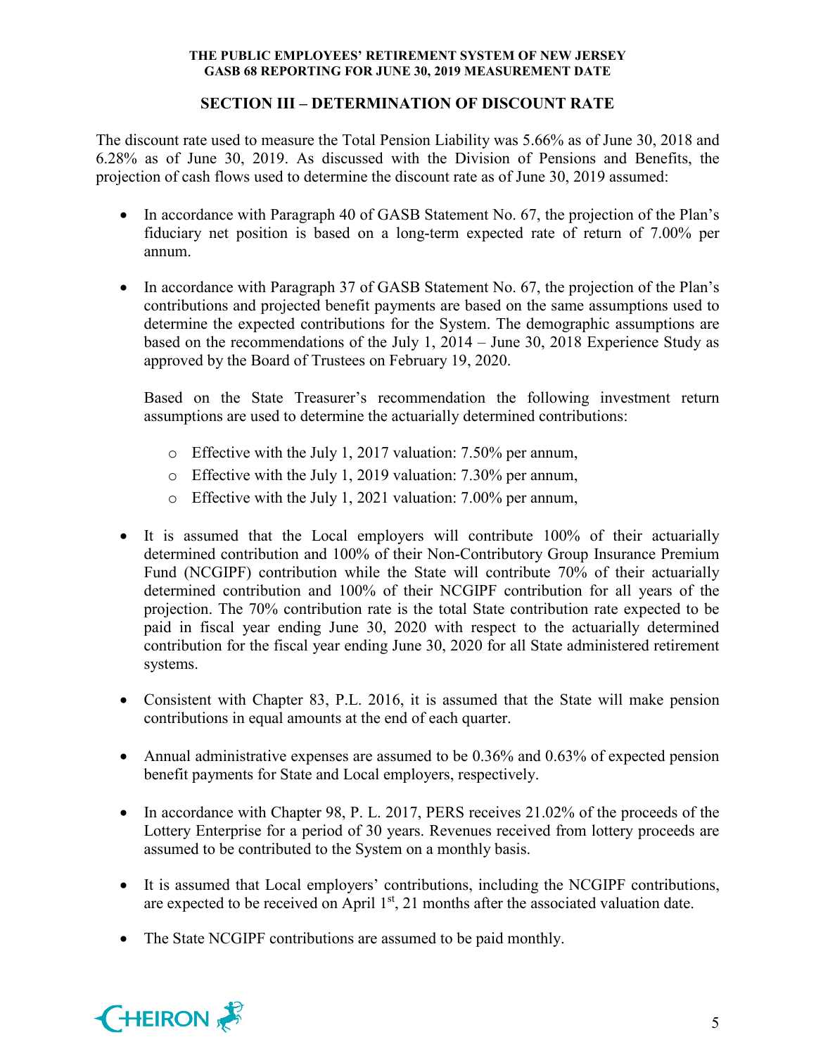## SECTION III – DETERMINATION OF DISCOUNT RATE

The discount rate used to measure the Total Pension Liability was 5.66% as of June 30, 2018 and 6.28% as of June 30, 2019. As discussed with the Division of Pensions and Benefits, the projection of cash flows used to determine the discount rate as of June 30, 2019 assumed:

- In accordance with Paragraph 40 of GASB Statement No. 67, the projection of the Plan's fiduciary net position is based on a long-term expected rate of return of 7.00% per annum.

- In accordance with Paragraph 37 of GASB Statement No. 67, the projection of the Plan's contributions and projected benefit payments are based on the same assumptions used to determine the expected contributions for the System. The demographic assumptions are based on the recommendations of the July 1, 2014 – June 30, 2018 Experience Study as approved by the Board of Trustees on February 19, 2020.

  Based on the State Treasurer's recommendation the following investment return assumptions are used to determine the actuarially determined contributions:

  - Effective with the July 1, 2017 valuation: 7.50% per annum,
  - Effective with the July 1, 2019 valuation: 7.30% per annum,
  - Effective with the July 1, 2021 valuation: 7.00% per annum,

- It is assumed that the Local employers will contribute 100% of their actuarially determined contribution and 100% of their Non-Contributory Group Insurance Premium Fund (NCGIPF) contribution while the State will contribute 70% of their actuarially determined contribution and 100% of their NCGIPF contribution for all years of the projection. The 70% contribution rate is the total State contribution rate expected to be paid in fiscal year ending June 30, 2020 with respect to the actuarially determined contribution for the fiscal year ending June 30, 2020 for all State administered retirement systems.

- Consistent with Chapter 83, P.L. 2016, it is assumed that the State will make pension contributions in equal amounts at the end of each quarter.

- Annual administrative expenses are assumed to be 0.36% and 0.63% of expected pension benefit payments for State and Local employers, respectively.

- In accordance with Chapter 98, P. L. 2017, PERS receives 21.02% of the proceeds of the Lottery Enterprise for a period of 30 years. Revenues received from lottery proceeds are assumed to be contributed to the System on a monthly basis.

- It is assumed that Local employers' contributions, including the NCGIPF contributions, are expected to be received on April 1st, 21 months after the associated valuation date.

- The State NCGIPF contributions are assumed to be paid monthly.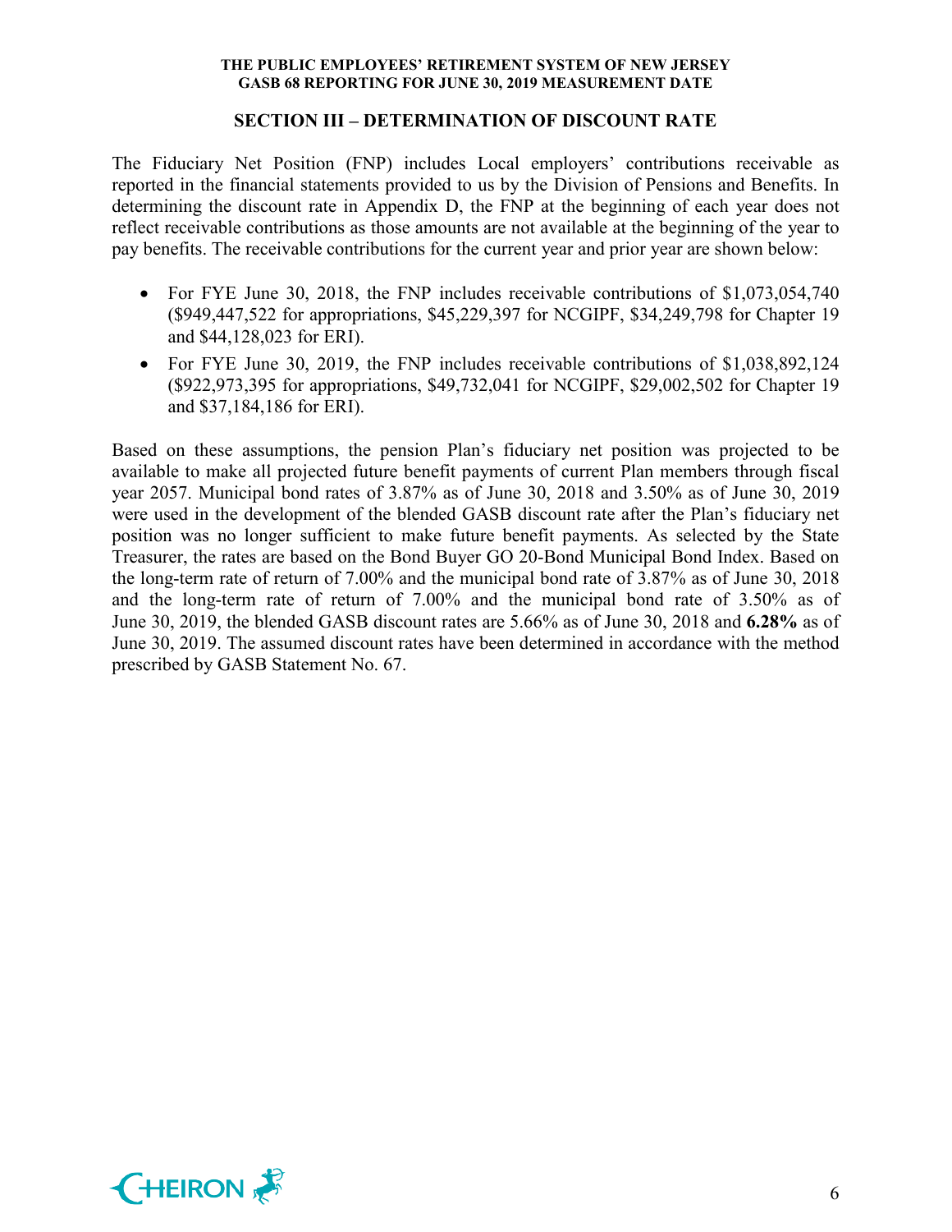## SECTION III – DETERMINATION OF DISCOUNT RATE

The Fiduciary Net Position (FNP) includes Local employers' contributions receivable as reported in the financial statements provided to us by the Division of Pensions and Benefits. In determining the discount rate in Appendix D, the FNP at the beginning of each year does not reflect receivable contributions as those amounts are not available at the beginning of the year to pay benefits. The receivable contributions for the current year and prior year are shown below:

- For FYE June 30, 2018, the FNP includes receivable contributions of $1,073,054,740 ($949,447,522 for appropriations, $45,229,397 for NCGIPF, $34,249,798 for Chapter 19 and $44,128,023 for ERI).
- For FYE June 30, 2019, the FNP includes receivable contributions of $1,038,892,124 ($922,973,395 for appropriations, $49,732,041 for NCGIPF, $29,002,502 for Chapter 19 and $37,184,186 for ERI).

Based on these assumptions, the pension Plan's fiduciary net position was projected to be available to make all projected future benefit payments of current Plan members through fiscal year 2057. Municipal bond rates of 3.87% as of June 30, 2018 and 3.50% as of June 30, 2019 were used in the development of the blended GASB discount rate after the Plan's fiduciary net position was no longer sufficient to make future benefit payments. As selected by the State Treasurer, the rates are based on the Bond Buyer GO 20-Bond Municipal Bond Index. Based on the long-term rate of return of 7.00% and the municipal bond rate of 3.87% as of June 30, 2018 and the long-term rate of return of 7.00% and the municipal bond rate of 3.50% as of June 30, 2019, the blended GASB discount rates are 5.66% as of June 30, 2018 and **6.28%** as of June 30, 2019. The assumed discount rates have been determined in accordance with the method prescribed by GASB Statement No. 67.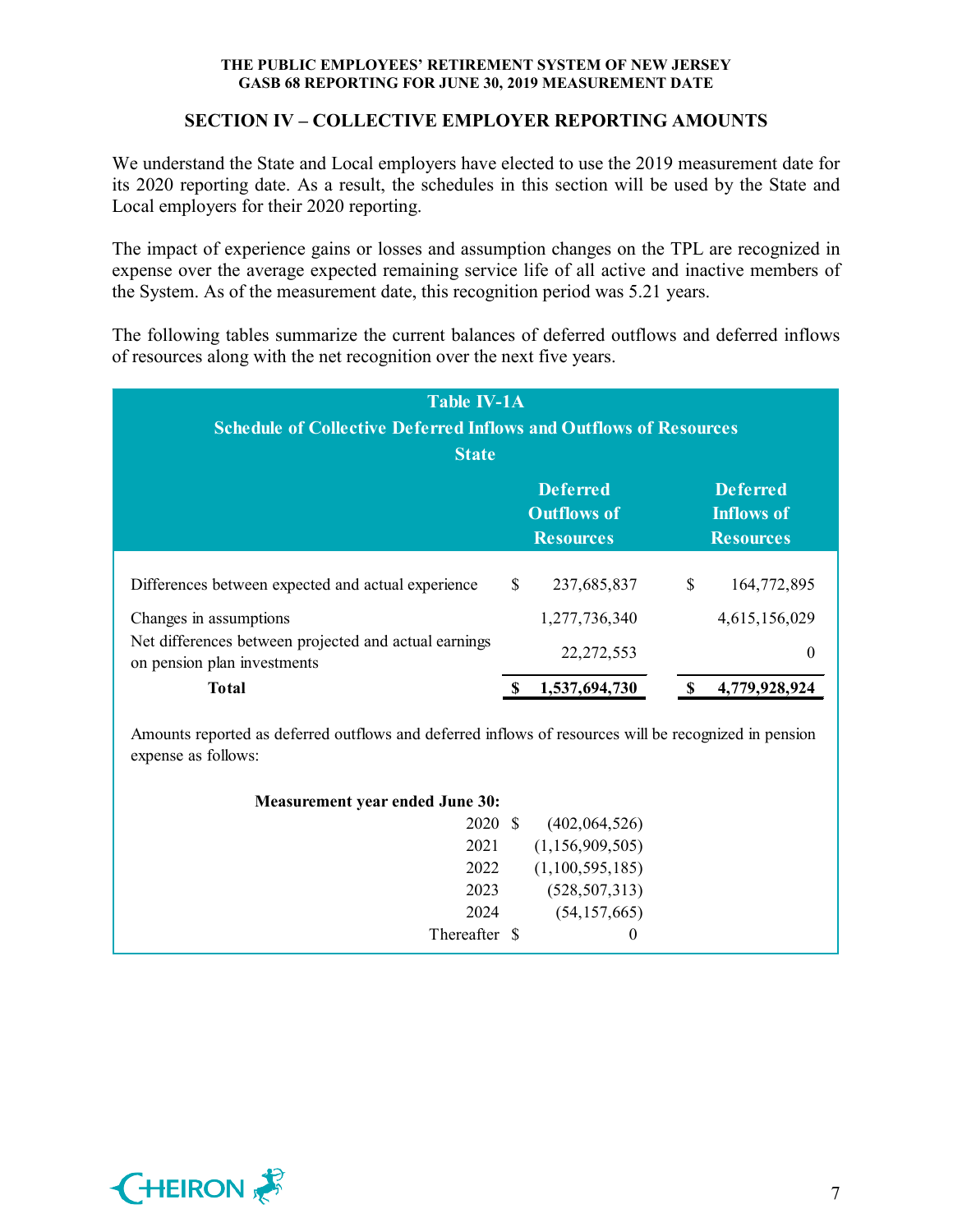## SECTION IV – COLLECTIVE EMPLOYER REPORTING AMOUNTS

We understand the State and Local employers have elected to use the 2019 measurement date for its 2020 reporting date. As a result, the schedules in this section will be used by the State and Local employers for their 2020 reporting.

The impact of experience gains or losses and assumption changes on the TPL are recognized in expense over the average expected remaining service life of all active and inactive members of the System. As of the measurement date, this recognition period was 5.21 years.

The following tables summarize the current balances of deferred outflows and deferred inflows of resources along with the net recognition over the next five years.

**Table IV-1A**
**Schedule of Collective Deferred Inflows and Outflows of Resources**
**State**

| | Deferred Outflows of Resources | Deferred Inflows of Resources |
|---|---|---|
| Differences between expected and actual experience | $ 237,685,837 | $ 164,772,895 |
| Changes in assumptions | 1,277,736,340 | 4,615,156,029 |
| Net differences between projected and actual earnings on pension plan investments | 22,272,553 | 0 |
| **Total** | **$ 1,537,694,730** | **$ 4,779,928,924** |

Amounts reported as deferred outflows and deferred inflows of resources will be recognized in pension expense as follows:

| Measurement year ended June 30: | |
|---|---|
| 2020 | $ (402,064,526) |
| 2021 | (1,156,909,505) |
| 2022 | (1,100,595,185) |
| 2023 | (528,507,313) |
| 2024 | (54,157,665) |
| Thereafter | $ 0 |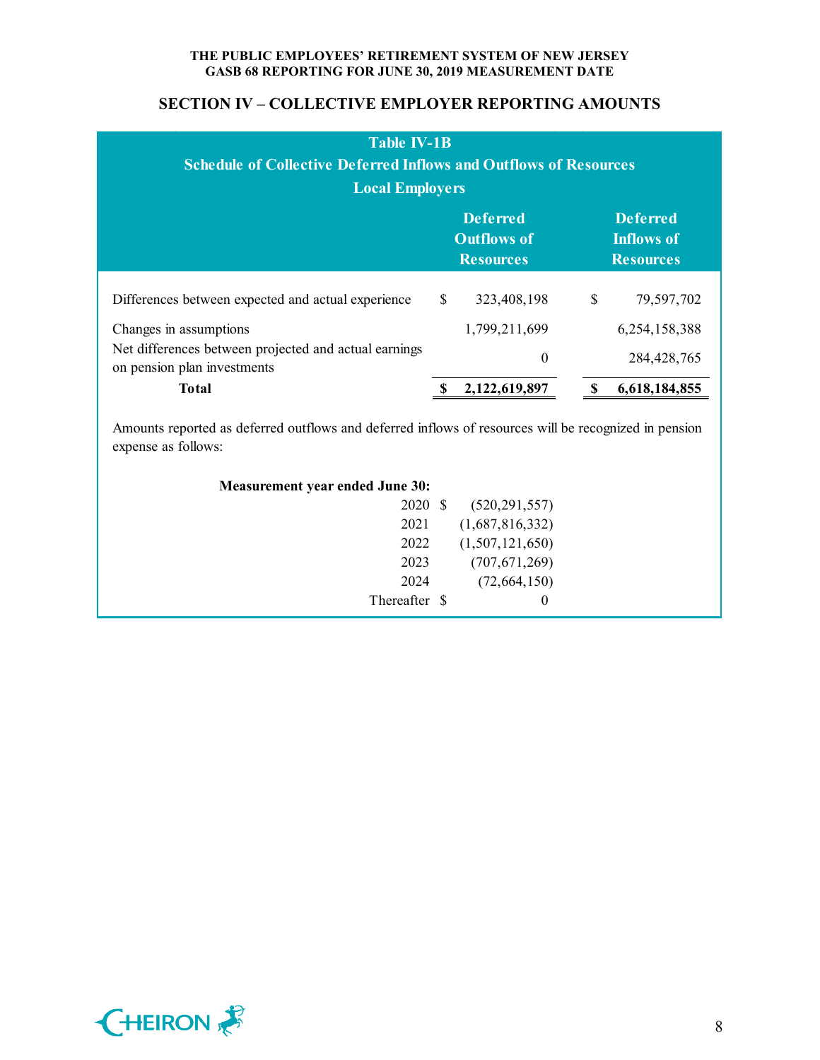## SECTION IV – COLLECTIVE EMPLOYER REPORTING AMOUNTS

**Table IV-1B**
**Schedule of Collective Deferred Inflows and Outflows of Resources**
**Local Employers**

| | Deferred Outflows of Resources | Deferred Inflows of Resources |
|---|---|---|
| Differences between expected and actual experience | $ 323,408,198 | $ 79,597,702 |
| Changes in assumptions | 1,799,211,699 | 6,254,158,388 |
| Net differences between projected and actual earnings on pension plan investments | 0 | 284,428,765 |
| **Total** | **$ 2,122,619,897** | **$ 6,618,184,855** |

Amounts reported as deferred outflows and deferred inflows of resources will be recognized in pension expense as follows:

| **Measurement year ended June 30:** | |
|---|---|
| 2020 | $ (520,291,557) |
| 2021 | (1,687,816,332) |
| 2022 | (1,507,121,650) |
| 2023 | (707,671,269) |
| 2024 | (72,664,150) |
| Thereafter | $ 0 |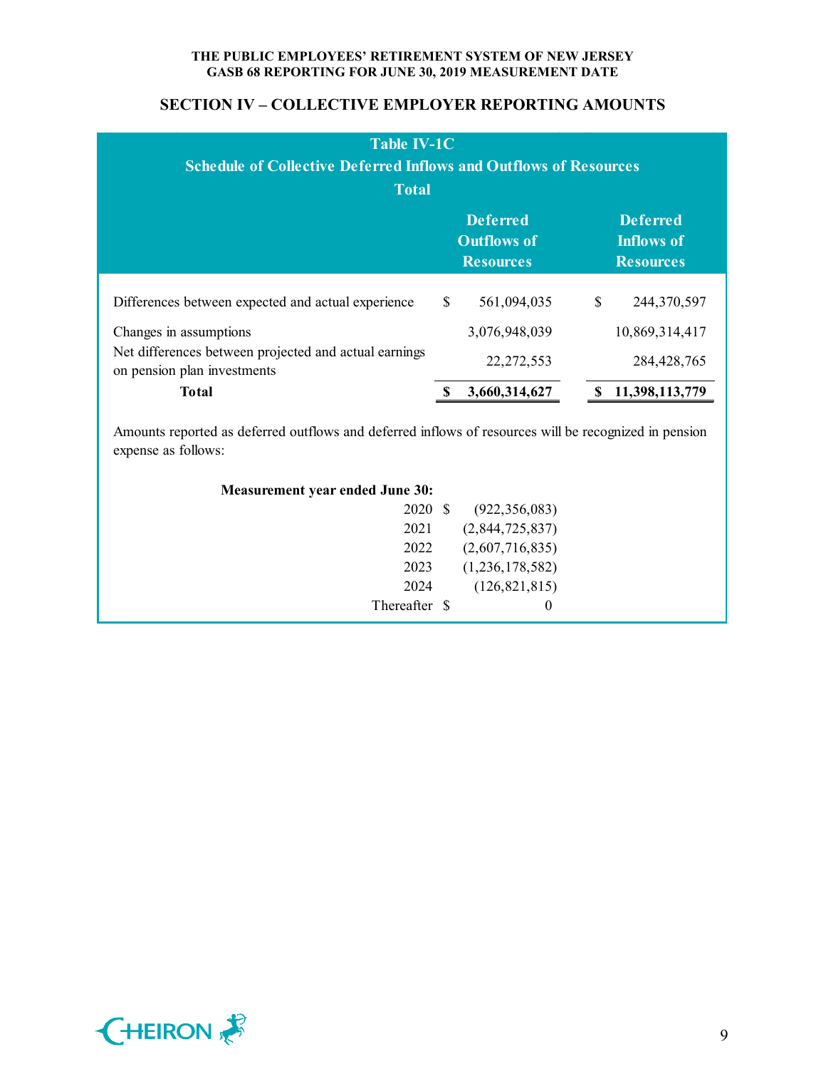## SECTION IV – COLLECTIVE EMPLOYER REPORTING AMOUNTS

**Table IV-1C**
**Schedule of Collective Deferred Inflows and Outflows of Resources**
**Total**

| | Deferred Outflows of Resources | Deferred Inflows of Resources |
|---|---|---|
| Differences between expected and actual experience | $ 561,094,035 | $ 244,370,597 |
| Changes in assumptions | 3,076,948,039 | 10,869,314,417 |
| Net differences between projected and actual earnings on pension plan investments | 22,272,553 | 284,428,765 |
| **Total** | **$ 3,660,314,627** | **$ 11,398,113,779** |

Amounts reported as deferred outflows and deferred inflows of resources will be recognized in pension expense as follows:

| **Measurement year ended June 30:** | |
|---|---|
| 2020 | $ (922,356,083) |
| 2021 | (2,844,725,837) |
| 2022 | (2,607,716,835) |
| 2023 | (1,236,178,582) |
| 2024 | (126,821,815) |
| Thereafter | $ 0 |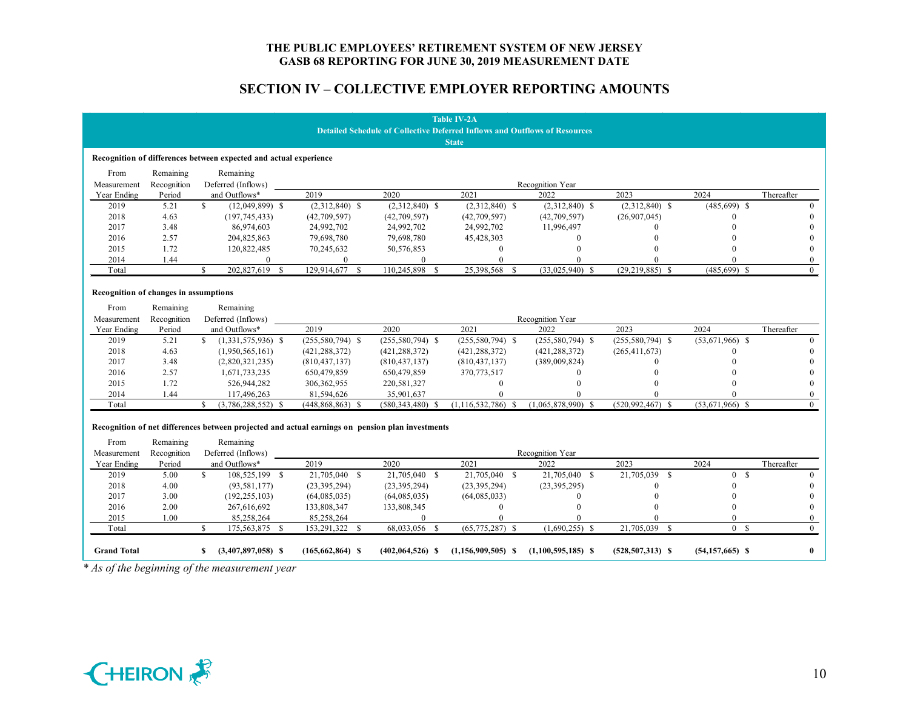**THE PUBLIC EMPLOYEES' RETIREMENT SYSTEM OF NEW JERSEY**
**GASB 68 REPORTING FOR JUNE 30, 2019 MEASUREMENT DATE**

## SECTION IV – COLLECTIVE EMPLOYER REPORTING AMOUNTS

**Table IV-2A**
**Detailed Schedule of Collective Deferred Inflows and Outflows of Resources**
**State**

**Recognition of differences between expected and actual experience**

| From Measurement Year Ending | Remaining Recognition Period | Remaining Deferred (Inflows) and Outflows* | Recognition Year 2019 | 2020 | 2021 | 2022 | 2023 | 2024 | Thereafter |
|---|---|---|---|---|---|---|---|---|---|
| 2019 | 5.21 | $ (12,049,899) | $ (2,312,840) | $ (2,312,840) | $ (2,312,840) | $ (2,312,840) | $ (2,312,840) | $ (485,699) | $ 0 |
| 2018 | 4.63 | (197,745,433) | (42,709,597) | (42,709,597) | (42,709,597) | (42,709,597) | (26,907,045) | 0 | 0 |
| 2017 | 3.48 | 86,974,603 | 24,992,702 | 24,992,702 | 24,992,702 | 11,996,497 | 0 | 0 | 0 |
| 2016 | 2.57 | 204,825,863 | 79,698,780 | 79,698,780 | 45,428,303 | 0 | 0 | 0 | 0 |
| 2015 | 1.72 | 120,822,485 | 70,245,632 | 50,576,853 | 0 | 0 | 0 | 0 | 0 |
| 2014 | 1.44 | 0 | 0 | 0 | 0 | 0 | 0 | 0 | 0 |
| Total | | $ 202,827,619 | $ 129,914,677 | $ 110,245,898 | $ 25,398,568 | $ (33,025,940) | $ (29,219,885) | $ (485,699) | $ 0 |

**Recognition of changes in assumptions**

| From Measurement Year Ending | Remaining Recognition Period | Remaining Deferred (Inflows) and Outflows* | Recognition Year 2019 | 2020 | 2021 | 2022 | 2023 | 2024 | Thereafter |
|---|---|---|---|---|---|---|---|---|---|
| 2019 | 5.21 | $ (1,331,575,936) | $ (255,580,794) | $ (255,580,794) | $ (255,580,794) | $ (255,580,794) | $ (255,580,794) | $ (53,671,966) | $ 0 |
| 2018 | 4.63 | (1,950,565,161) | (421,288,372) | (421,288,372) | (421,288,372) | (421,288,372) | (265,411,673) | 0 | 0 |
| 2017 | 3.48 | (2,820,321,235) | (810,437,137) | (810,437,137) | (810,437,137) | (389,009,824) | 0 | 0 | 0 |
| 2016 | 2.57 | 1,671,733,235 | 650,479,859 | 650,479,859 | 370,773,517 | 0 | 0 | 0 | 0 |
| 2015 | 1.72 | 526,944,282 | 306,362,955 | 220,581,327 | 0 | 0 | 0 | 0 | 0 |
| 2014 | 1.44 | 117,496,263 | 81,594,626 | 35,901,637 | 0 | 0 | 0 | 0 | 0 |
| Total | | $ (3,786,288,552) | $ (448,868,863) | $ (580,343,480) | $ (1,116,532,786) | $ (1,065,878,990) | $ (520,992,467) | $ (53,671,966) | $ 0 |

**Recognition of net differences between projected and actual earnings on pension plan investments**

| From Measurement Year Ending | Remaining Recognition Period | Remaining Deferred (Inflows) and Outflows* | Recognition Year 2019 | 2020 | 2021 | 2022 | 2023 | 2024 | Thereafter |
|---|---|---|---|---|---|---|---|---|---|
| 2019 | 5.00 | $ 108,525,199 | $ 21,705,040 | $ 21,705,040 | $ 21,705,040 | $ 21,705,040 | $ 21,705,039 | $ 0 | $ 0 |
| 2018 | 4.00 | (93,581,177) | (23,395,294) | (23,395,294) | (23,395,294) | (23,395,295) | 0 | 0 | 0 |
| 2017 | 3.00 | (192,255,103) | (64,085,035) | (64,085,035) | (64,085,033) | 0 | 0 | 0 | 0 |
| 2016 | 2.00 | 267,616,692 | 133,808,347 | 133,808,345 | 0 | 0 | 0 | 0 | 0 |
| 2015 | 1.00 | 85,258,264 | 85,258,264 | 0 | 0 | 0 | 0 | 0 | 0 |
| Total | | $ 175,563,875 | $ 153,291,322 | $ 68,033,056 | $ (65,775,287) | $ (1,690,255) | $ 21,705,039 | $ 0 | $ 0 |
| **Grand Total** | | **$ (3,407,897,058)** | **$ (165,662,864)** | **$ (402,064,526)** | **$ (1,156,909,505)** | **$ (1,100,595,185)** | **$ (528,507,313)** | **$ (54,157,665)** | **$ 0** |

*\* As of the beginning of the measurement year*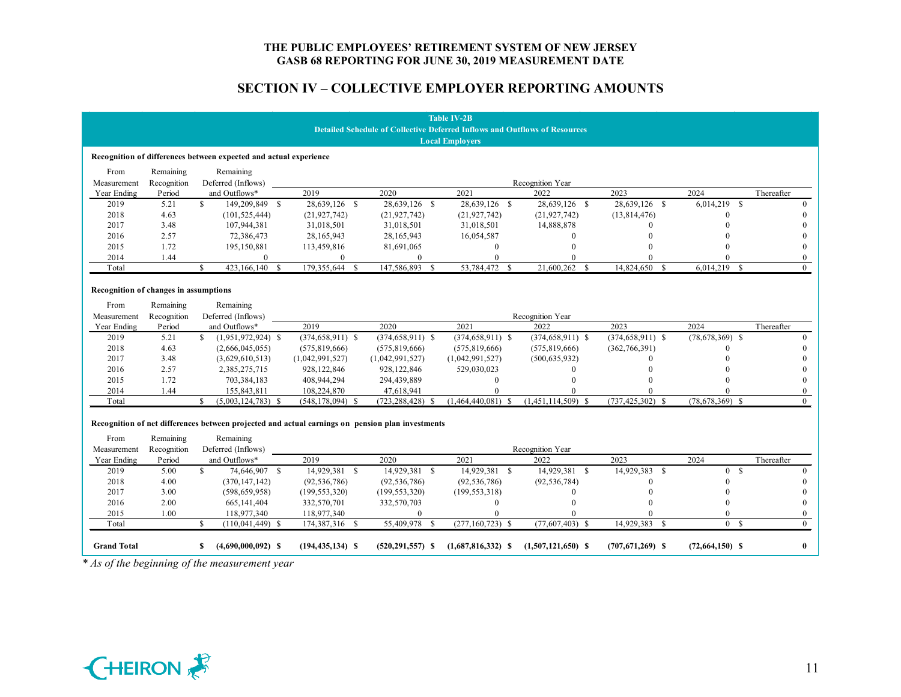# THE PUBLIC EMPLOYEES' RETIREMENT SYSTEM OF NEW JERSEY
## GASB 68 REPORTING FOR JUNE 30, 2019 MEASUREMENT DATE

## SECTION IV – COLLECTIVE EMPLOYER REPORTING AMOUNTS

**Table IV-2B**
**Detailed Schedule of Collective Deferred Inflows and Outflows of Resources**
**Local Employers**

**Recognition of differences between expected and actual experience**

| From Measurement Year Ending | Remaining Recognition Period | Remaining Deferred (Inflows) and Outflows* | Recognition Year 2019 | 2020 | 2021 | 2022 | 2023 | 2024 | Thereafter |
|---|---|---|---|---|---|---|---|---|---|
| 2019 | 5.21 | $ 149,209,849 | $ 28,639,126 | $ 28,639,126 | $ 28,639,126 | $ 28,639,126 | $ 28,639,126 | $ 6,014,219 | $ 0 |
| 2018 | 4.63 | (101,525,444) | (21,927,742) | (21,927,742) | (21,927,742) | (21,927,742) | (13,814,476) | 0 | 0 |
| 2017 | 3.48 | 107,944,381 | 31,018,501 | 31,018,501 | 31,018,501 | 14,888,878 | 0 | 0 | 0 |
| 2016 | 2.57 | 72,386,473 | 28,165,943 | 28,165,943 | 16,054,587 | 0 | 0 | 0 | 0 |
| 2015 | 1.72 | 195,150,881 | 113,459,816 | 81,691,065 | 0 | 0 | 0 | 0 | 0 |
| 2014 | 1.44 | 0 | 0 | 0 | 0 | 0 | 0 | 0 | 0 |
| Total | | $ 423,166,140 | $ 179,355,644 | $ 147,586,893 | $ 53,784,472 | $ 21,600,262 | $ 14,824,650 | $ 6,014,219 | $ 0 |

**Recognition of changes in assumptions**

| From Measurement Year Ending | Remaining Recognition Period | Remaining Deferred (Inflows) and Outflows* | Recognition Year 2019 | 2020 | 2021 | 2022 | 2023 | 2024 | Thereafter |
|---|---|---|---|---|---|---|---|---|---|
| 2019 | 5.21 | $ (1,951,972,924) | $ (374,658,911) | $ (374,658,911) | $ (374,658,911) | $ (374,658,911) | $ (374,658,911) | $ (78,678,369) | $ 0 |
| 2018 | 4.63 | (2,666,045,055) | (575,819,666) | (575,819,666) | (575,819,666) | (575,819,666) | (362,766,391) | 0 | 0 |
| 2017 | 3.48 | (3,629,610,513) | (1,042,991,527) | (1,042,991,527) | (1,042,991,527) | (500,635,932) | 0 | 0 | 0 |
| 2016 | 2.57 | 2,385,275,715 | 928,122,846 | 928,122,846 | 529,030,023 | 0 | 0 | 0 | 0 |
| 2015 | 1.72 | 703,384,183 | 408,944,294 | 294,439,889 | 0 | 0 | 0 | 0 | 0 |
| 2014 | 1.44 | 155,843,811 | 108,224,870 | 47,618,941 | 0 | 0 | 0 | 0 | 0 |
| Total | | $ (5,003,124,783) | $ (548,178,094) | $ (723,288,428) | $ (1,464,440,081) | $ (1,451,114,509) | $ (737,425,302) | $ (78,678,369) | $ 0 |

**Recognition of net differences between projected and actual earnings on pension plan investments**

| From Measurement Year Ending | Remaining Recognition Period | Remaining Deferred (Inflows) and Outflows* | Recognition Year 2019 | 2020 | 2021 | 2022 | 2023 | 2024 | Thereafter |
|---|---|---|---|---|---|---|---|---|---|
| 2019 | 5.00 | $ 74,646,907 | $ 14,929,381 | $ 14,929,381 | $ 14,929,381 | $ 14,929,381 | $ 14,929,383 | $ 0 | $ 0 |
| 2018 | 4.00 | (370,147,142) | (92,536,786) | (92,536,786) | (92,536,786) | (92,536,784) | 0 | 0 | 0 |
| 2017 | 3.00 | (598,659,958) | (199,553,320) | (199,553,320) | (199,553,318) | 0 | 0 | 0 | 0 |
| 2016 | 2.00 | 665,141,404 | 332,570,701 | 332,570,703 | 0 | 0 | 0 | 0 | 0 |
| 2015 | 1.00 | 118,977,340 | 118,977,340 | 0 | 0 | 0 | 0 | 0 | 0 |
| Total | | $ (110,041,449) | $ 174,387,316 | $ 55,409,978 | $ (277,160,723) | $ (77,607,403) | $ 14,929,383 | $ 0 | $ 0 |
| **Grand Total** | | **$ (4,690,000,092)** | **$ (194,435,134)** | **$ (520,291,557)** | **$ (1,687,816,332)** | **$ (1,507,121,650)** | **$ (707,671,269)** | **$ (72,664,150)** | **$ 0** |

*\* As of the beginning of the measurement year*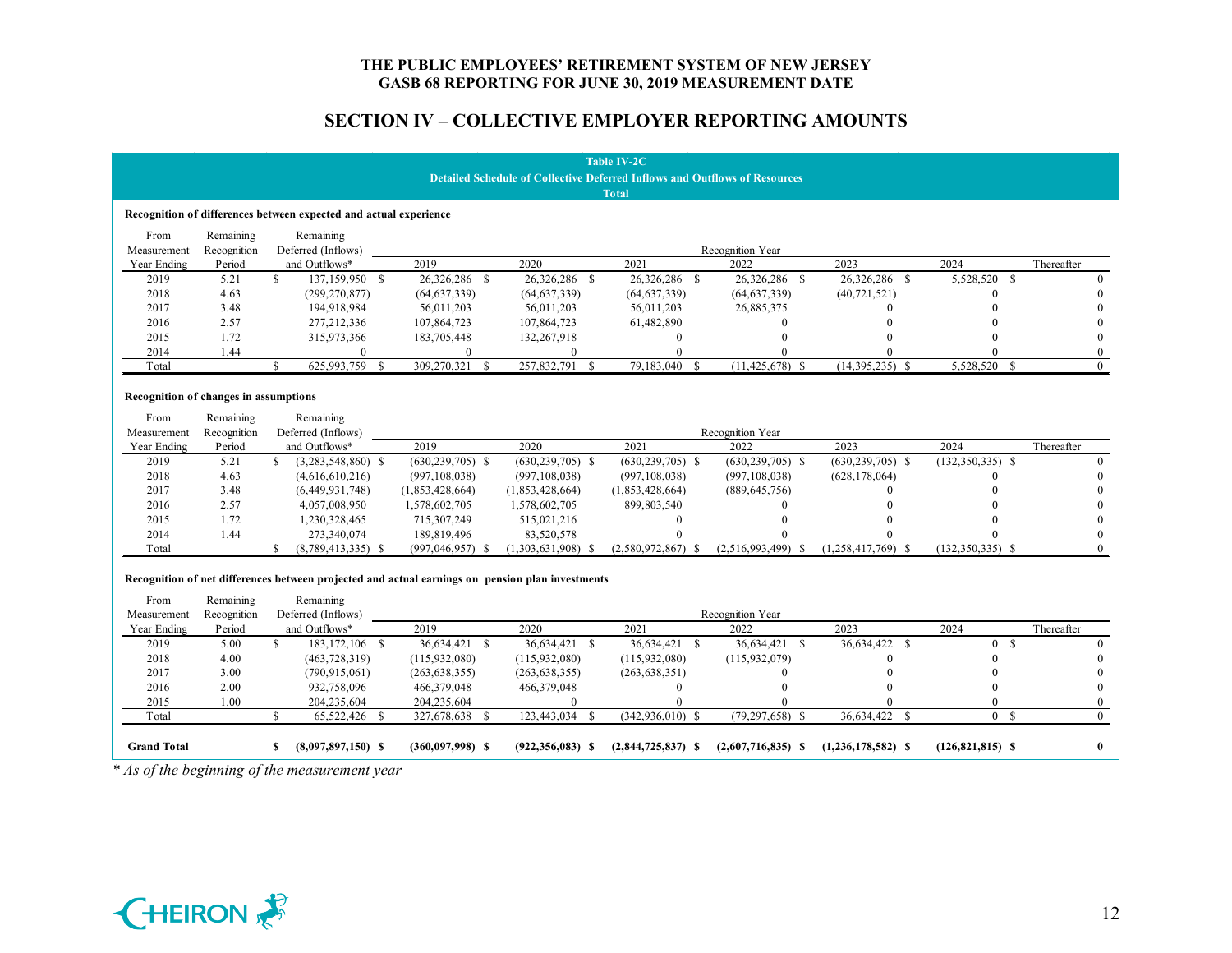# THE PUBLIC EMPLOYEES' RETIREMENT SYSTEM OF NEW JERSEY
## GASB 68 REPORTING FOR JUNE 30, 2019 MEASUREMENT DATE

## SECTION IV – COLLECTIVE EMPLOYER REPORTING AMOUNTS

**Table IV-2C**
**Detailed Schedule of Collective Deferred Inflows and Outflows of Resources**
**Total**

**Recognition of differences between expected and actual experience**

| From Measurement Year Ending | Remaining Recognition Period | Remaining Deferred (Inflows) and Outflows* | Recognition Year 2019 | 2020 | 2021 | 2022 | 2023 | 2024 | Thereafter |
|---|---|---|---|---|---|---|---|---|---|
| 2019 | 5.21 | $ 137,159,950 | $ 26,326,286 | $ 26,326,286 | $ 26,326,286 | $ 26,326,286 | $ 26,326,286 | $ 5,528,520 | $ 0 |
| 2018 | 4.63 | (299,270,877) | (64,637,339) | (64,637,339) | (64,637,339) | (64,637,339) | (40,721,521) | 0 | 0 |
| 2017 | 3.48 | 194,918,984 | 56,011,203 | 56,011,203 | 56,011,203 | 26,885,375 | 0 | 0 | 0 |
| 2016 | 2.57 | 277,212,336 | 107,864,723 | 107,864,723 | 61,482,890 | 0 | 0 | 0 | 0 |
| 2015 | 1.72 | 315,973,366 | 183,705,448 | 132,267,918 | 0 | 0 | 0 | 0 | 0 |
| 2014 | 1.44 | 0 | 0 | 0 | 0 | 0 | 0 | 0 | 0 |
| Total | | $ 625,993,759 | $ 309,270,321 | $ 257,832,791 | $ 79,183,040 | $ (11,425,678) | $ (14,395,235) | $ 5,528,520 | $ 0 |

**Recognition of changes in assumptions**

| From Measurement Year Ending | Remaining Recognition Period | Remaining Deferred (Inflows) and Outflows* | Recognition Year 2019 | 2020 | 2021 | 2022 | 2023 | 2024 | Thereafter |
|---|---|---|---|---|---|---|---|---|---|
| 2019 | 5.21 | $ (3,283,548,860) | $ (630,239,705) | $ (630,239,705) | $ (630,239,705) | $ (630,239,705) | $ (630,239,705) | $ (132,350,335) | $ 0 |
| 2018 | 4.63 | (4,616,610,216) | (997,108,038) | (997,108,038) | (997,108,038) | (997,108,038) | (628,178,064) | 0 | 0 |
| 2017 | 3.48 | (6,449,931,748) | (1,853,428,664) | (1,853,428,664) | (1,853,428,664) | (889,645,756) | 0 | 0 | 0 |
| 2016 | 2.57 | 4,057,008,950 | 1,578,602,705 | 1,578,602,705 | 899,803,540 | 0 | 0 | 0 | 0 |
| 2015 | 1.72 | 1,230,328,465 | 715,307,249 | 515,021,216 | 0 | 0 | 0 | 0 | 0 |
| 2014 | 1.44 | 273,340,074 | 189,819,496 | 83,520,578 | 0 | 0 | 0 | 0 | 0 |
| Total | | $ (8,789,413,335) | $ (997,046,957) | $ (1,303,631,908) | $ (2,580,972,867) | $ (2,516,993,499) | $ (1,258,417,769) | $ (132,350,335) | $ 0 |

**Recognition of net differences between projected and actual earnings on pension plan investments**

| From Measurement Year Ending | Remaining Recognition Period | Remaining Deferred (Inflows) and Outflows* | Recognition Year 2019 | 2020 | 2021 | 2022 | 2023 | 2024 | Thereafter |
|---|---|---|---|---|---|---|---|---|---|
| 2019 | 5.00 | $ 183,172,106 | $ 36,634,421 | $ 36,634,421 | $ 36,634,421 | $ 36,634,421 | $ 36,634,422 | $ 0 | $ 0 |
| 2018 | 4.00 | (463,728,319) | (115,932,080) | (115,932,080) | (115,932,080) | (115,932,079) | 0 | 0 | 0 |
| 2017 | 3.00 | (790,915,061) | (263,638,355) | (263,638,355) | (263,638,351) | 0 | 0 | 0 | 0 |
| 2016 | 2.00 | 932,758,096 | 466,379,048 | 466,379,048 | 0 | 0 | 0 | 0 | 0 |
| 2015 | 1.00 | 204,235,604 | 204,235,604 | 0 | 0 | 0 | 0 | 0 | 0 |
| Total | | $ 65,522,426 | $ 327,678,638 | $ 123,443,034 | $ (342,936,010) | $ (79,297,658) | $ 36,634,422 | $ 0 | $ 0 |
| **Grand Total** | | **$ (8,097,897,150)** | **$ (360,097,998)** | **$ (922,356,083)** | **$ (2,844,725,837)** | **$ (2,607,716,835)** | **$ (1,236,178,582)** | **$ (126,821,815)** | **$ 0** |

*\* As of the beginning of the measurement year*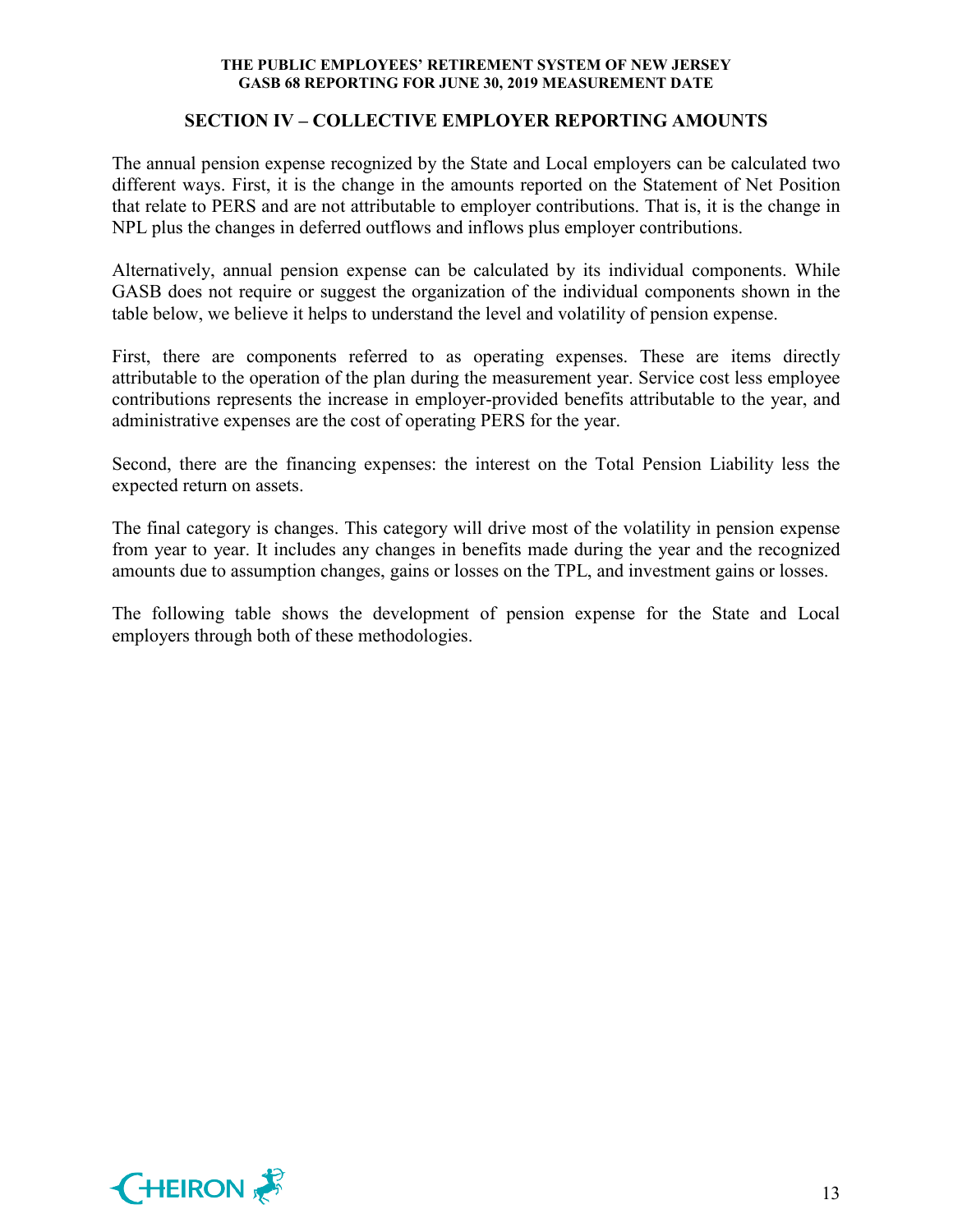## SECTION IV – COLLECTIVE EMPLOYER REPORTING AMOUNTS

The annual pension expense recognized by the State and Local employers can be calculated two different ways. First, it is the change in the amounts reported on the Statement of Net Position that relate to PERS and are not attributable to employer contributions. That is, it is the change in NPL plus the changes in deferred outflows and inflows plus employer contributions.

Alternatively, annual pension expense can be calculated by its individual components. While GASB does not require or suggest the organization of the individual components shown in the table below, we believe it helps to understand the level and volatility of pension expense.

First, there are components referred to as operating expenses. These are items directly attributable to the operation of the plan during the measurement year. Service cost less employee contributions represents the increase in employer-provided benefits attributable to the year, and administrative expenses are the cost of operating PERS for the year.

Second, there are the financing expenses: the interest on the Total Pension Liability less the expected return on assets.

The final category is changes. This category will drive most of the volatility in pension expense from year to year. It includes any changes in benefits made during the year and the recognized amounts due to assumption changes, gains or losses on the TPL, and investment gains or losses.

The following table shows the development of pension expense for the State and Local employers through both of these methodologies.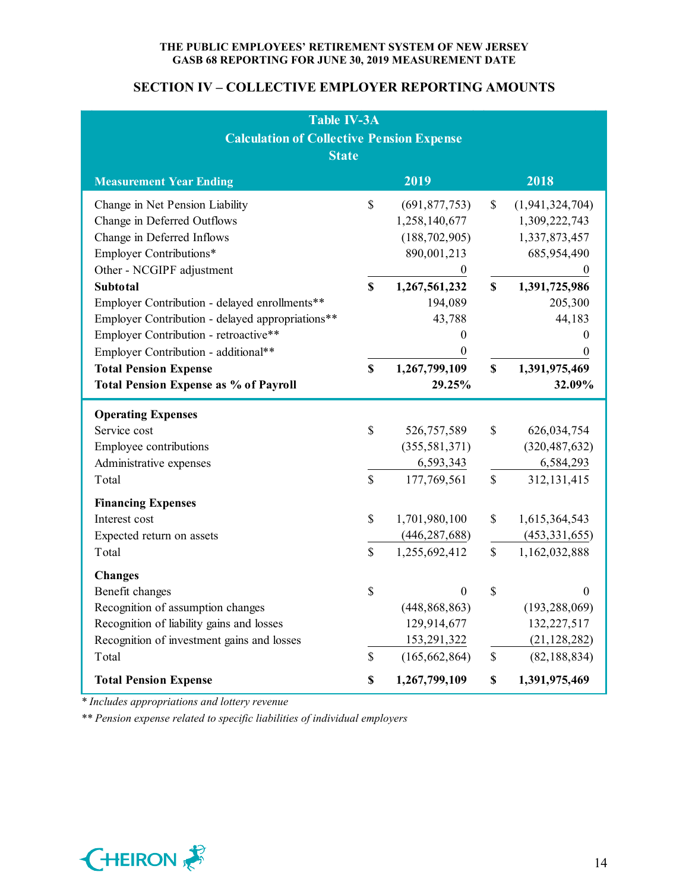THE PUBLIC EMPLOYEES' RETIREMENT SYSTEM OF NEW JERSEY
GASB 68 REPORTING FOR JUNE 30, 2019 MEASUREMENT DATE

## SECTION IV – COLLECTIVE EMPLOYER REPORTING AMOUNTS

**Table IV-3A**
**Calculation of Collective Pension Expense**
**State**

| Measurement Year Ending | 2019 | 2018 |
|---|---|---|
| Change in Net Pension Liability | $ (691,877,753) | $ (1,941,324,704) |
| Change in Deferred Outflows | 1,258,140,677 | 1,309,222,743 |
| Change in Deferred Inflows | (188,702,905) | 1,337,873,457 |
| Employer Contributions* | 890,001,213 | 685,954,490 |
| Other - NCGIPF adjustment | 0 | 0 |
| **Subtotal** | **$ 1,267,561,232** | **$ 1,391,725,986** |
| Employer Contribution - delayed enrollments** | 194,089 | 205,300 |
| Employer Contribution - delayed appropriations** | 43,788 | 44,183 |
| Employer Contribution - retroactive** | 0 | 0 |
| Employer Contribution - additional** | 0 | 0 |
| **Total Pension Expense** | **$ 1,267,799,109** | **$ 1,391,975,469** |
| **Total Pension Expense as % of Payroll** | **29.25%** | **32.09%** |
| **Operating Expenses** | | |
| Service cost | $ 526,757,589 | $ 626,034,754 |
| Employee contributions | (355,581,371) | (320,487,632) |
| Administrative expenses | 6,593,343 | 6,584,293 |
| Total | $ 177,769,561 | $ 312,131,415 |
| **Financing Expenses** | | |
| Interest cost | $ 1,701,980,100 | $ 1,615,364,543 |
| Expected return on assets | (446,287,688) | (453,331,655) |
| Total | $ 1,255,692,412 | $ 1,162,032,888 |
| **Changes** | | |
| Benefit changes | $ 0 | $ 0 |
| Recognition of assumption changes | (448,868,863) | (193,288,069) |
| Recognition of liability gains and losses | 129,914,677 | 132,227,517 |
| Recognition of investment gains and losses | 153,291,322 | (21,128,282) |
| Total | $ (165,662,864) | $ (82,188,834) |
| **Total Pension Expense** | **$ 1,267,799,109** | **$ 1,391,975,469** |

*\* Includes appropriations and lottery revenue*

*\*\* Pension expense related to specific liabilities of individual employers*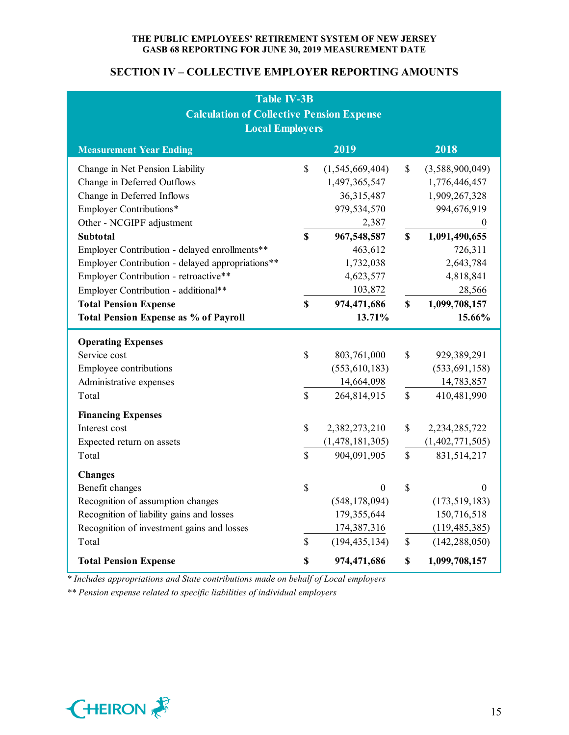THE PUBLIC EMPLOYEES' RETIREMENT SYSTEM OF NEW JERSEY
GASB 68 REPORTING FOR JUNE 30, 2019 MEASUREMENT DATE

## SECTION IV – COLLECTIVE EMPLOYER REPORTING AMOUNTS

**Table IV-3B**
**Calculation of Collective Pension Expense**
**Local Employers**

| Measurement Year Ending | 2019 | 2018 |
|---|---|---|
| Change in Net Pension Liability | $ (1,545,669,404) | $ (3,588,900,049) |
| Change in Deferred Outflows | 1,497,365,547 | 1,776,446,457 |
| Change in Deferred Inflows | 36,315,487 | 1,909,267,328 |
| Employer Contributions* | 979,534,570 | 994,676,919 |
| Other - NCGIPF adjustment | 2,387 | 0 |
| **Subtotal** | **$ 967,548,587** | **$ 1,091,490,655** |
| Employer Contribution - delayed enrollments** | 463,612 | 726,311 |
| Employer Contribution - delayed appropriations** | 1,732,038 | 2,643,784 |
| Employer Contribution - retroactive** | 4,623,577 | 4,818,841 |
| Employer Contribution - additional** | 103,872 | 28,566 |
| **Total Pension Expense** | **$ 974,471,686** | **$ 1,099,708,157** |
| **Total Pension Expense as % of Payroll** | **13.71%** | **15.66%** |
| **Operating Expenses** | | |
| Service cost | $ 803,761,000 | $ 929,389,291 |
| Employee contributions | (553,610,183) | (533,691,158) |
| Administrative expenses | 14,664,098 | 14,783,857 |
| Total | $ 264,814,915 | $ 410,481,990 |
| **Financing Expenses** | | |
| Interest cost | $ 2,382,273,210 | $ 2,234,285,722 |
| Expected return on assets | (1,478,181,305) | (1,402,771,505) |
| Total | $ 904,091,905 | $ 831,514,217 |
| **Changes** | | |
| Benefit changes | $ 0 | $ 0 |
| Recognition of assumption changes | (548,178,094) | (173,519,183) |
| Recognition of liability gains and losses | 179,355,644 | 150,716,518 |
| Recognition of investment gains and losses | 174,387,316 | (119,485,385) |
| Total | $ (194,435,134) | $ (142,288,050) |
| **Total Pension Expense** | **$ 974,471,686** | **$ 1,099,708,157** |

*\* Includes appropriations and State contributions made on behalf of Local employers*

*\*\* Pension expense related to specific liabilities of individual employers*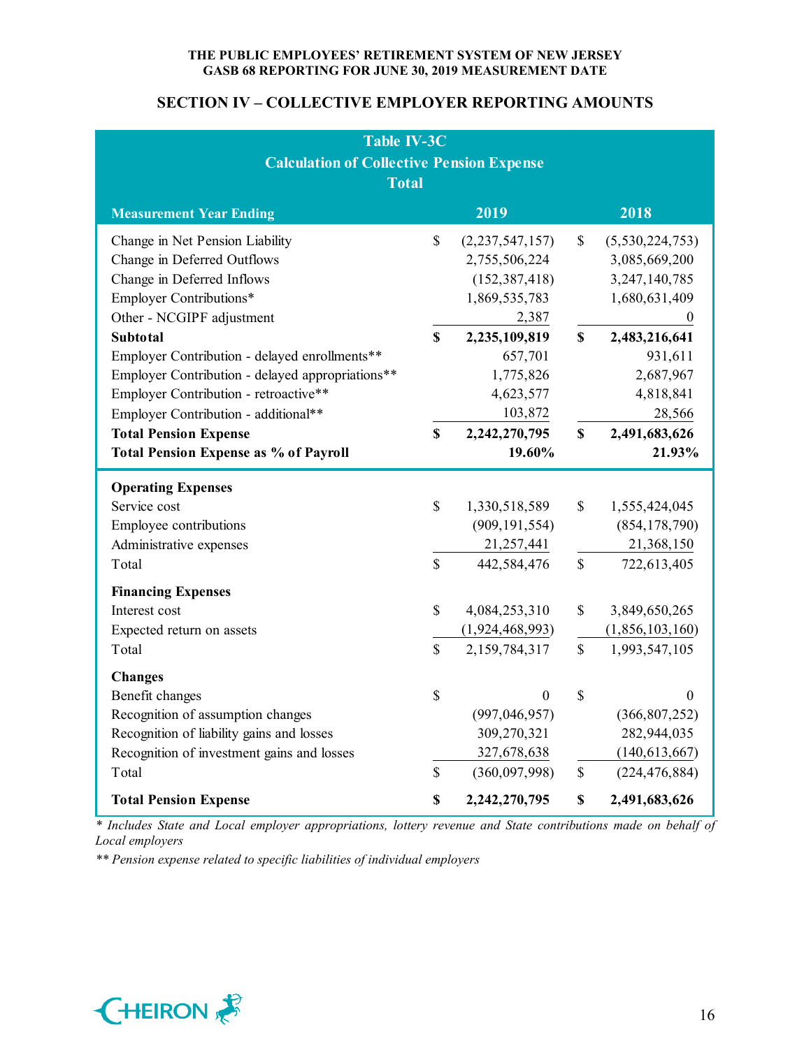THE PUBLIC EMPLOYEES' RETIREMENT SYSTEM OF NEW JERSEY
GASB 68 REPORTING FOR JUNE 30, 2019 MEASUREMENT DATE

## SECTION IV – COLLECTIVE EMPLOYER REPORTING AMOUNTS

**Table IV-3C**
**Calculation of Collective Pension Expense**
**Total**

| Measurement Year Ending | 2019 | 2018 |
|---|---|---|
| Change in Net Pension Liability | $ (2,237,547,157) | $ (5,530,224,753) |
| Change in Deferred Outflows | 2,755,506,224 | 3,085,669,200 |
| Change in Deferred Inflows | (152,387,418) | 3,247,140,785 |
| Employer Contributions* | 1,869,535,783 | 1,680,631,409 |
| Other - NCGIPF adjustment | 2,387 | 0 |
| **Subtotal** | **$ 2,235,109,819** | **$ 2,483,216,641** |
| Employer Contribution - delayed enrollments** | 657,701 | 931,611 |
| Employer Contribution - delayed appropriations** | 1,775,826 | 2,687,967 |
| Employer Contribution - retroactive** | 4,623,577 | 4,818,841 |
| Employer Contribution - additional** | 103,872 | 28,566 |
| **Total Pension Expense** | **$ 2,242,270,795** | **$ 2,491,683,626** |
| **Total Pension Expense as % of Payroll** | **19.60%** | **21.93%** |
| **Operating Expenses** | | |
| Service cost | $ 1,330,518,589 | $ 1,555,424,045 |
| Employee contributions | (909,191,554) | (854,178,790) |
| Administrative expenses | 21,257,441 | 21,368,150 |
| Total | $ 442,584,476 | $ 722,613,405 |
| **Financing Expenses** | | |
| Interest cost | $ 4,084,253,310 | $ 3,849,650,265 |
| Expected return on assets | (1,924,468,993) | (1,856,103,160) |
| Total | $ 2,159,784,317 | $ 1,993,547,105 |
| **Changes** | | |
| Benefit changes | $ 0 | $ 0 |
| Recognition of assumption changes | (997,046,957) | (366,807,252) |
| Recognition of liability gains and losses | 309,270,321 | 282,944,035 |
| Recognition of investment gains and losses | 327,678,638 | (140,613,667) |
| Total | $ (360,097,998) | $ (224,476,884) |
| **Total Pension Expense** | **$ 2,242,270,795** | **$ 2,491,683,626** |

*\* Includes State and Local employer appropriations, lottery revenue and State contributions made on behalf of Local employers*

*\*\* Pension expense related to specific liabilities of individual employers*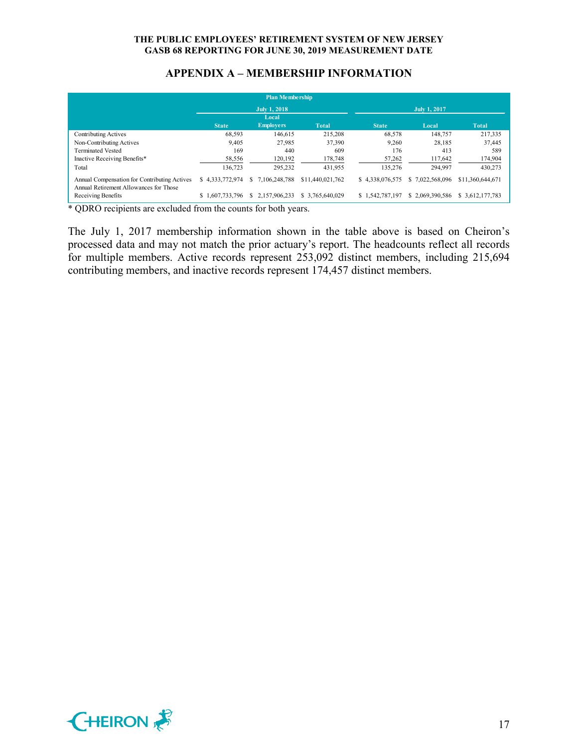## APPENDIX A – MEMBERSHIP INFORMATION

| Plan Membership | | | | | | |
|---|---|---|---|---|---|---|
| | July 1, 2018 | | | July 1, 2017 | | |
| | State | Local Employers | Total | State | Local | Total |
| Contributing Actives | 68,593 | 146,615 | 215,208 | 68,578 | 148,757 | 217,335 |
| Non-Contributing Actives | 9,405 | 27,985 | 37,390 | 9,260 | 28,185 | 37,445 |
| Terminated Vested | 169 | 440 | 609 | 176 | 413 | 589 |
| Inactive Receiving Benefits* | 58,556 | 120,192 | 178,748 | 57,262 | 117,642 | 174,904 |
| Total | 136,723 | 295,232 | 431,955 | 135,276 | 294,997 | 430,273 |
| Annual Compensation for Contributing Actives | $ 4,333,772,974 | $ 7,106,248,788 | $11,440,021,762 | $ 4,338,076,575 | $ 7,022,568,096 | $11,360,644,671 |
| Annual Retirement Allowances for Those Receiving Benefits | $ 1,607,733,796 | $ 2,157,906,233 | $ 3,765,640,029 | $ 1,542,787,197 | $ 2,069,390,586 | $ 3,612,177,783 |

* QDRO recipients are excluded from the counts for both years.

The July 1, 2017 membership information shown in the table above is based on Cheiron's processed data and may not match the prior actuary's report. The headcounts reflect all records for multiple members. Active records represent 253,092 distinct members, including 215,694 contributing members, and inactive records represent 174,457 distinct members.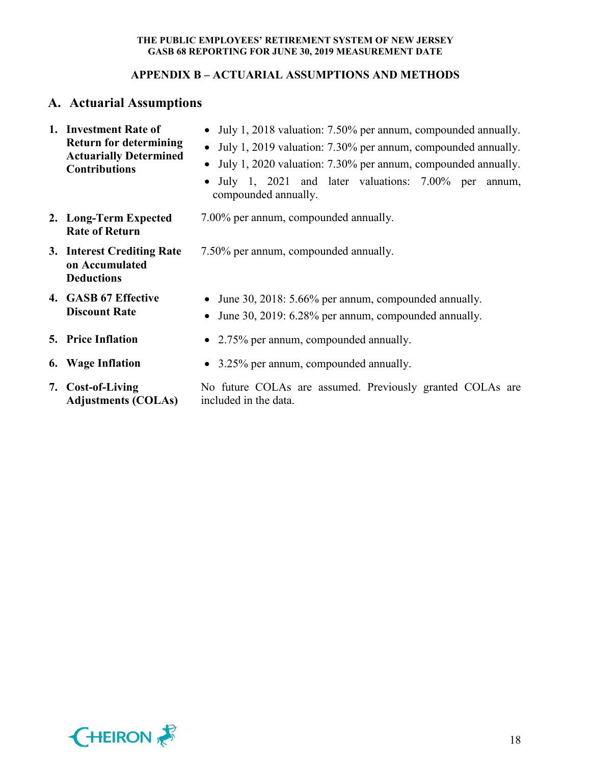## APPENDIX B – ACTUARIAL ASSUMPTIONS AND METHODS

## A. Actuarial Assumptions

1. **Investment Rate of Return for determining Actuarially Determined Contributions**
   - July 1, 2018 valuation: 7.50% per annum, compounded annually.
   - July 1, 2019 valuation: 7.30% per annum, compounded annually.
   - July 1, 2020 valuation: 7.30% per annum, compounded annually.
   - July 1, 2021 and later valuations: 7.00% per annum, compounded annually.

2. **Long-Term Expected Rate of Return**

   7.00% per annum, compounded annually.

3. **Interest Crediting Rate on Accumulated Deductions**

   7.50% per annum, compounded annually.

4. **GASB 67 Effective Discount Rate**
   - June 30, 2018: 5.66% per annum, compounded annually.
   - June 30, 2019: 6.28% per annum, compounded annually.

5. **Price Inflation**
   - 2.75% per annum, compounded annually.

6. **Wage Inflation**
   - 3.25% per annum, compounded annually.

7. **Cost-of-Living Adjustments (COLAs)**

   No future COLAs are assumed. Previously granted COLAs are included in the data.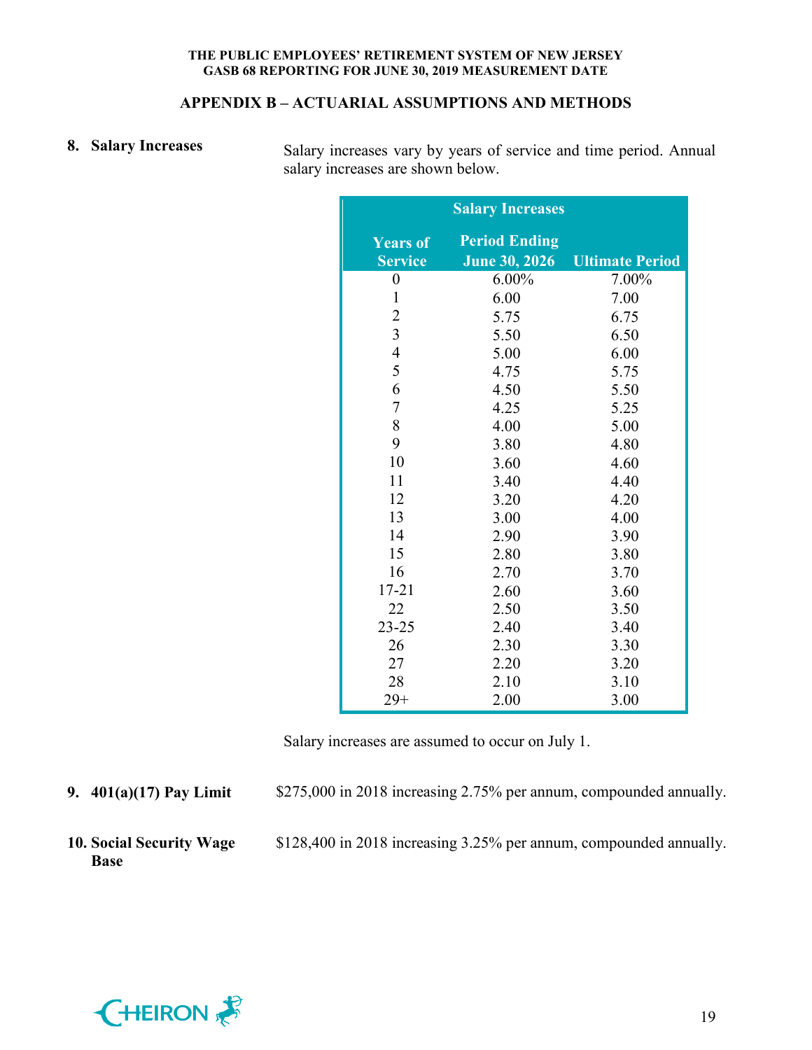## APPENDIX B – ACTUARIAL ASSUMPTIONS AND METHODS

**8. Salary Increases**

Salary increases vary by years of service and time period. Annual salary increases are shown below.

| Salary Increases | | |
|---|---|---|
| **Years of Service** | **Period Ending June 30, 2026** | **Ultimate Period** |
| 0 | 6.00% | 7.00% |
| 1 | 6.00 | 7.00 |
| 2 | 5.75 | 6.75 |
| 3 | 5.50 | 6.50 |
| 4 | 5.00 | 6.00 |
| 5 | 4.75 | 5.75 |
| 6 | 4.50 | 5.50 |
| 7 | 4.25 | 5.25 |
| 8 | 4.00 | 5.00 |
| 9 | 3.80 | 4.80 |
| 10 | 3.60 | 4.60 |
| 11 | 3.40 | 4.40 |
| 12 | 3.20 | 4.20 |
| 13 | 3.00 | 4.00 |
| 14 | 2.90 | 3.90 |
| 15 | 2.80 | 3.80 |
| 16 | 2.70 | 3.70 |
| 17-21 | 2.60 | 3.60 |
| 22 | 2.50 | 3.50 |
| 23-25 | 2.40 | 3.40 |
| 26 | 2.30 | 3.30 |
| 27 | 2.20 | 3.20 |
| 28 | 2.10 | 3.10 |
| 29+ | 2.00 | 3.00 |

Salary increases are assumed to occur on July 1.

**9. 401(a)(17) Pay Limit**

$275,000 in 2018 increasing 2.75% per annum, compounded annually.

**10. Social Security Wage Base**

$128,400 in 2018 increasing 3.25% per annum, compounded annually.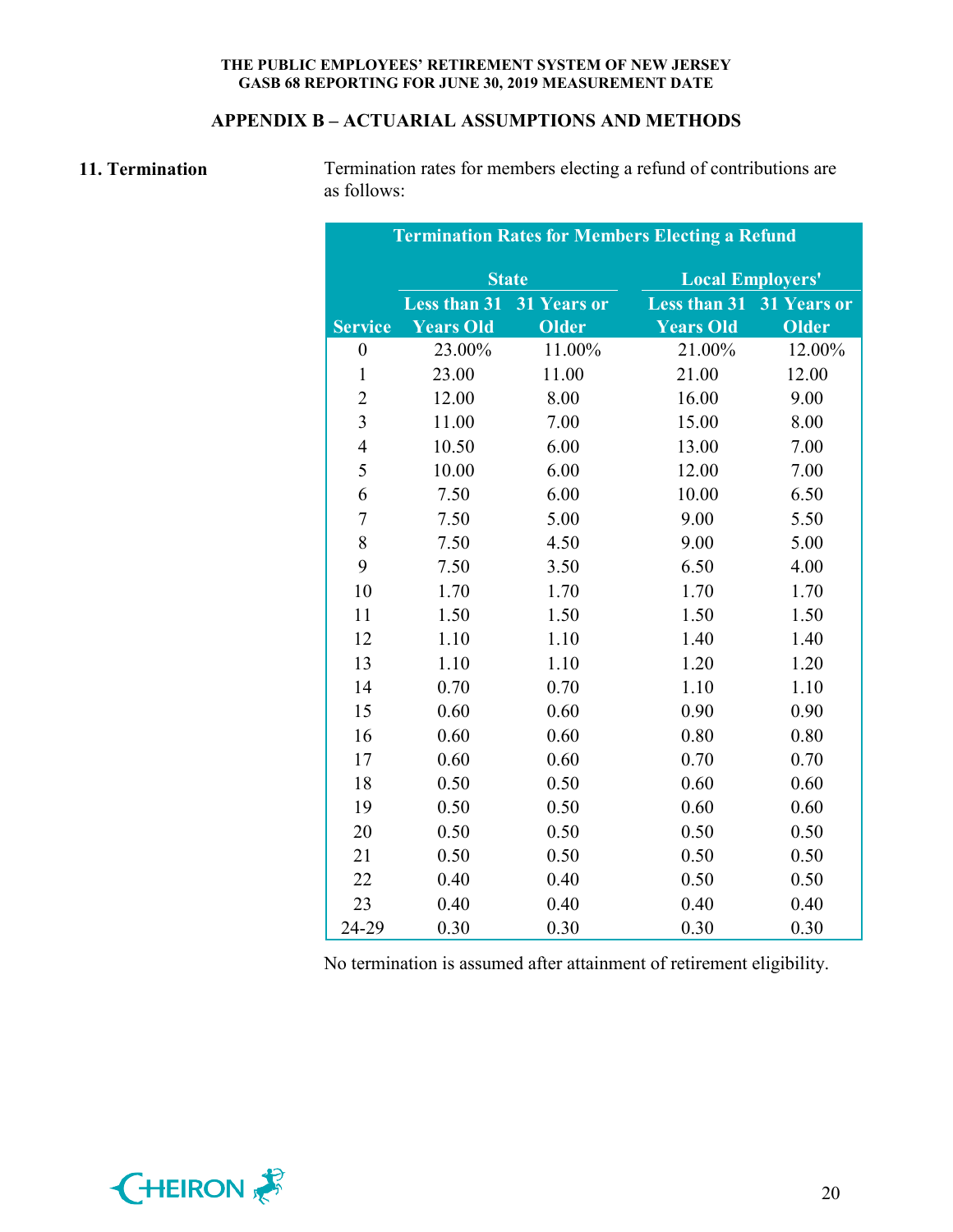## APPENDIX B – ACTUARIAL ASSUMPTIONS AND METHODS

### 11. Termination

Termination rates for members electing a refund of contributions are as follows:

| Termination Rates for Members Electing a Refund | | | | |
|---|---|---|---|---|
| | State | | Local Employers' | |
| Service | Less than 31 Years Old | 31 Years or Older | Less than 31 Years Old | 31 Years or Older |
| 0 | 23.00% | 11.00% | 21.00% | 12.00% |
| 1 | 23.00 | 11.00 | 21.00 | 12.00 |
| 2 | 12.00 | 8.00 | 16.00 | 9.00 |
| 3 | 11.00 | 7.00 | 15.00 | 8.00 |
| 4 | 10.50 | 6.00 | 13.00 | 7.00 |
| 5 | 10.00 | 6.00 | 12.00 | 7.00 |
| 6 | 7.50 | 6.00 | 10.00 | 6.50 |
| 7 | 7.50 | 5.00 | 9.00 | 5.50 |
| 8 | 7.50 | 4.50 | 9.00 | 5.00 |
| 9 | 7.50 | 3.50 | 6.50 | 4.00 |
| 10 | 1.70 | 1.70 | 1.70 | 1.70 |
| 11 | 1.50 | 1.50 | 1.50 | 1.50 |
| 12 | 1.10 | 1.10 | 1.40 | 1.40 |
| 13 | 1.10 | 1.10 | 1.20 | 1.20 |
| 14 | 0.70 | 0.70 | 1.10 | 1.10 |
| 15 | 0.60 | 0.60 | 0.90 | 0.90 |
| 16 | 0.60 | 0.60 | 0.80 | 0.80 |
| 17 | 0.60 | 0.60 | 0.70 | 0.70 |
| 18 | 0.50 | 0.50 | 0.60 | 0.60 |
| 19 | 0.50 | 0.50 | 0.60 | 0.60 |
| 20 | 0.50 | 0.50 | 0.50 | 0.50 |
| 21 | 0.50 | 0.50 | 0.50 | 0.50 |
| 22 | 0.40 | 0.40 | 0.50 | 0.50 |
| 23 | 0.40 | 0.40 | 0.40 | 0.40 |
| 24-29 | 0.30 | 0.30 | 0.30 | 0.30 |

No termination is assumed after attainment of retirement eligibility.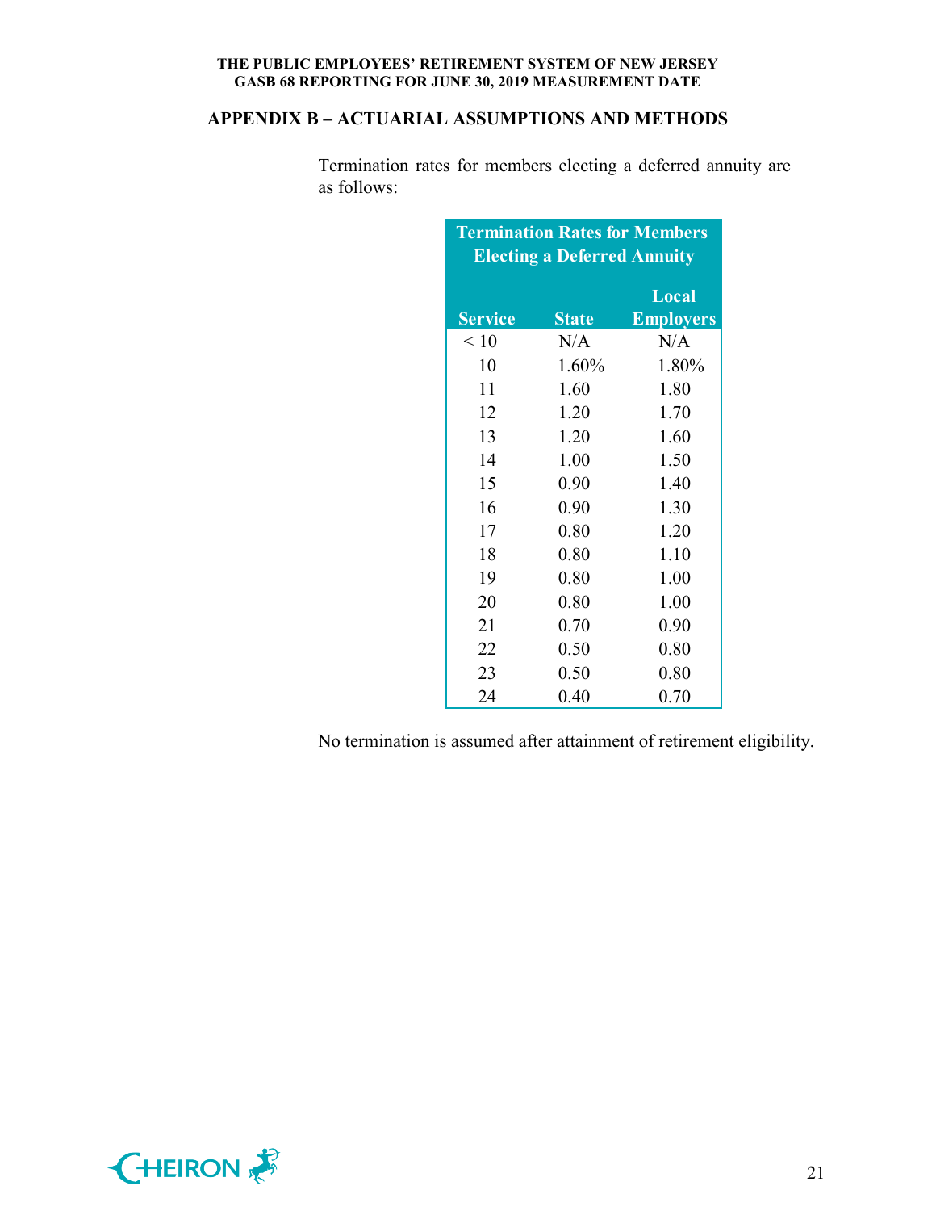## APPENDIX B – ACTUARIAL ASSUMPTIONS AND METHODS

Termination rates for members electing a deferred annuity are as follows:

| Termination Rates for Members Electing a Deferred Annuity | | |
|---|---|---|
| Service | State | Local Employers |
| < 10 | N/A | N/A |
| 10 | 1.60% | 1.80% |
| 11 | 1.60 | 1.80 |
| 12 | 1.20 | 1.70 |
| 13 | 1.20 | 1.60 |
| 14 | 1.00 | 1.50 |
| 15 | 0.90 | 1.40 |
| 16 | 0.90 | 1.30 |
| 17 | 0.80 | 1.20 |
| 18 | 0.80 | 1.10 |
| 19 | 0.80 | 1.00 |
| 20 | 0.80 | 1.00 |
| 21 | 0.70 | 0.90 |
| 22 | 0.50 | 0.80 |
| 23 | 0.50 | 0.80 |
| 24 | 0.40 | 0.70 |

No termination is assumed after attainment of retirement eligibility.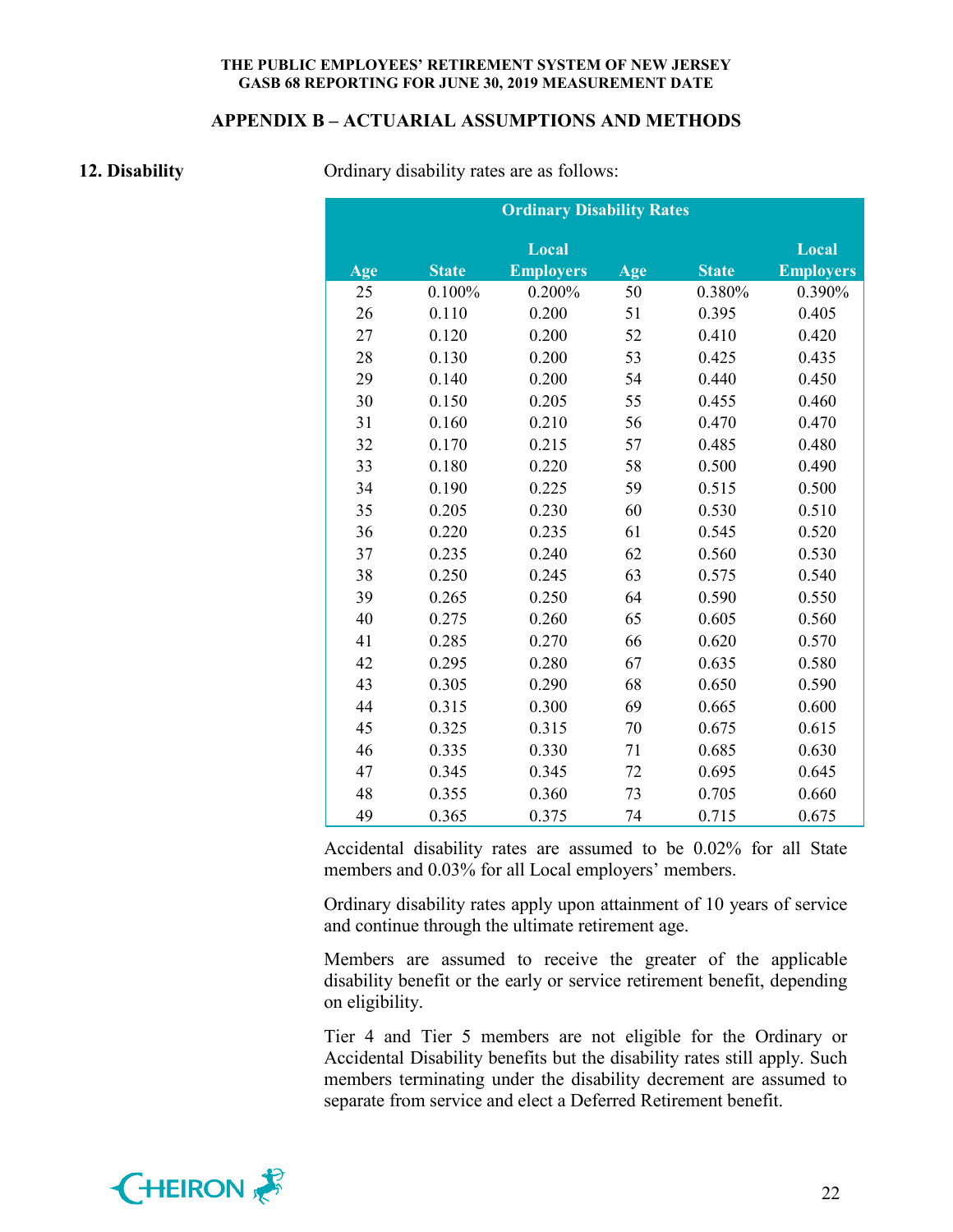## APPENDIX B – ACTUARIAL ASSUMPTIONS AND METHODS

**12. Disability**

Ordinary disability rates are as follows:

| Ordinary Disability Rates | | | | | |
|---|---|---|---|---|---|
| Age | State | Local Employers | Age | State | Local Employers |
| 25 | 0.100% | 0.200% | 50 | 0.380% | 0.390% |
| 26 | 0.110 | 0.200 | 51 | 0.395 | 0.405 |
| 27 | 0.120 | 0.200 | 52 | 0.410 | 0.420 |
| 28 | 0.130 | 0.200 | 53 | 0.425 | 0.435 |
| 29 | 0.140 | 0.200 | 54 | 0.440 | 0.450 |
| 30 | 0.150 | 0.205 | 55 | 0.455 | 0.460 |
| 31 | 0.160 | 0.210 | 56 | 0.470 | 0.470 |
| 32 | 0.170 | 0.215 | 57 | 0.485 | 0.480 |
| 33 | 0.180 | 0.220 | 58 | 0.500 | 0.490 |
| 34 | 0.190 | 0.225 | 59 | 0.515 | 0.500 |
| 35 | 0.205 | 0.230 | 60 | 0.530 | 0.510 |
| 36 | 0.220 | 0.235 | 61 | 0.545 | 0.520 |
| 37 | 0.235 | 0.240 | 62 | 0.560 | 0.530 |
| 38 | 0.250 | 0.245 | 63 | 0.575 | 0.540 |
| 39 | 0.265 | 0.250 | 64 | 0.590 | 0.550 |
| 40 | 0.275 | 0.260 | 65 | 0.605 | 0.560 |
| 41 | 0.285 | 0.270 | 66 | 0.620 | 0.570 |
| 42 | 0.295 | 0.280 | 67 | 0.635 | 0.580 |
| 43 | 0.305 | 0.290 | 68 | 0.650 | 0.590 |
| 44 | 0.315 | 0.300 | 69 | 0.665 | 0.600 |
| 45 | 0.325 | 0.315 | 70 | 0.675 | 0.615 |
| 46 | 0.335 | 0.330 | 71 | 0.685 | 0.630 |
| 47 | 0.345 | 0.345 | 72 | 0.695 | 0.645 |
| 48 | 0.355 | 0.360 | 73 | 0.705 | 0.660 |
| 49 | 0.365 | 0.375 | 74 | 0.715 | 0.675 |

Accidental disability rates are assumed to be 0.02% for all State members and 0.03% for all Local employers' members.

Ordinary disability rates apply upon attainment of 10 years of service and continue through the ultimate retirement age.

Members are assumed to receive the greater of the applicable disability benefit or the early or service retirement benefit, depending on eligibility.

Tier 4 and Tier 5 members are not eligible for the Ordinary or Accidental Disability benefits but the disability rates still apply. Such members terminating under the disability decrement are assumed to separate from service and elect a Deferred Retirement benefit.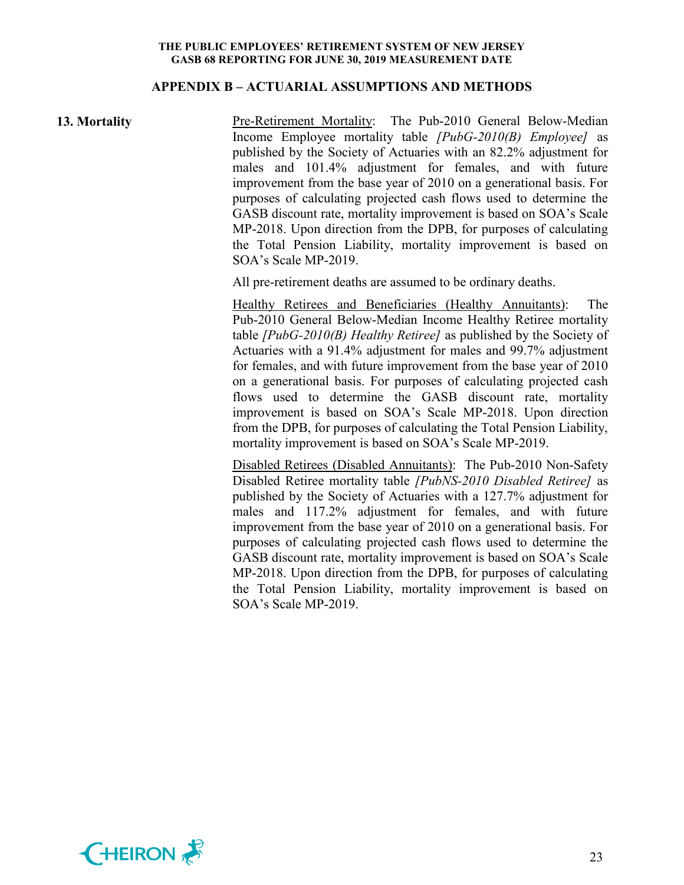## APPENDIX B – ACTUARIAL ASSUMPTIONS AND METHODS

**13. Mortality**

<u>Pre-Retirement Mortality</u>: The Pub-2010 General Below-Median Income Employee mortality table *[PubG-2010(B) Employee]* as published by the Society of Actuaries with an 82.2% adjustment for males and 101.4% adjustment for females, and with future improvement from the base year of 2010 on a generational basis. For purposes of calculating projected cash flows used to determine the GASB discount rate, mortality improvement is based on SOA's Scale MP-2018. Upon direction from the DPB, for purposes of calculating the Total Pension Liability, mortality improvement is based on SOA's Scale MP-2019.

All pre-retirement deaths are assumed to be ordinary deaths.

<u>Healthy Retirees and Beneficiaries (Healthy Annuitants)</u>: The Pub-2010 General Below-Median Income Healthy Retiree mortality table *[PubG-2010(B) Healthy Retiree]* as published by the Society of Actuaries with a 91.4% adjustment for males and 99.7% adjustment for females, and with future improvement from the base year of 2010 on a generational basis. For purposes of calculating projected cash flows used to determine the GASB discount rate, mortality improvement is based on SOA's Scale MP-2018. Upon direction from the DPB, for purposes of calculating the Total Pension Liability, mortality improvement is based on SOA's Scale MP-2019.

<u>Disabled Retirees (Disabled Annuitants)</u>: The Pub-2010 Non-Safety Disabled Retiree mortality table *[PubNS-2010 Disabled Retiree]* as published by the Society of Actuaries with a 127.7% adjustment for males and 117.2% adjustment for females, and with future improvement from the base year of 2010 on a generational basis. For purposes of calculating projected cash flows used to determine the GASB discount rate, mortality improvement is based on SOA's Scale MP-2018. Upon direction from the DPB, for purposes of calculating the Total Pension Liability, mortality improvement is based on SOA's Scale MP-2019.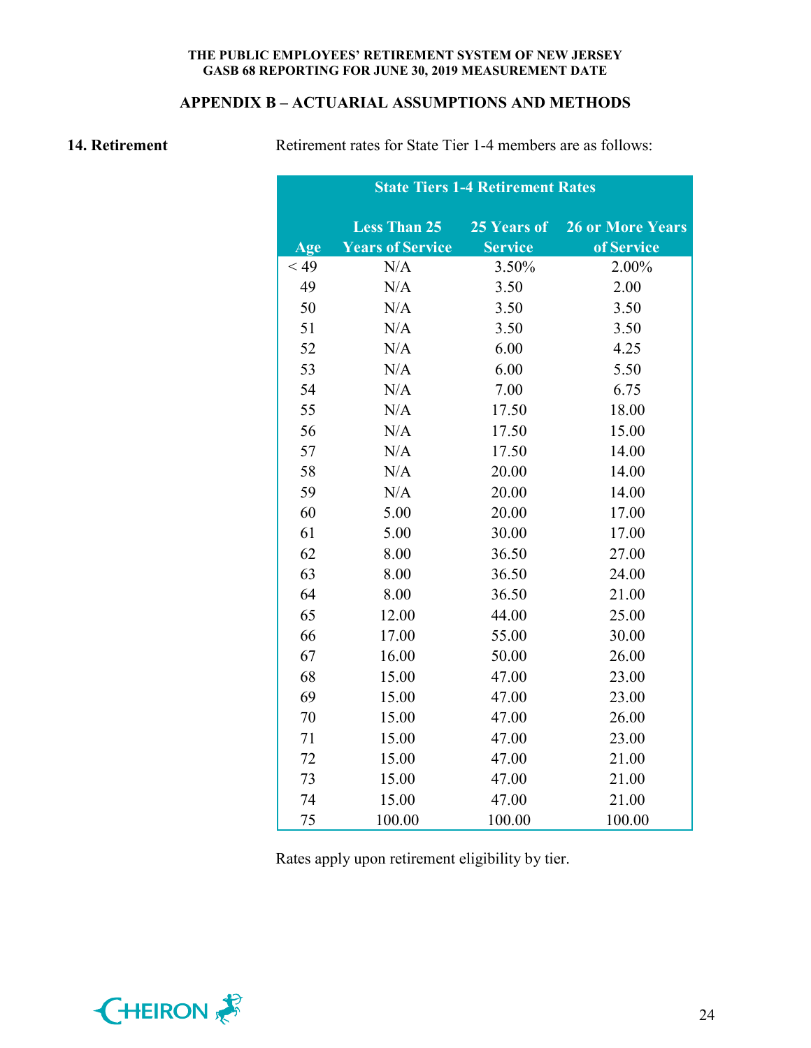## APPENDIX B – ACTUARIAL ASSUMPTIONS AND METHODS

**14. Retirement**

Retirement rates for State Tier 1-4 members are as follows:

| State Tiers 1-4 Retirement Rates | | | |
|---|---|---|---|
| Age | Less Than 25 Years of Service | 25 Years of Service | 26 or More Years of Service |
| < 49 | N/A | 3.50% | 2.00% |
| 49 | N/A | 3.50 | 2.00 |
| 50 | N/A | 3.50 | 3.50 |
| 51 | N/A | 3.50 | 3.50 |
| 52 | N/A | 6.00 | 4.25 |
| 53 | N/A | 6.00 | 5.50 |
| 54 | N/A | 7.00 | 6.75 |
| 55 | N/A | 17.50 | 18.00 |
| 56 | N/A | 17.50 | 15.00 |
| 57 | N/A | 17.50 | 14.00 |
| 58 | N/A | 20.00 | 14.00 |
| 59 | N/A | 20.00 | 14.00 |
| 60 | 5.00 | 20.00 | 17.00 |
| 61 | 5.00 | 30.00 | 17.00 |
| 62 | 8.00 | 36.50 | 27.00 |
| 63 | 8.00 | 36.50 | 24.00 |
| 64 | 8.00 | 36.50 | 21.00 |
| 65 | 12.00 | 44.00 | 25.00 |
| 66 | 17.00 | 55.00 | 30.00 |
| 67 | 16.00 | 50.00 | 26.00 |
| 68 | 15.00 | 47.00 | 23.00 |
| 69 | 15.00 | 47.00 | 23.00 |
| 70 | 15.00 | 47.00 | 26.00 |
| 71 | 15.00 | 47.00 | 23.00 |
| 72 | 15.00 | 47.00 | 21.00 |
| 73 | 15.00 | 47.00 | 21.00 |
| 74 | 15.00 | 47.00 | 21.00 |
| 75 | 100.00 | 100.00 | 100.00 |

Rates apply upon retirement eligibility by tier.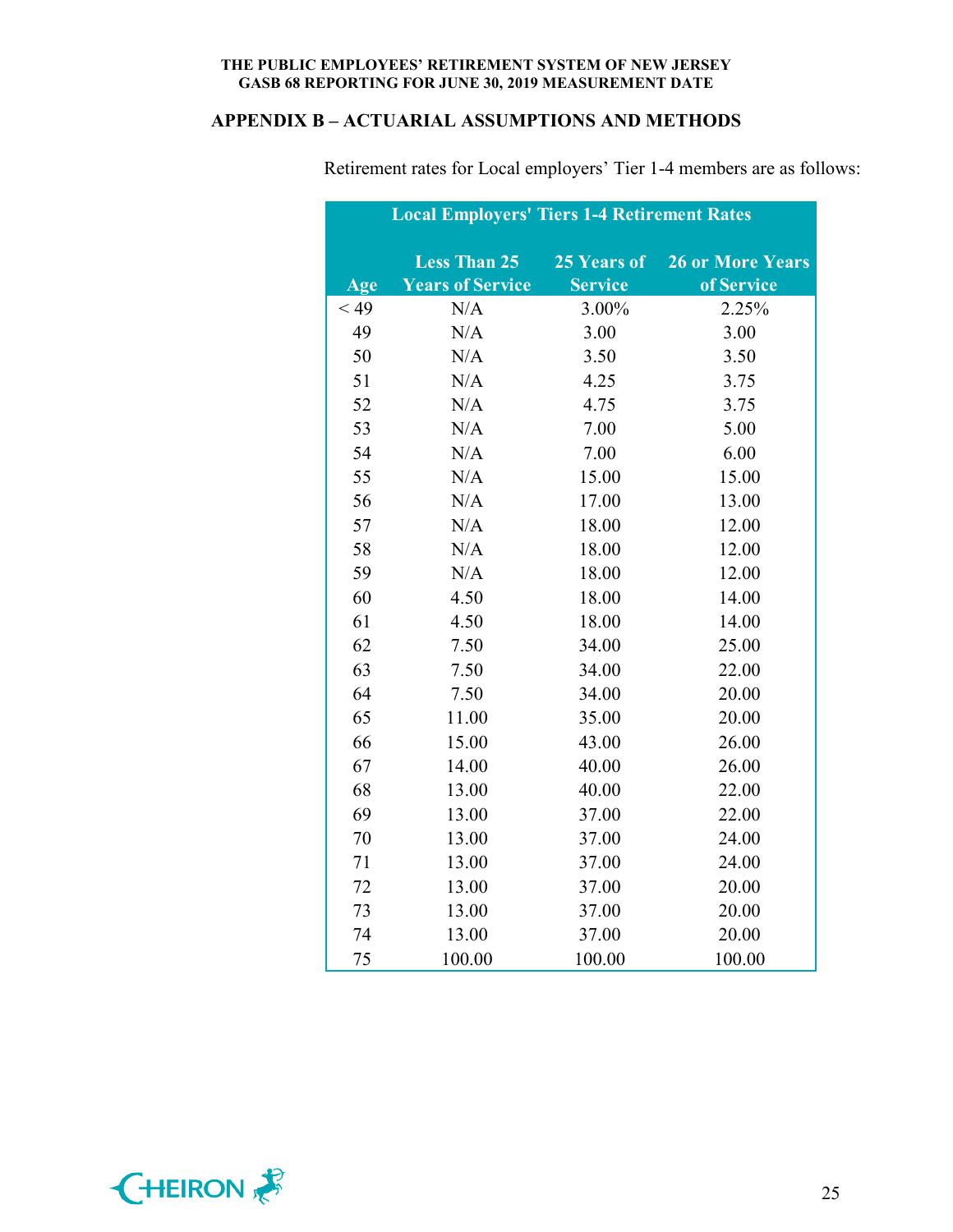## APPENDIX B – ACTUARIAL ASSUMPTIONS AND METHODS

Retirement rates for Local employers' Tier 1-4 members are as follows:

| Local Employers' Tiers 1-4 Retirement Rates | | | |
|---|---|---|---|
| Age | Less Than 25 Years of Service | 25 Years of Service | 26 or More Years of Service |
| < 49 | N/A | 3.00% | 2.25% |
| 49 | N/A | 3.00 | 3.00 |
| 50 | N/A | 3.50 | 3.50 |
| 51 | N/A | 4.25 | 3.75 |
| 52 | N/A | 4.75 | 3.75 |
| 53 | N/A | 7.00 | 5.00 |
| 54 | N/A | 7.00 | 6.00 |
| 55 | N/A | 15.00 | 15.00 |
| 56 | N/A | 17.00 | 13.00 |
| 57 | N/A | 18.00 | 12.00 |
| 58 | N/A | 18.00 | 12.00 |
| 59 | N/A | 18.00 | 12.00 |
| 60 | 4.50 | 18.00 | 14.00 |
| 61 | 4.50 | 18.00 | 14.00 |
| 62 | 7.50 | 34.00 | 25.00 |
| 63 | 7.50 | 34.00 | 22.00 |
| 64 | 7.50 | 34.00 | 20.00 |
| 65 | 11.00 | 35.00 | 20.00 |
| 66 | 15.00 | 43.00 | 26.00 |
| 67 | 14.00 | 40.00 | 26.00 |
| 68 | 13.00 | 40.00 | 22.00 |
| 69 | 13.00 | 37.00 | 22.00 |
| 70 | 13.00 | 37.00 | 24.00 |
| 71 | 13.00 | 37.00 | 24.00 |
| 72 | 13.00 | 37.00 | 20.00 |
| 73 | 13.00 | 37.00 | 20.00 |
| 74 | 13.00 | 37.00 | 20.00 |
| 75 | 100.00 | 100.00 | 100.00 |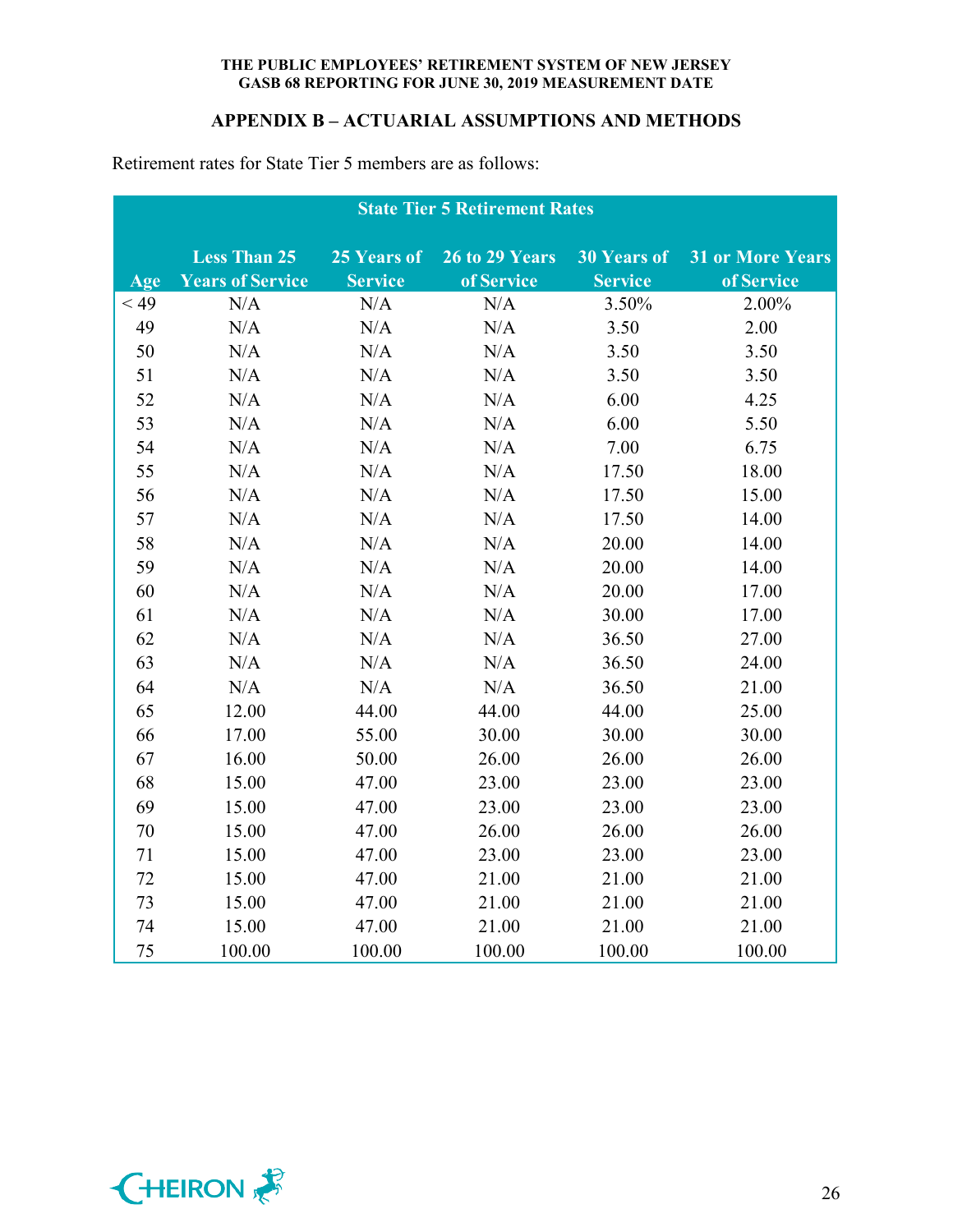## APPENDIX B – ACTUARIAL ASSUMPTIONS AND METHODS

Retirement rates for State Tier 5 members are as follows:

| State Tier 5 Retirement Rates | | | | | |
|---|---|---|---|---|---|
| Age | Less Than 25 Years of Service | 25 Years of Service | 26 to 29 Years of Service | 30 Years of Service | 31 or More Years of Service |
| < 49 | N/A | N/A | N/A | 3.50% | 2.00% |
| 49 | N/A | N/A | N/A | 3.50 | 2.00 |
| 50 | N/A | N/A | N/A | 3.50 | 3.50 |
| 51 | N/A | N/A | N/A | 3.50 | 3.50 |
| 52 | N/A | N/A | N/A | 6.00 | 4.25 |
| 53 | N/A | N/A | N/A | 6.00 | 5.50 |
| 54 | N/A | N/A | N/A | 7.00 | 6.75 |
| 55 | N/A | N/A | N/A | 17.50 | 18.00 |
| 56 | N/A | N/A | N/A | 17.50 | 15.00 |
| 57 | N/A | N/A | N/A | 17.50 | 14.00 |
| 58 | N/A | N/A | N/A | 20.00 | 14.00 |
| 59 | N/A | N/A | N/A | 20.00 | 14.00 |
| 60 | N/A | N/A | N/A | 20.00 | 17.00 |
| 61 | N/A | N/A | N/A | 30.00 | 17.00 |
| 62 | N/A | N/A | N/A | 36.50 | 27.00 |
| 63 | N/A | N/A | N/A | 36.50 | 24.00 |
| 64 | N/A | N/A | N/A | 36.50 | 21.00 |
| 65 | 12.00 | 44.00 | 44.00 | 44.00 | 25.00 |
| 66 | 17.00 | 55.00 | 30.00 | 30.00 | 30.00 |
| 67 | 16.00 | 50.00 | 26.00 | 26.00 | 26.00 |
| 68 | 15.00 | 47.00 | 23.00 | 23.00 | 23.00 |
| 69 | 15.00 | 47.00 | 23.00 | 23.00 | 23.00 |
| 70 | 15.00 | 47.00 | 26.00 | 26.00 | 26.00 |
| 71 | 15.00 | 47.00 | 23.00 | 23.00 | 23.00 |
| 72 | 15.00 | 47.00 | 21.00 | 21.00 | 21.00 |
| 73 | 15.00 | 47.00 | 21.00 | 21.00 | 21.00 |
| 74 | 15.00 | 47.00 | 21.00 | 21.00 | 21.00 |
| 75 | 100.00 | 100.00 | 100.00 | 100.00 | 100.00 |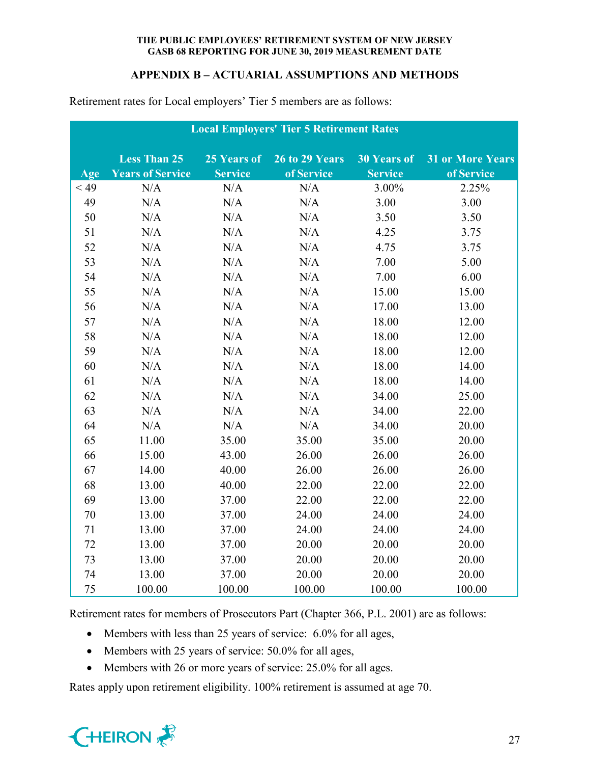## APPENDIX B – ACTUARIAL ASSUMPTIONS AND METHODS

Retirement rates for Local employers' Tier 5 members are as follows:

| Local Employers' Tier 5 Retirement Rates | | | | | |
|---|---|---|---|---|---|
| Age | Less Than 25 Years of Service | 25 Years of Service | 26 to 29 Years of Service | 30 Years of Service | 31 or More Years of Service |
| < 49 | N/A | N/A | N/A | 3.00% | 2.25% |
| 49 | N/A | N/A | N/A | 3.00 | 3.00 |
| 50 | N/A | N/A | N/A | 3.50 | 3.50 |
| 51 | N/A | N/A | N/A | 4.25 | 3.75 |
| 52 | N/A | N/A | N/A | 4.75 | 3.75 |
| 53 | N/A | N/A | N/A | 7.00 | 5.00 |
| 54 | N/A | N/A | N/A | 7.00 | 6.00 |
| 55 | N/A | N/A | N/A | 15.00 | 15.00 |
| 56 | N/A | N/A | N/A | 17.00 | 13.00 |
| 57 | N/A | N/A | N/A | 18.00 | 12.00 |
| 58 | N/A | N/A | N/A | 18.00 | 12.00 |
| 59 | N/A | N/A | N/A | 18.00 | 12.00 |
| 60 | N/A | N/A | N/A | 18.00 | 14.00 |
| 61 | N/A | N/A | N/A | 18.00 | 14.00 |
| 62 | N/A | N/A | N/A | 34.00 | 25.00 |
| 63 | N/A | N/A | N/A | 34.00 | 22.00 |
| 64 | N/A | N/A | N/A | 34.00 | 20.00 |
| 65 | 11.00 | 35.00 | 35.00 | 35.00 | 20.00 |
| 66 | 15.00 | 43.00 | 26.00 | 26.00 | 26.00 |
| 67 | 14.00 | 40.00 | 26.00 | 26.00 | 26.00 |
| 68 | 13.00 | 40.00 | 22.00 | 22.00 | 22.00 |
| 69 | 13.00 | 37.00 | 22.00 | 22.00 | 22.00 |
| 70 | 13.00 | 37.00 | 24.00 | 24.00 | 24.00 |
| 71 | 13.00 | 37.00 | 24.00 | 24.00 | 24.00 |
| 72 | 13.00 | 37.00 | 20.00 | 20.00 | 20.00 |
| 73 | 13.00 | 37.00 | 20.00 | 20.00 | 20.00 |
| 74 | 13.00 | 37.00 | 20.00 | 20.00 | 20.00 |
| 75 | 100.00 | 100.00 | 100.00 | 100.00 | 100.00 |

Retirement rates for members of Prosecutors Part (Chapter 366, P.L. 2001) are as follows:

- Members with less than 25 years of service: 6.0% for all ages,
- Members with 25 years of service: 50.0% for all ages,
- Members with 26 or more years of service: 25.0% for all ages.

Rates apply upon retirement eligibility. 100% retirement is assumed at age 70.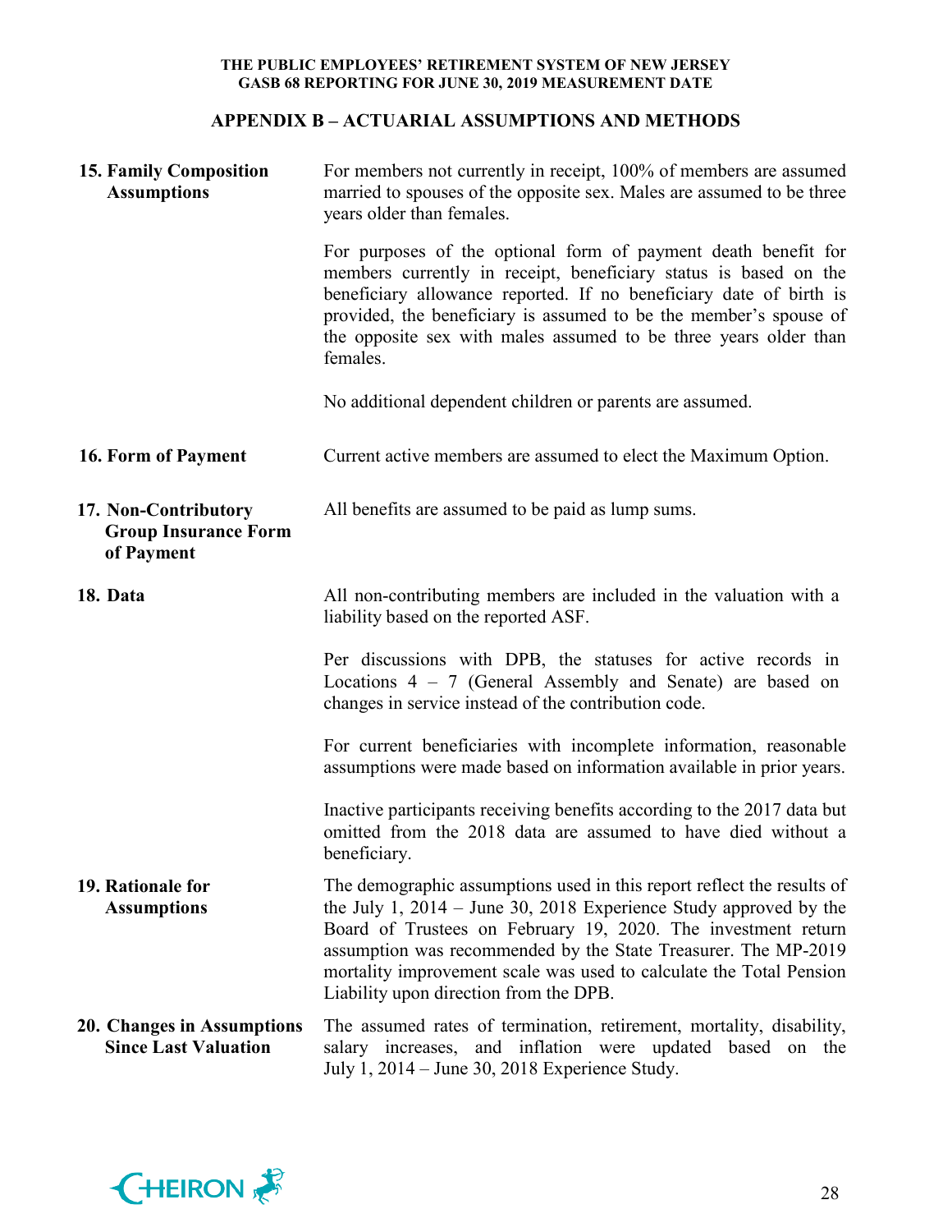## APPENDIX B – ACTUARIAL ASSUMPTIONS AND METHODS

**15. Family Composition Assumptions**

For members not currently in receipt, 100% of members are assumed married to spouses of the opposite sex. Males are assumed to be three years older than females.

For purposes of the optional form of payment death benefit for members currently in receipt, beneficiary status is based on the beneficiary allowance reported. If no beneficiary date of birth is provided, the beneficiary is assumed to be the member's spouse of the opposite sex with males assumed to be three years older than females.

No additional dependent children or parents are assumed.

**16. Form of Payment**

Current active members are assumed to elect the Maximum Option.

**17. Non-Contributory Group Insurance Form of Payment**

All benefits are assumed to be paid as lump sums.

**18. Data**

All non-contributing members are included in the valuation with a liability based on the reported ASF.

Per discussions with DPB, the statuses for active records in Locations 4 – 7 (General Assembly and Senate) are based on changes in service instead of the contribution code.

For current beneficiaries with incomplete information, reasonable assumptions were made based on information available in prior years.

Inactive participants receiving benefits according to the 2017 data but omitted from the 2018 data are assumed to have died without a beneficiary.

**19. Rationale for Assumptions**

The demographic assumptions used in this report reflect the results of the July 1, 2014 – June 30, 2018 Experience Study approved by the Board of Trustees on February 19, 2020. The investment return assumption was recommended by the State Treasurer. The MP-2019 mortality improvement scale was used to calculate the Total Pension Liability upon direction from the DPB.

**20. Changes in Assumptions Since Last Valuation**

The assumed rates of termination, retirement, mortality, disability, salary increases, and inflation were updated based on the July 1, 2014 – June 30, 2018 Experience Study.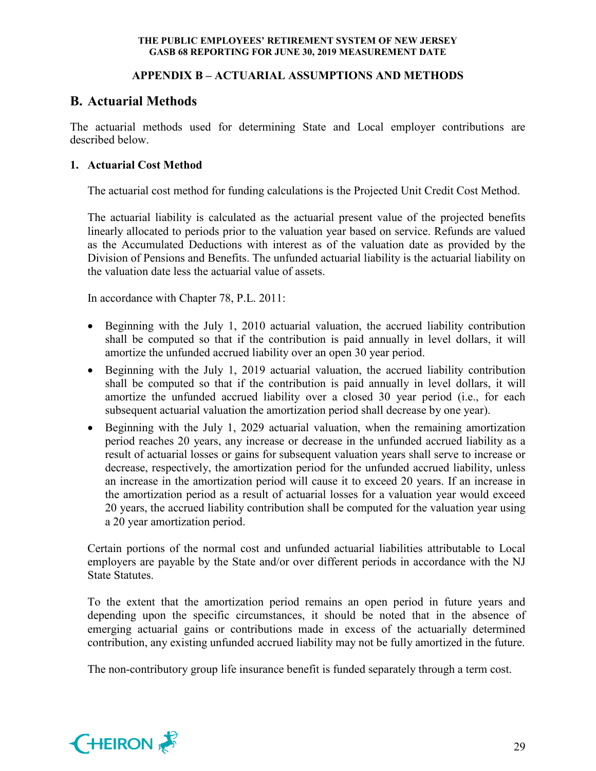## APPENDIX B – ACTUARIAL ASSUMPTIONS AND METHODS

# B. Actuarial Methods

The actuarial methods used for determining State and Local employer contributions are described below.

### 1. Actuarial Cost Method

The actuarial cost method for funding calculations is the Projected Unit Credit Cost Method.

The actuarial liability is calculated as the actuarial present value of the projected benefits linearly allocated to periods prior to the valuation year based on service. Refunds are valued as the Accumulated Deductions with interest as of the valuation date as provided by the Division of Pensions and Benefits. The unfunded actuarial liability is the actuarial liability on the valuation date less the actuarial value of assets.

In accordance with Chapter 78, P.L. 2011:

- Beginning with the July 1, 2010 actuarial valuation, the accrued liability contribution shall be computed so that if the contribution is paid annually in level dollars, it will amortize the unfunded accrued liability over an open 30 year period.
- Beginning with the July 1, 2019 actuarial valuation, the accrued liability contribution shall be computed so that if the contribution is paid annually in level dollars, it will amortize the unfunded accrued liability over a closed 30 year period (i.e., for each subsequent actuarial valuation the amortization period shall decrease by one year).
- Beginning with the July 1, 2029 actuarial valuation, when the remaining amortization period reaches 20 years, any increase or decrease in the unfunded accrued liability as a result of actuarial losses or gains for subsequent valuation years shall serve to increase or decrease, respectively, the amortization period for the unfunded accrued liability, unless an increase in the amortization period will cause it to exceed 20 years. If an increase in the amortization period as a result of actuarial losses for a valuation year would exceed 20 years, the accrued liability contribution shall be computed for the valuation year using a 20 year amortization period.

Certain portions of the normal cost and unfunded actuarial liabilities attributable to Local employers are payable by the State and/or over different periods in accordance with the NJ State Statutes.

To the extent that the amortization period remains an open period in future years and depending upon the specific circumstances, it should be noted that in the absence of emerging actuarial gains or contributions made in excess of the actuarially determined contribution, any existing unfunded accrued liability may not be fully amortized in the future.

The non-contributory group life insurance benefit is funded separately through a term cost.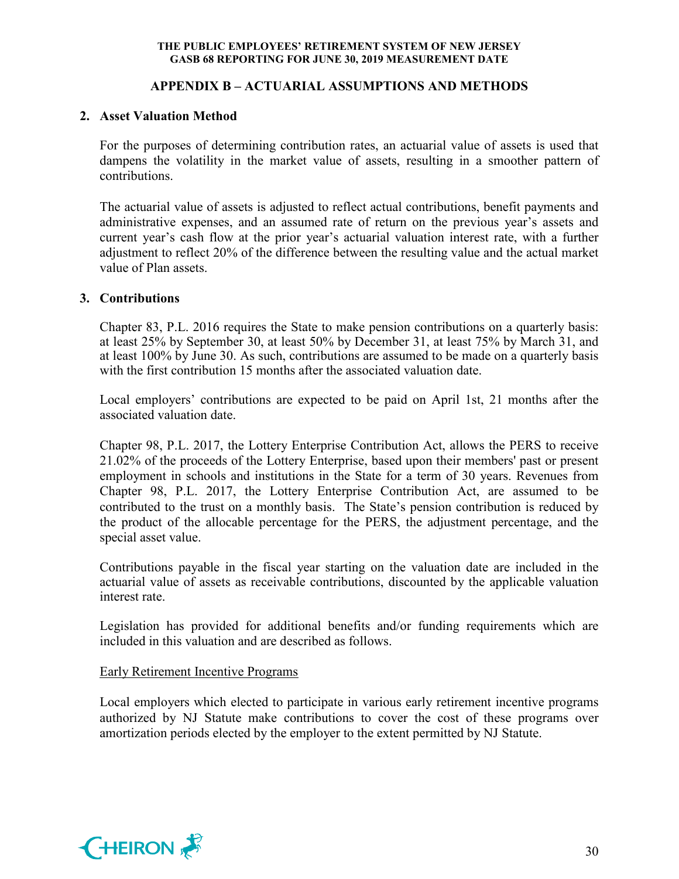## APPENDIX B – ACTUARIAL ASSUMPTIONS AND METHODS

### 2. Asset Valuation Method

For the purposes of determining contribution rates, an actuarial value of assets is used that dampens the volatility in the market value of assets, resulting in a smoother pattern of contributions.

The actuarial value of assets is adjusted to reflect actual contributions, benefit payments and administrative expenses, and an assumed rate of return on the previous year's assets and current year's cash flow at the prior year's actuarial valuation interest rate, with a further adjustment to reflect 20% of the difference between the resulting value and the actual market value of Plan assets.

### 3. Contributions

Chapter 83, P.L. 2016 requires the State to make pension contributions on a quarterly basis: at least 25% by September 30, at least 50% by December 31, at least 75% by March 31, and at least 100% by June 30. As such, contributions are assumed to be made on a quarterly basis with the first contribution 15 months after the associated valuation date.

Local employers' contributions are expected to be paid on April 1st, 21 months after the associated valuation date.

Chapter 98, P.L. 2017, the Lottery Enterprise Contribution Act, allows the PERS to receive 21.02% of the proceeds of the Lottery Enterprise, based upon their members' past or present employment in schools and institutions in the State for a term of 30 years. Revenues from Chapter 98, P.L. 2017, the Lottery Enterprise Contribution Act, are assumed to be contributed to the trust on a monthly basis. The State's pension contribution is reduced by the product of the allocable percentage for the PERS, the adjustment percentage, and the special asset value.

Contributions payable in the fiscal year starting on the valuation date are included in the actuarial value of assets as receivable contributions, discounted by the applicable valuation interest rate.

Legislation has provided for additional benefits and/or funding requirements which are included in this valuation and are described as follows.

Early Retirement Incentive Programs

Local employers which elected to participate in various early retirement incentive programs authorized by NJ Statute make contributions to cover the cost of these programs over amortization periods elected by the employer to the extent permitted by NJ Statute.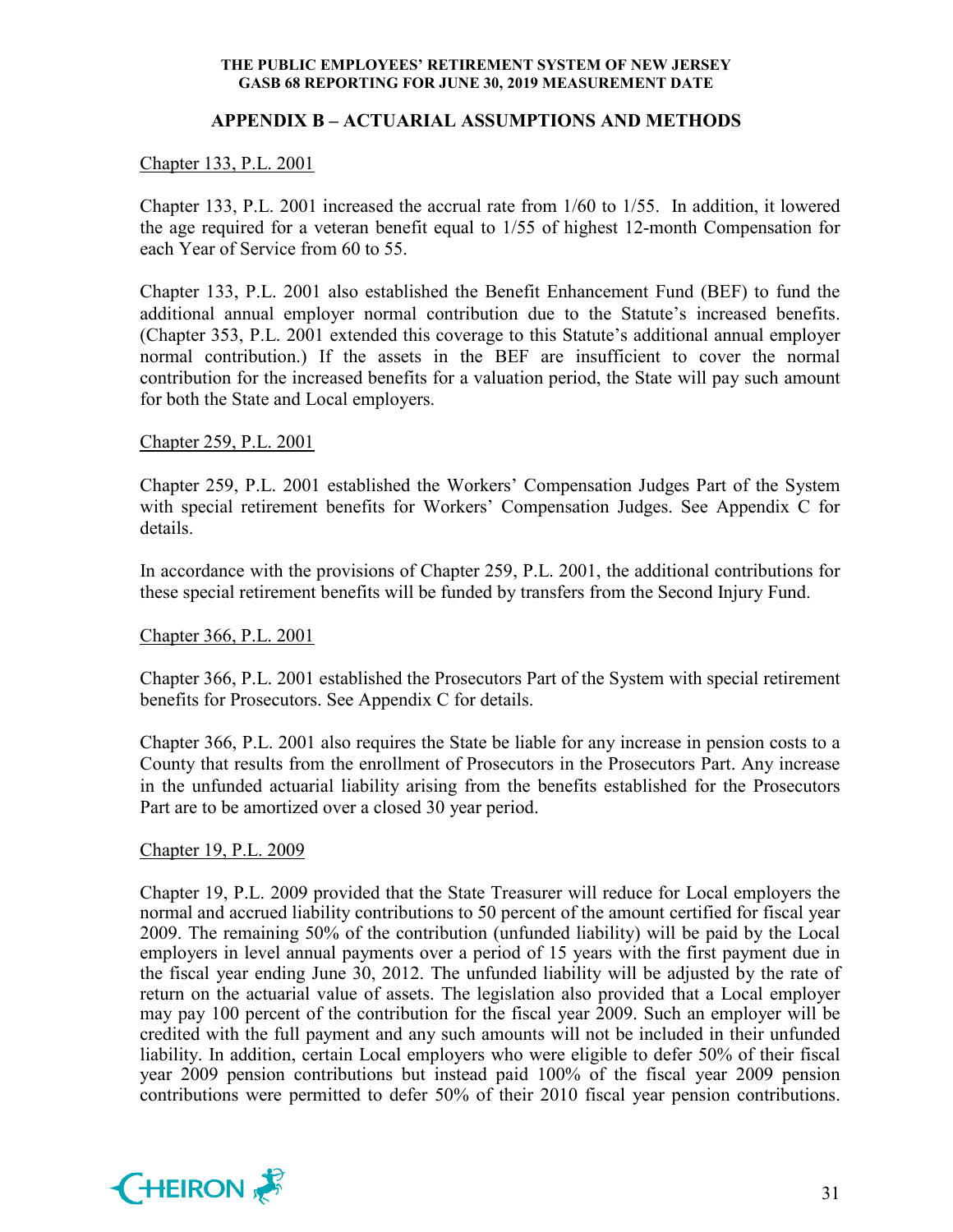## APPENDIX B – ACTUARIAL ASSUMPTIONS AND METHODS

Chapter 133, P.L. 2001

Chapter 133, P.L. 2001 increased the accrual rate from 1/60 to 1/55. In addition, it lowered the age required for a veteran benefit equal to 1/55 of highest 12-month Compensation for each Year of Service from 60 to 55.

Chapter 133, P.L. 2001 also established the Benefit Enhancement Fund (BEF) to fund the additional annual employer normal contribution due to the Statute's increased benefits. (Chapter 353, P.L. 2001 extended this coverage to this Statute's additional annual employer normal contribution.) If the assets in the BEF are insufficient to cover the normal contribution for the increased benefits for a valuation period, the State will pay such amount for both the State and Local employers.

Chapter 259, P.L. 2001

Chapter 259, P.L. 2001 established the Workers' Compensation Judges Part of the System with special retirement benefits for Workers' Compensation Judges. See Appendix C for details.

In accordance with the provisions of Chapter 259, P.L. 2001, the additional contributions for these special retirement benefits will be funded by transfers from the Second Injury Fund.

Chapter 366, P.L. 2001

Chapter 366, P.L. 2001 established the Prosecutors Part of the System with special retirement benefits for Prosecutors. See Appendix C for details.

Chapter 366, P.L. 2001 also requires the State be liable for any increase in pension costs to a County that results from the enrollment of Prosecutors in the Prosecutors Part. Any increase in the unfunded actuarial liability arising from the benefits established for the Prosecutors Part are to be amortized over a closed 30 year period.

Chapter 19, P.L. 2009

Chapter 19, P.L. 2009 provided that the State Treasurer will reduce for Local employers the normal and accrued liability contributions to 50 percent of the amount certified for fiscal year 2009. The remaining 50% of the contribution (unfunded liability) will be paid by the Local employers in level annual payments over a period of 15 years with the first payment due in the fiscal year ending June 30, 2012. The unfunded liability will be adjusted by the rate of return on the actuarial value of assets. The legislation also provided that a Local employer may pay 100 percent of the contribution for the fiscal year 2009. Such an employer will be credited with the full payment and any such amounts will not be included in their unfunded liability. In addition, certain Local employers who were eligible to defer 50% of their fiscal year 2009 pension contributions but instead paid 100% of the fiscal year 2009 pension contributions were permitted to defer 50% of their 2010 fiscal year pension contributions.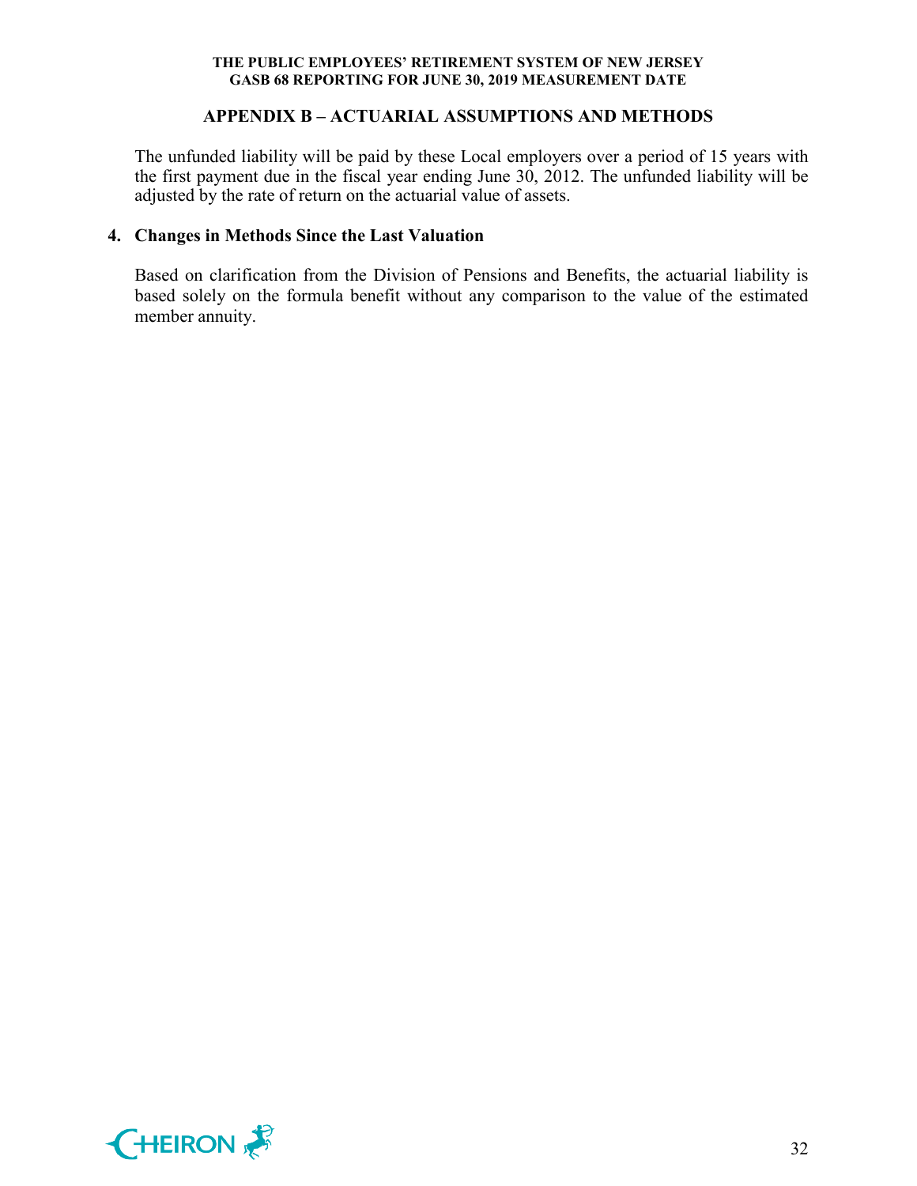## APPENDIX B – ACTUARIAL ASSUMPTIONS AND METHODS

The unfunded liability will be paid by these Local employers over a period of 15 years with the first payment due in the fiscal year ending June 30, 2012. The unfunded liability will be adjusted by the rate of return on the actuarial value of assets.

**4. Changes in Methods Since the Last Valuation**

Based on clarification from the Division of Pensions and Benefits, the actuarial liability is based solely on the formula benefit without any comparison to the value of the estimated member annuity.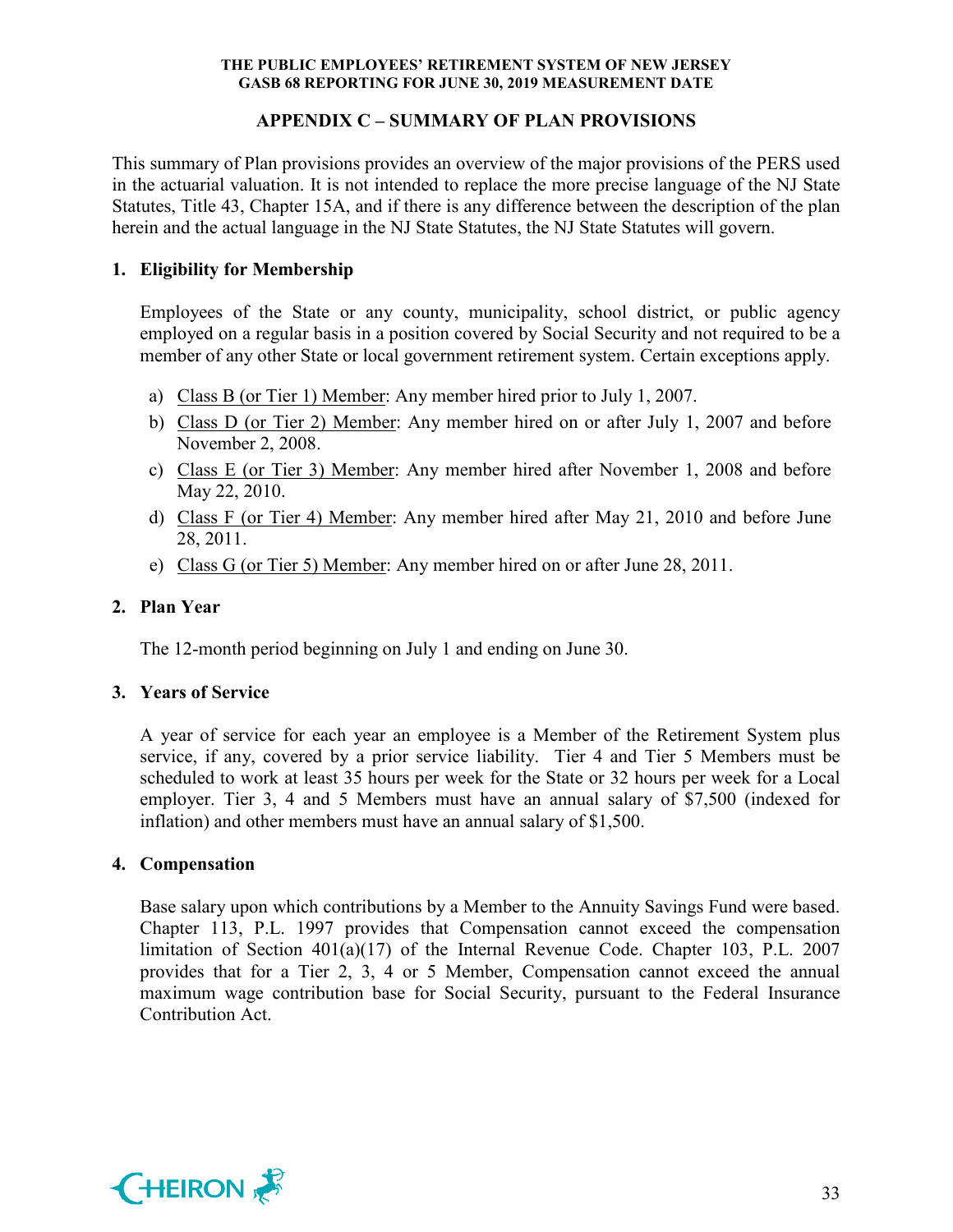## APPENDIX C – SUMMARY OF PLAN PROVISIONS

This summary of Plan provisions provides an overview of the major provisions of the PERS used in the actuarial valuation. It is not intended to replace the more precise language of the NJ State Statutes, Title 43, Chapter 15A, and if there is any difference between the description of the plan herein and the actual language in the NJ State Statutes, the NJ State Statutes will govern.

### 1. Eligibility for Membership

Employees of the State or any county, municipality, school district, or public agency employed on a regular basis in a position covered by Social Security and not required to be a member of any other State or local government retirement system. Certain exceptions apply.

a) Class B (or Tier 1) Member: Any member hired prior to July 1, 2007.

b) Class D (or Tier 2) Member: Any member hired on or after July 1, 2007 and before November 2, 2008.

c) Class E (or Tier 3) Member: Any member hired after November 1, 2008 and before May 22, 2010.

d) Class F (or Tier 4) Member: Any member hired after May 21, 2010 and before June 28, 2011.

e) Class G (or Tier 5) Member: Any member hired on or after June 28, 2011.

### 2. Plan Year

The 12-month period beginning on July 1 and ending on June 30.

### 3. Years of Service

A year of service for each year an employee is a Member of the Retirement System plus service, if any, covered by a prior service liability. Tier 4 and Tier 5 Members must be scheduled to work at least 35 hours per week for the State or 32 hours per week for a Local employer. Tier 3, 4 and 5 Members must have an annual salary of $7,500 (indexed for inflation) and other members must have an annual salary of $1,500.

### 4. Compensation

Base salary upon which contributions by a Member to the Annuity Savings Fund were based. Chapter 113, P.L. 1997 provides that Compensation cannot exceed the compensation limitation of Section 401(a)(17) of the Internal Revenue Code. Chapter 103, P.L. 2007 provides that for a Tier 2, 3, 4 or 5 Member, Compensation cannot exceed the annual maximum wage contribution base for Social Security, pursuant to the Federal Insurance Contribution Act.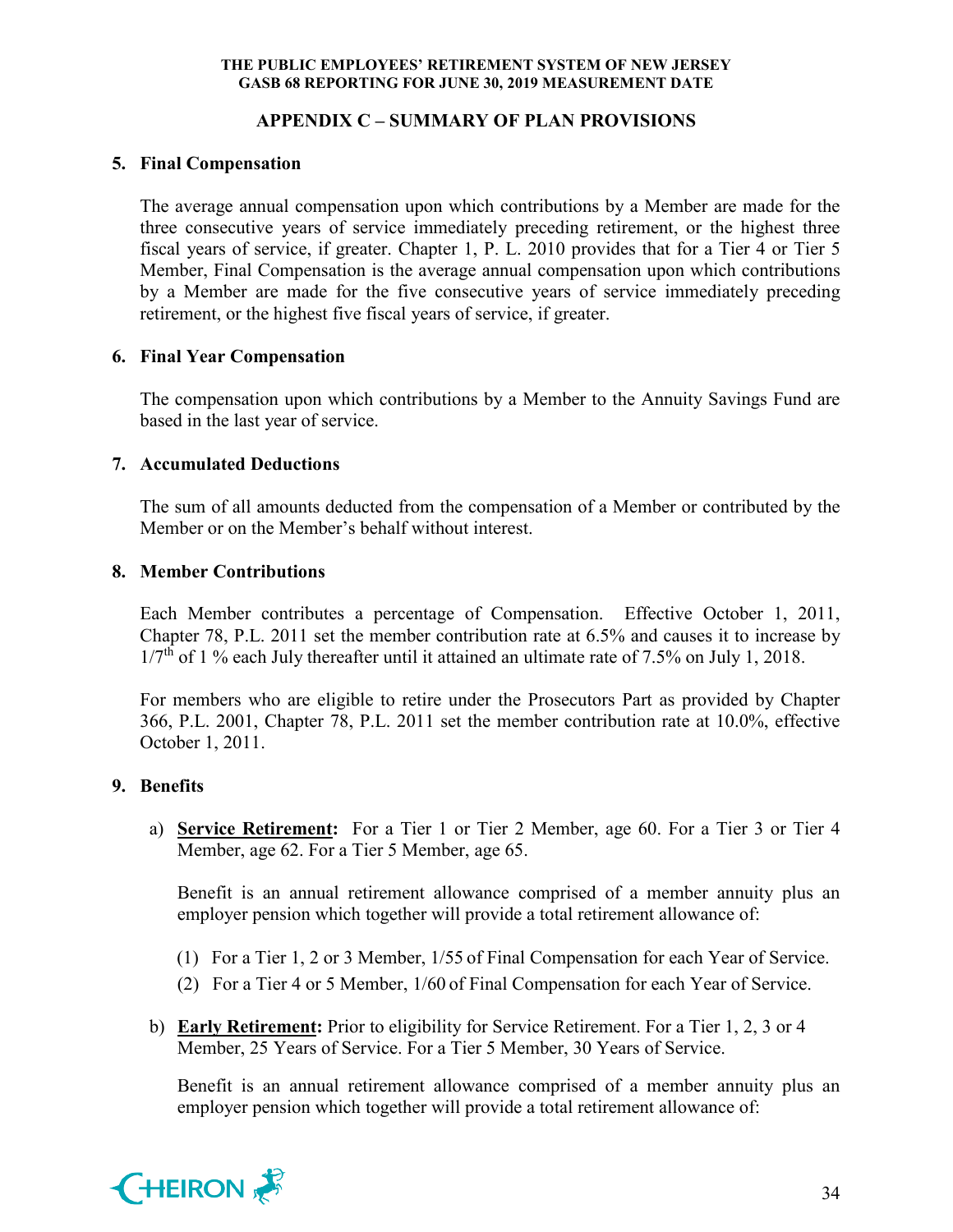## APPENDIX C – SUMMARY OF PLAN PROVISIONS

### 5. Final Compensation

The average annual compensation upon which contributions by a Member are made for the three consecutive years of service immediately preceding retirement, or the highest three fiscal years of service, if greater. Chapter 1, P. L. 2010 provides that for a Tier 4 or Tier 5 Member, Final Compensation is the average annual compensation upon which contributions by a Member are made for the five consecutive years of service immediately preceding retirement, or the highest five fiscal years of service, if greater.

### 6. Final Year Compensation

The compensation upon which contributions by a Member to the Annuity Savings Fund are based in the last year of service.

### 7. Accumulated Deductions

The sum of all amounts deducted from the compensation of a Member or contributed by the Member or on the Member's behalf without interest.

### 8. Member Contributions

Each Member contributes a percentage of Compensation. Effective October 1, 2011, Chapter 78, P.L. 2011 set the member contribution rate at 6.5% and causes it to increase by $1/7^{th}$ of 1 % each July thereafter until it attained an ultimate rate of 7.5% on July 1, 2018.

For members who are eligible to retire under the Prosecutors Part as provided by Chapter 366, P.L. 2001, Chapter 78, P.L. 2011 set the member contribution rate at 10.0%, effective October 1, 2011.

### 9. Benefits

a) **Service Retirement:** For a Tier 1 or Tier 2 Member, age 60. For a Tier 3 or Tier 4 Member, age 62. For a Tier 5 Member, age 65.

   Benefit is an annual retirement allowance comprised of a member annuity plus an employer pension which together will provide a total retirement allowance of:

   (1) For a Tier 1, 2 or 3 Member, 1/55 of Final Compensation for each Year of Service.
   
   (2) For a Tier 4 or 5 Member, 1/60 of Final Compensation for each Year of Service.

b) **Early Retirement:** Prior to eligibility for Service Retirement. For a Tier 1, 2, 3 or 4 Member, 25 Years of Service. For a Tier 5 Member, 30 Years of Service.

   Benefit is an annual retirement allowance comprised of a member annuity plus an employer pension which together will provide a total retirement allowance of: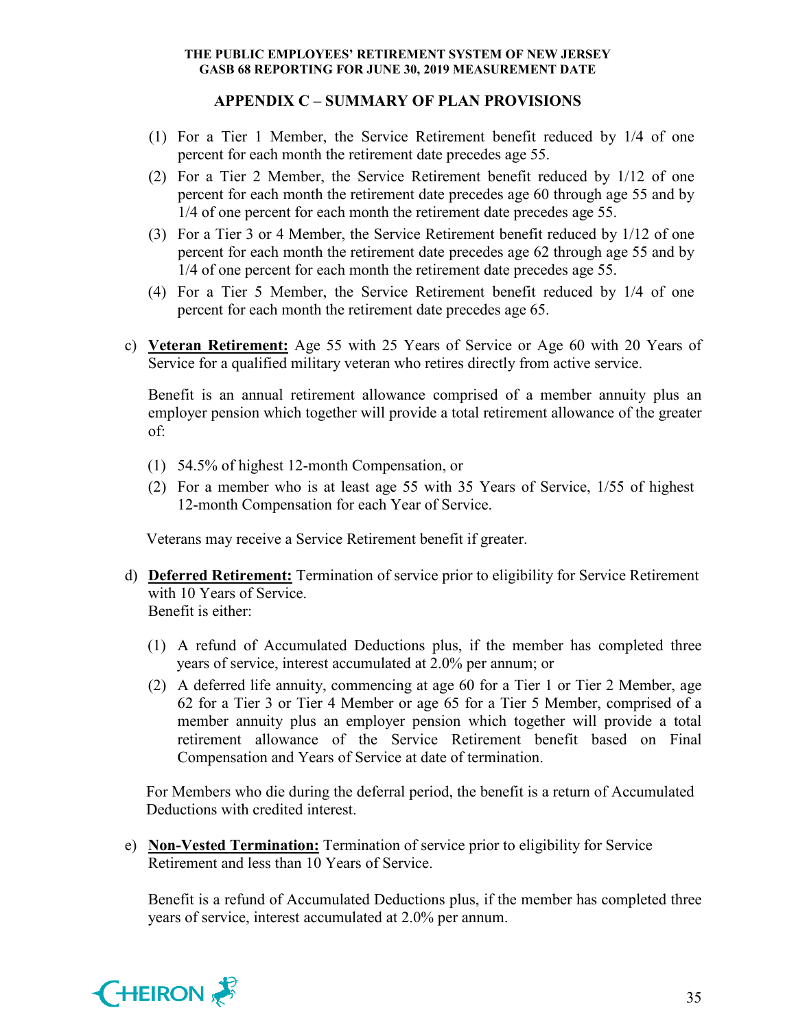## APPENDIX C – SUMMARY OF PLAN PROVISIONS

(1) For a Tier 1 Member, the Service Retirement benefit reduced by 1/4 of one percent for each month the retirement date precedes age 55.

(2) For a Tier 2 Member, the Service Retirement benefit reduced by 1/12 of one percent for each month the retirement date precedes age 60 through age 55 and by 1/4 of one percent for each month the retirement date precedes age 55.

(3) For a Tier 3 or 4 Member, the Service Retirement benefit reduced by 1/12 of one percent for each month the retirement date precedes age 62 through age 55 and by 1/4 of one percent for each month the retirement date precedes age 55.

(4) For a Tier 5 Member, the Service Retirement benefit reduced by 1/4 of one percent for each month the retirement date precedes age 65.

c) **Veteran Retirement:** Age 55 with 25 Years of Service or Age 60 with 20 Years of Service for a qualified military veteran who retires directly from active service.

Benefit is an annual retirement allowance comprised of a member annuity plus an employer pension which together will provide a total retirement allowance of the greater of:

(1) 54.5% of highest 12-month Compensation, or

(2) For a member who is at least age 55 with 35 Years of Service, 1/55 of highest 12-month Compensation for each Year of Service.

Veterans may receive a Service Retirement benefit if greater.

d) **Deferred Retirement:** Termination of service prior to eligibility for Service Retirement with 10 Years of Service.
Benefit is either:

(1) A refund of Accumulated Deductions plus, if the member has completed three years of service, interest accumulated at 2.0% per annum; or

(2) A deferred life annuity, commencing at age 60 for a Tier 1 or Tier 2 Member, age 62 for a Tier 3 or Tier 4 Member or age 65 for a Tier 5 Member, comprised of a member annuity plus an employer pension which together will provide a total retirement allowance of the Service Retirement benefit based on Final Compensation and Years of Service at date of termination.

For Members who die during the deferral period, the benefit is a return of Accumulated Deductions with credited interest.

e) **Non-Vested Termination:** Termination of service prior to eligibility for Service Retirement and less than 10 Years of Service.

Benefit is a refund of Accumulated Deductions plus, if the member has completed three years of service, interest accumulated at 2.0% per annum.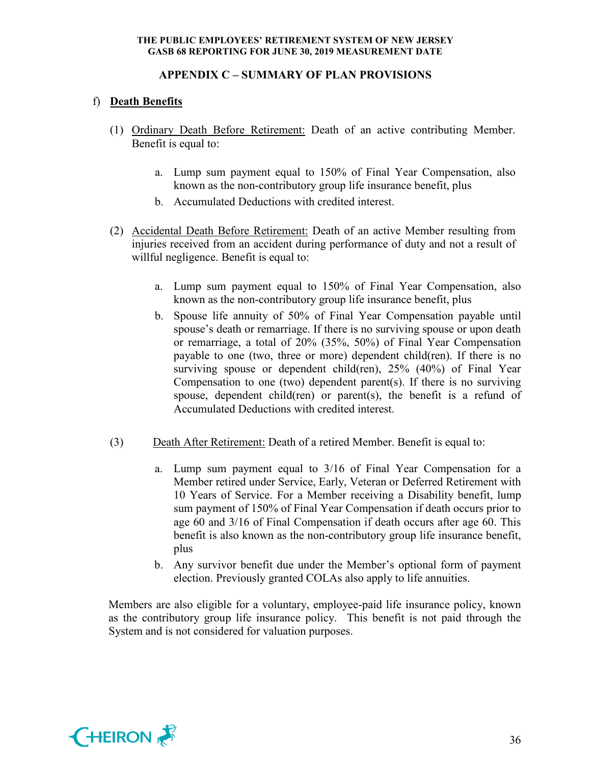## APPENDIX C – SUMMARY OF PLAN PROVISIONS

f) **Death Benefits**

(1) Ordinary Death Before Retirement: Death of an active contributing Member. Benefit is equal to:

   a. Lump sum payment equal to 150% of Final Year Compensation, also known as the non-contributory group life insurance benefit, plus
   b. Accumulated Deductions with credited interest.

(2) Accidental Death Before Retirement: Death of an active Member resulting from injuries received from an accident during performance of duty and not a result of willful negligence. Benefit is equal to:

   a. Lump sum payment equal to 150% of Final Year Compensation, also known as the non-contributory group life insurance benefit, plus
   b. Spouse life annuity of 50% of Final Year Compensation payable until spouse's death or remarriage. If there is no surviving spouse or upon death or remarriage, a total of 20% (35%, 50%) of Final Year Compensation payable to one (two, three or more) dependent child(ren). If there is no surviving spouse or dependent child(ren), 25% (40%) of Final Year Compensation to one (two) dependent parent(s). If there is no surviving spouse, dependent child(ren) or parent(s), the benefit is a refund of Accumulated Deductions with credited interest.

(3) Death After Retirement: Death of a retired Member. Benefit is equal to:

   a. Lump sum payment equal to 3/16 of Final Year Compensation for a Member retired under Service, Early, Veteran or Deferred Retirement with 10 Years of Service. For a Member receiving a Disability benefit, lump sum payment of 150% of Final Year Compensation if death occurs prior to age 60 and 3/16 of Final Compensation if death occurs after age 60. This benefit is also known as the non-contributory group life insurance benefit, plus
   b. Any survivor benefit due under the Member's optional form of payment election. Previously granted COLAs also apply to life annuities.

Members are also eligible for a voluntary, employee-paid life insurance policy, known as the contributory group life insurance policy. This benefit is not paid through the System and is not considered for valuation purposes.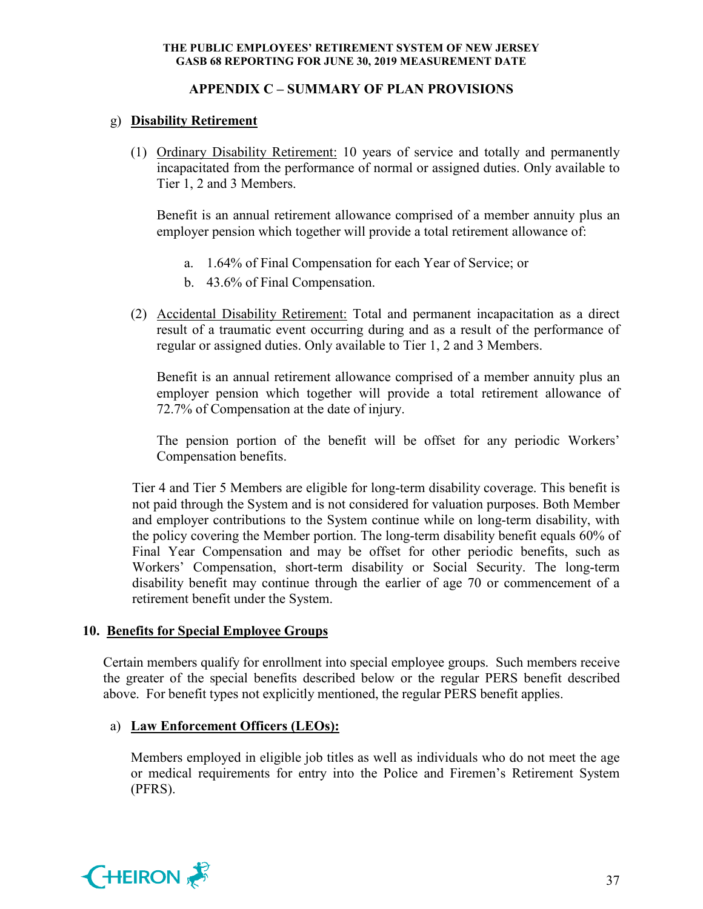## APPENDIX C – SUMMARY OF PLAN PROVISIONS

g) **Disability Retirement**

(1) Ordinary Disability Retirement: 10 years of service and totally and permanently incapacitated from the performance of normal or assigned duties. Only available to Tier 1, 2 and 3 Members.

Benefit is an annual retirement allowance comprised of a member annuity plus an employer pension which together will provide a total retirement allowance of:

a. 1.64% of Final Compensation for each Year of Service; or
b. 43.6% of Final Compensation.

(2) Accidental Disability Retirement: Total and permanent incapacitation as a direct result of a traumatic event occurring during and as a result of the performance of regular or assigned duties. Only available to Tier 1, 2 and 3 Members.

Benefit is an annual retirement allowance comprised of a member annuity plus an employer pension which together will provide a total retirement allowance of 72.7% of Compensation at the date of injury.

The pension portion of the benefit will be offset for any periodic Workers' Compensation benefits.

Tier 4 and Tier 5 Members are eligible for long-term disability coverage. This benefit is not paid through the System and is not considered for valuation purposes. Both Member and employer contributions to the System continue while on long-term disability, with the policy covering the Member portion. The long-term disability benefit equals 60% of Final Year Compensation and may be offset for other periodic benefits, such as Workers' Compensation, short-term disability or Social Security. The long-term disability benefit may continue through the earlier of age 70 or commencement of a retirement benefit under the System.

### 10. Benefits for Special Employee Groups

Certain members qualify for enrollment into special employee groups. Such members receive the greater of the special benefits described below or the regular PERS benefit described above. For benefit types not explicitly mentioned, the regular PERS benefit applies.

a) **Law Enforcement Officers (LEOs):**

Members employed in eligible job titles as well as individuals who do not meet the age or medical requirements for entry into the Police and Firemen's Retirement System (PFRS).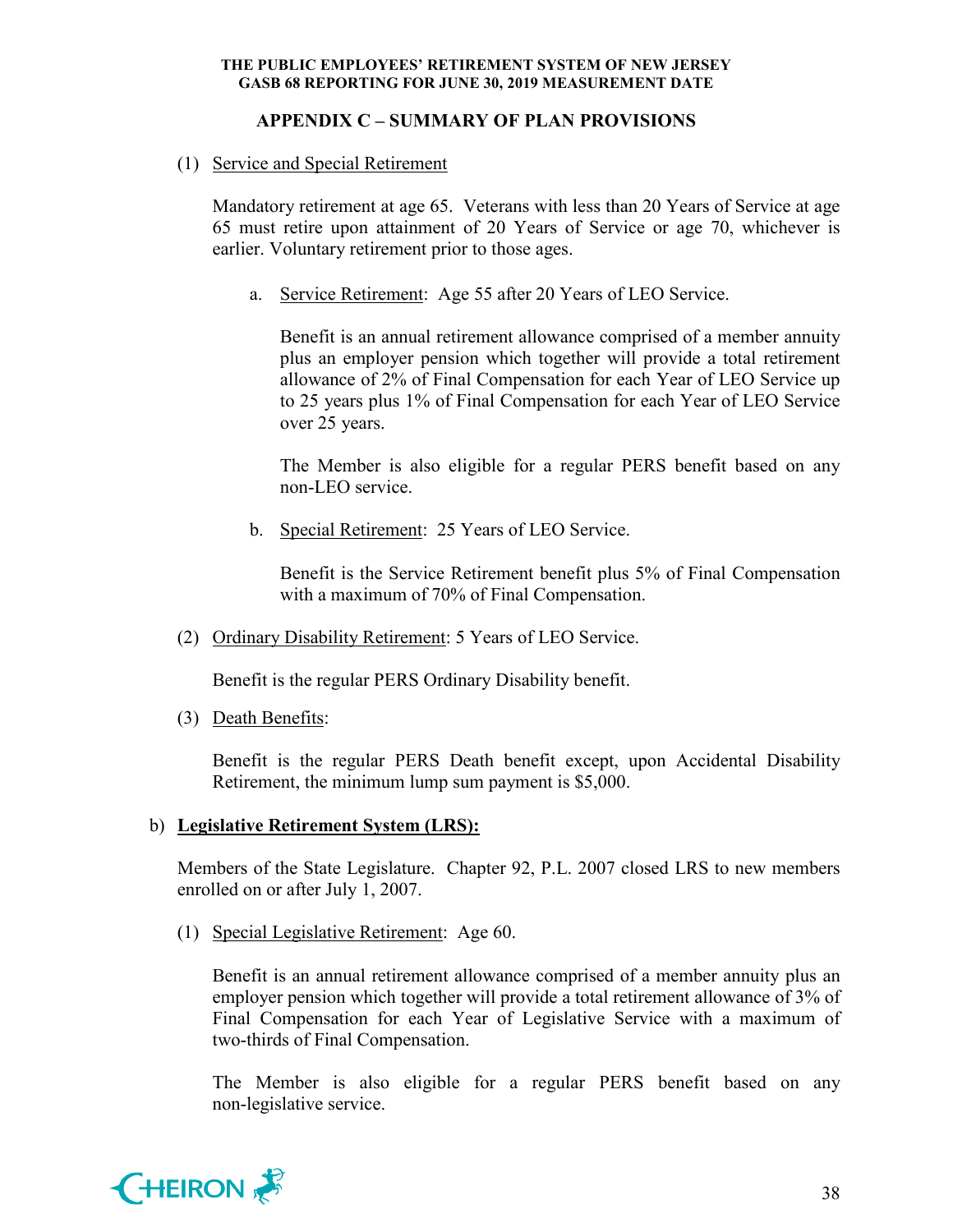## APPENDIX C – SUMMARY OF PLAN PROVISIONS

(1) Service and Special Retirement

Mandatory retirement at age 65. Veterans with less than 20 Years of Service at age 65 must retire upon attainment of 20 Years of Service or age 70, whichever is earlier. Voluntary retirement prior to those ages.

a. Service Retirement: Age 55 after 20 Years of LEO Service.

Benefit is an annual retirement allowance comprised of a member annuity plus an employer pension which together will provide a total retirement allowance of 2% of Final Compensation for each Year of LEO Service up to 25 years plus 1% of Final Compensation for each Year of LEO Service over 25 years.

The Member is also eligible for a regular PERS benefit based on any non-LEO service.

b. Special Retirement: 25 Years of LEO Service.

Benefit is the Service Retirement benefit plus 5% of Final Compensation with a maximum of 70% of Final Compensation.

(2) Ordinary Disability Retirement: 5 Years of LEO Service.

Benefit is the regular PERS Ordinary Disability benefit.

(3) Death Benefits:

Benefit is the regular PERS Death benefit except, upon Accidental Disability Retirement, the minimum lump sum payment is $5,000.

b) **Legislative Retirement System (LRS):**

Members of the State Legislature. Chapter 92, P.L. 2007 closed LRS to new members enrolled on or after July 1, 2007.

(1) Special Legislative Retirement: Age 60.

Benefit is an annual retirement allowance comprised of a member annuity plus an employer pension which together will provide a total retirement allowance of 3% of Final Compensation for each Year of Legislative Service with a maximum of two-thirds of Final Compensation.

The Member is also eligible for a regular PERS benefit based on any non-legislative service.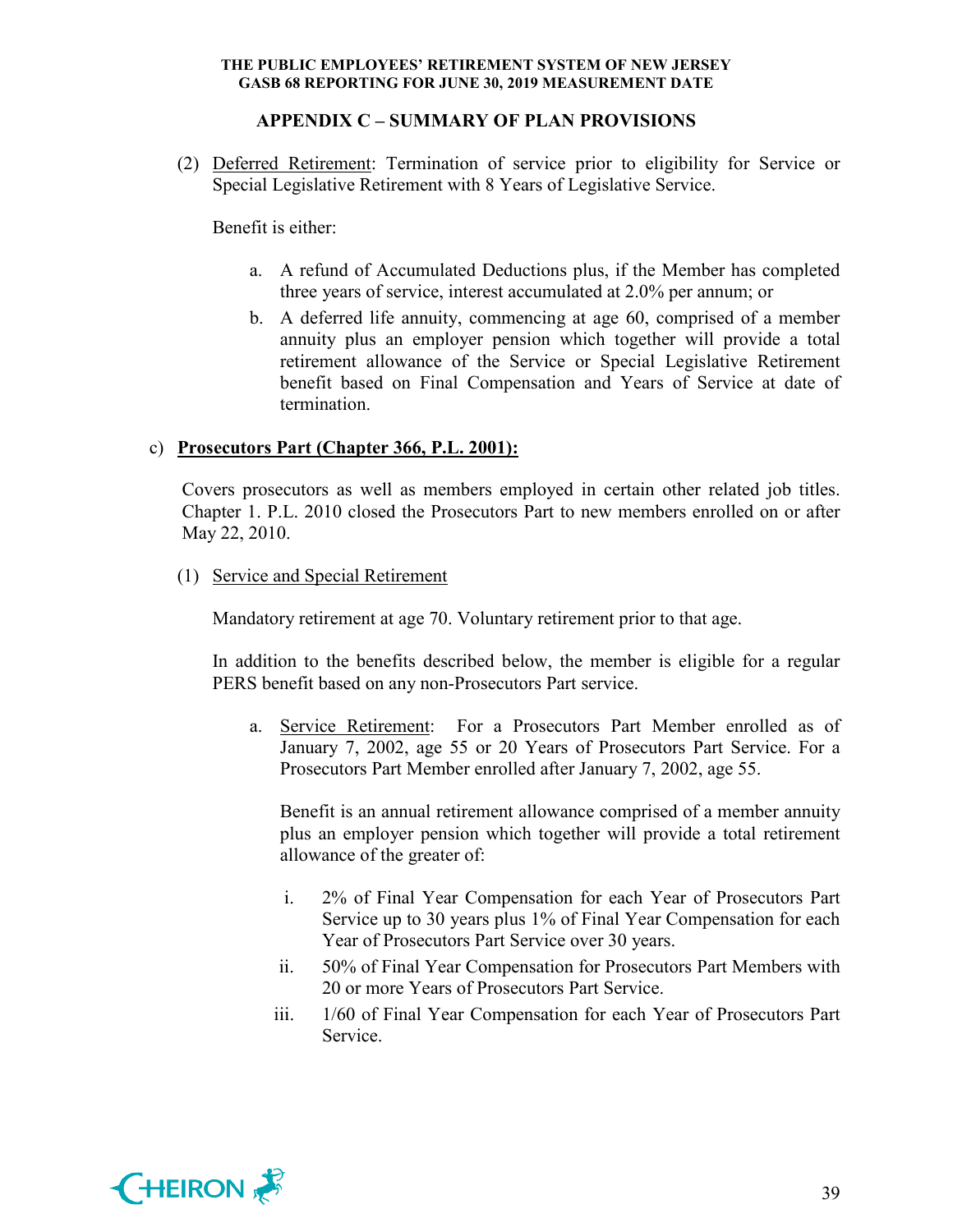## APPENDIX C – SUMMARY OF PLAN PROVISIONS

(2) Deferred Retirement: Termination of service prior to eligibility for Service or Special Legislative Retirement with 8 Years of Legislative Service.

Benefit is either:

a. A refund of Accumulated Deductions plus, if the Member has completed three years of service, interest accumulated at 2.0% per annum; or
b. A deferred life annuity, commencing at age 60, comprised of a member annuity plus an employer pension which together will provide a total retirement allowance of the Service or Special Legislative Retirement benefit based on Final Compensation and Years of Service at date of termination.

c) **Prosecutors Part (Chapter 366, P.L. 2001):**

Covers prosecutors as well as members employed in certain other related job titles. Chapter 1. P.L. 2010 closed the Prosecutors Part to new members enrolled on or after May 22, 2010.

(1) Service and Special Retirement

Mandatory retirement at age 70. Voluntary retirement prior to that age.

In addition to the benefits described below, the member is eligible for a regular PERS benefit based on any non-Prosecutors Part service.

a. Service Retirement: For a Prosecutors Part Member enrolled as of January 7, 2002, age 55 or 20 Years of Prosecutors Part Service. For a Prosecutors Part Member enrolled after January 7, 2002, age 55.

   Benefit is an annual retirement allowance comprised of a member annuity plus an employer pension which together will provide a total retirement allowance of the greater of:

   i. 2% of Final Year Compensation for each Year of Prosecutors Part Service up to 30 years plus 1% of Final Year Compensation for each Year of Prosecutors Part Service over 30 years.
   ii. 50% of Final Year Compensation for Prosecutors Part Members with 20 or more Years of Prosecutors Part Service.
   iii. 1/60 of Final Year Compensation for each Year of Prosecutors Part Service.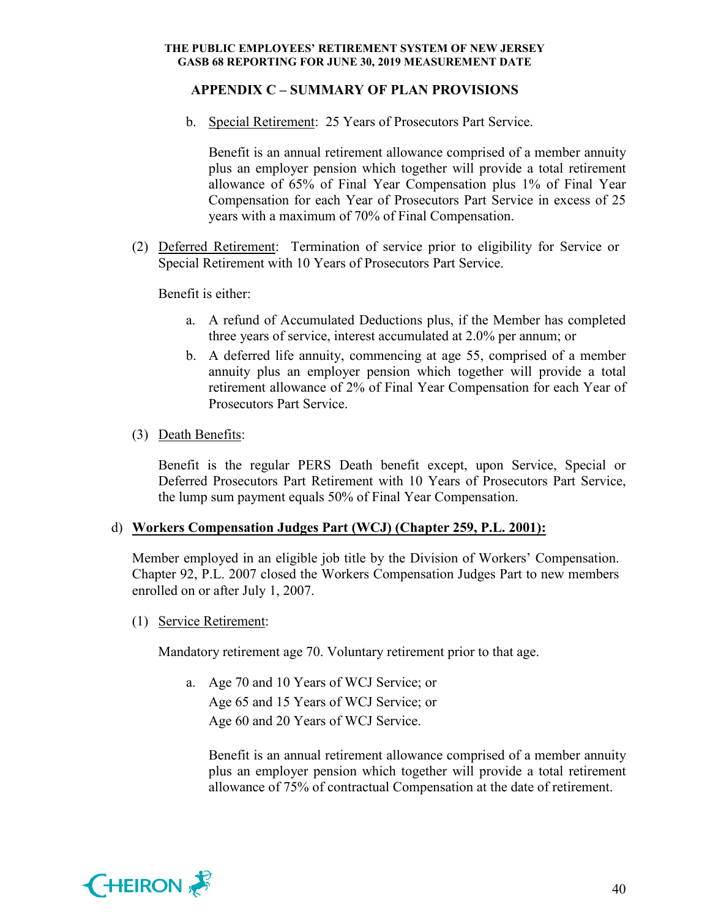## APPENDIX C – SUMMARY OF PLAN PROVISIONS

b. <u>Special Retirement</u>: 25 Years of Prosecutors Part Service.

   Benefit is an annual retirement allowance comprised of a member annuity plus an employer pension which together will provide a total retirement allowance of 65% of Final Year Compensation plus 1% of Final Year Compensation for each Year of Prosecutors Part Service in excess of 25 years with a maximum of 70% of Final Compensation.

(2) <u>Deferred Retirement</u>: Termination of service prior to eligibility for Service or Special Retirement with 10 Years of Prosecutors Part Service.

   Benefit is either:

   a. A refund of Accumulated Deductions plus, if the Member has completed three years of service, interest accumulated at 2.0% per annum; or
   b. A deferred life annuity, commencing at age 55, comprised of a member annuity plus an employer pension which together will provide a total retirement allowance of 2% of Final Year Compensation for each Year of Prosecutors Part Service.

(3) <u>Death Benefits</u>:

   Benefit is the regular PERS Death benefit except, upon Service, Special or Deferred Prosecutors Part Retirement with 10 Years of Prosecutors Part Service, the lump sum payment equals 50% of Final Year Compensation.

d) **<u>Workers Compensation Judges Part (WCJ) (Chapter 259, P.L. 2001):</u>**

Member employed in an eligible job title by the Division of Workers' Compensation. Chapter 92, P.L. 2007 closed the Workers Compensation Judges Part to new members enrolled on or after July 1, 2007.

(1) <u>Service Retirement</u>:

   Mandatory retirement age 70. Voluntary retirement prior to that age.

   a. Age 70 and 10 Years of WCJ Service; or
      Age 65 and 15 Years of WCJ Service; or
      Age 60 and 20 Years of WCJ Service.

      Benefit is an annual retirement allowance comprised of a member annuity plus an employer pension which together will provide a total retirement allowance of 75% of contractual Compensation at the date of retirement.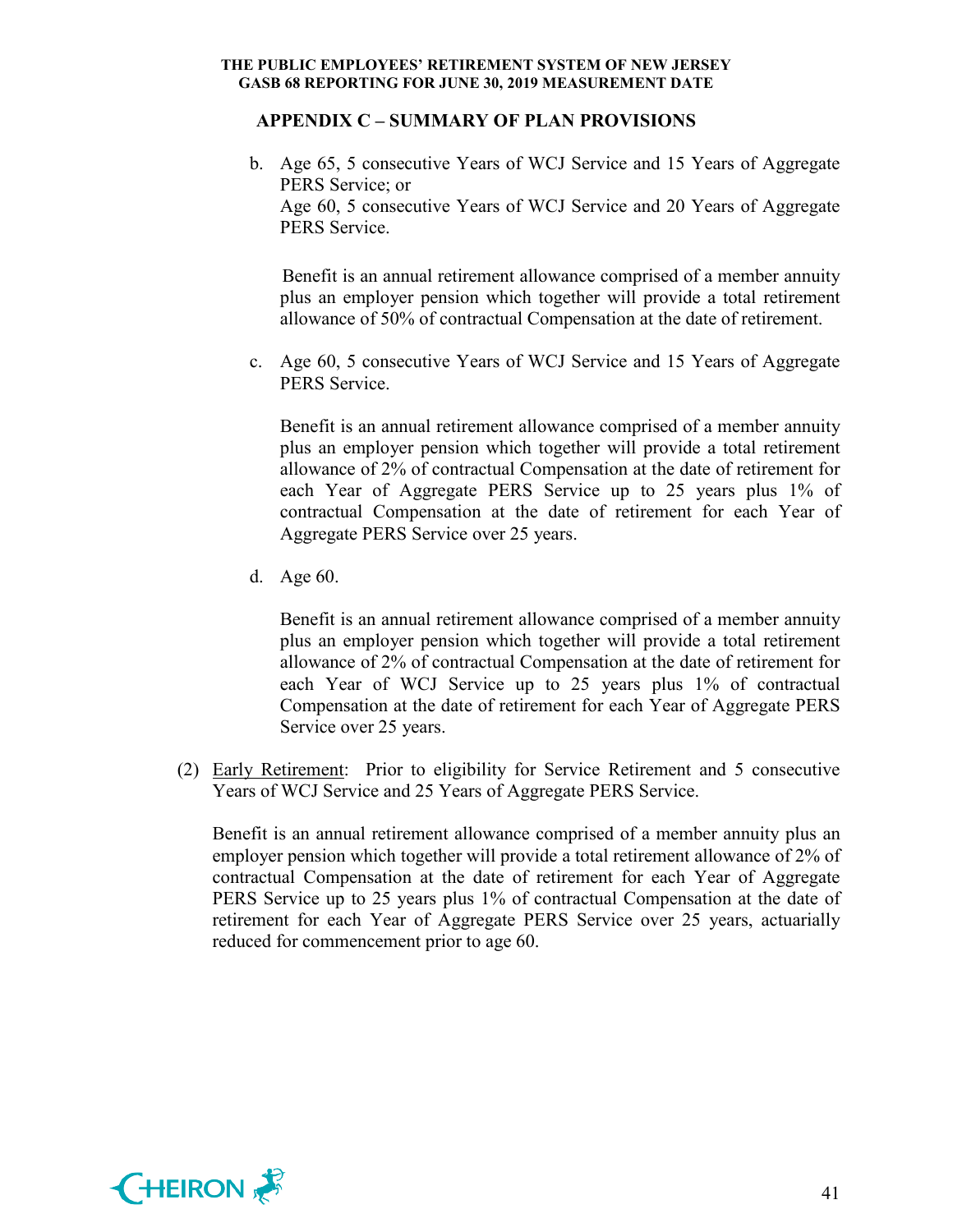## APPENDIX C – SUMMARY OF PLAN PROVISIONS

b. Age 65, 5 consecutive Years of WCJ Service and 15 Years of Aggregate PERS Service; or
   Age 60, 5 consecutive Years of WCJ Service and 20 Years of Aggregate PERS Service.

   Benefit is an annual retirement allowance comprised of a member annuity plus an employer pension which together will provide a total retirement allowance of 50% of contractual Compensation at the date of retirement.

c. Age 60, 5 consecutive Years of WCJ Service and 15 Years of Aggregate PERS Service.

   Benefit is an annual retirement allowance comprised of a member annuity plus an employer pension which together will provide a total retirement allowance of 2% of contractual Compensation at the date of retirement for each Year of Aggregate PERS Service up to 25 years plus 1% of contractual Compensation at the date of retirement for each Year of Aggregate PERS Service over 25 years.

d. Age 60.

   Benefit is an annual retirement allowance comprised of a member annuity plus an employer pension which together will provide a total retirement allowance of 2% of contractual Compensation at the date of retirement for each Year of WCJ Service up to 25 years plus 1% of contractual Compensation at the date of retirement for each Year of Aggregate PERS Service over 25 years.

(2) Early Retirement: Prior to eligibility for Service Retirement and 5 consecutive Years of WCJ Service and 25 Years of Aggregate PERS Service.

   Benefit is an annual retirement allowance comprised of a member annuity plus an employer pension which together will provide a total retirement allowance of 2% of contractual Compensation at the date of retirement for each Year of Aggregate PERS Service up to 25 years plus 1% of contractual Compensation at the date of retirement for each Year of Aggregate PERS Service over 25 years, actuarially reduced for commencement prior to age 60.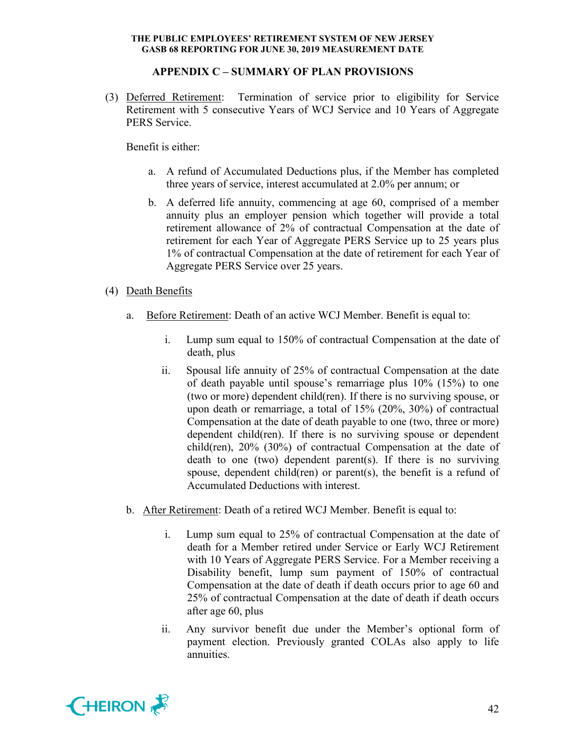## APPENDIX C – SUMMARY OF PLAN PROVISIONS

(3) Deferred Retirement: Termination of service prior to eligibility for Service Retirement with 5 consecutive Years of WCJ Service and 10 Years of Aggregate PERS Service.

Benefit is either:

a. A refund of Accumulated Deductions plus, if the Member has completed three years of service, interest accumulated at 2.0% per annum; or

b. A deferred life annuity, commencing at age 60, comprised of a member annuity plus an employer pension which together will provide a total retirement allowance of 2% of contractual Compensation at the date of retirement for each Year of Aggregate PERS Service up to 25 years plus 1% of contractual Compensation at the date of retirement for each Year of Aggregate PERS Service over 25 years.

(4) Death Benefits

a. Before Retirement: Death of an active WCJ Member. Benefit is equal to:

   i. Lump sum equal to 150% of contractual Compensation at the date of death, plus

   ii. Spousal life annuity of 25% of contractual Compensation at the date of death payable until spouse's remarriage plus 10% (15%) to one (two or more) dependent child(ren). If there is no surviving spouse, or upon death or remarriage, a total of 15% (20%, 30%) of contractual Compensation at the date of death payable to one (two, three or more) dependent child(ren). If there is no surviving spouse or dependent child(ren), 20% (30%) of contractual Compensation at the date of death to one (two) dependent parent(s). If there is no surviving spouse, dependent child(ren) or parent(s), the benefit is a refund of Accumulated Deductions with interest.

b. After Retirement: Death of a retired WCJ Member. Benefit is equal to:

   i. Lump sum equal to 25% of contractual Compensation at the date of death for a Member retired under Service or Early WCJ Retirement with 10 Years of Aggregate PERS Service. For a Member receiving a Disability benefit, lump sum payment of 150% of contractual Compensation at the date of death if death occurs prior to age 60 and 25% of contractual Compensation at the date of death if death occurs after age 60, plus

   ii. Any survivor benefit due under the Member's optional form of payment election. Previously granted COLAs also apply to life annuities.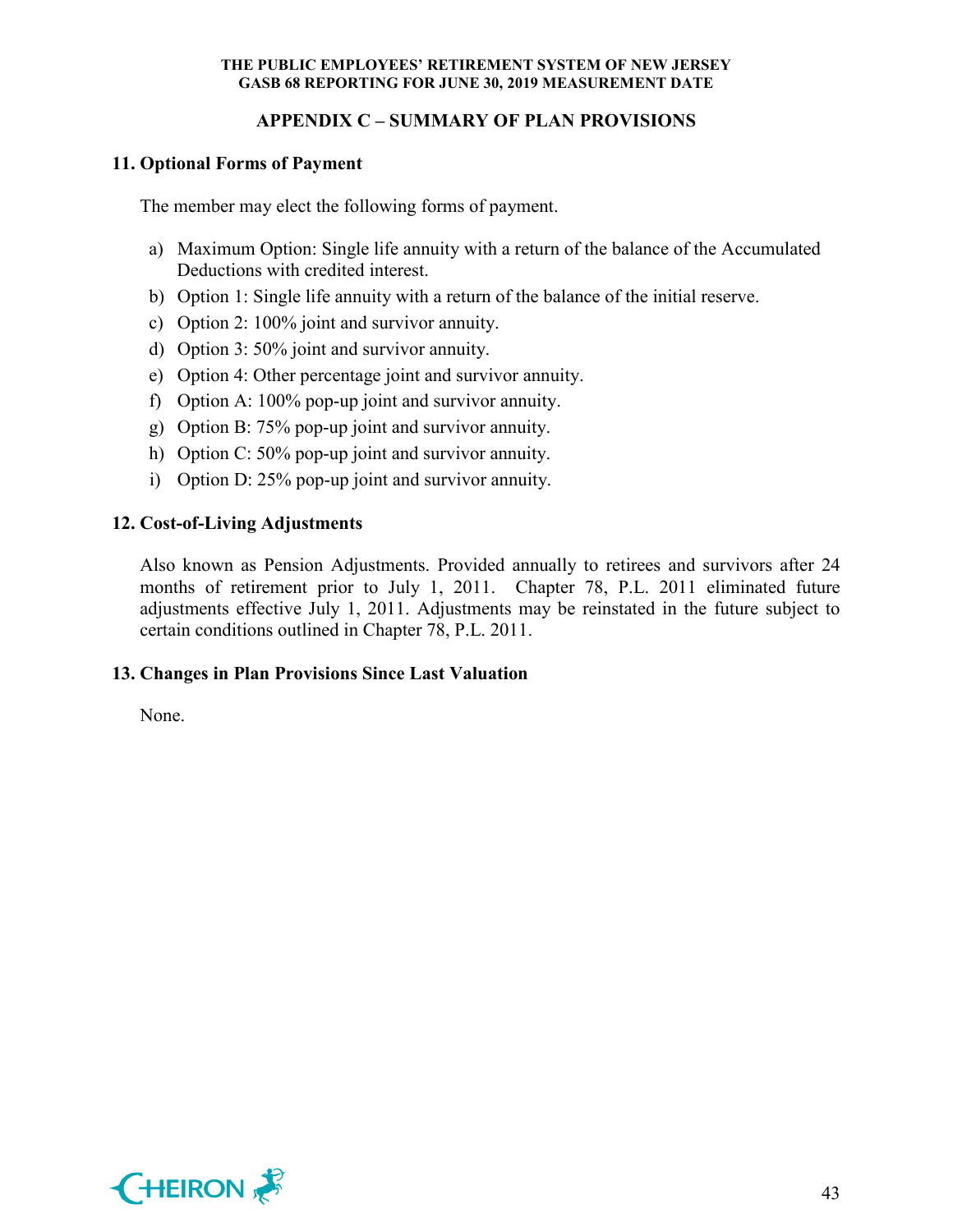## APPENDIX C – SUMMARY OF PLAN PROVISIONS

### 11. Optional Forms of Payment

The member may elect the following forms of payment.

a) Maximum Option: Single life annuity with a return of the balance of the Accumulated Deductions with credited interest.
b) Option 1: Single life annuity with a return of the balance of the initial reserve.
c) Option 2: 100% joint and survivor annuity.
d) Option 3: 50% joint and survivor annuity.
e) Option 4: Other percentage joint and survivor annuity.
f) Option A: 100% pop-up joint and survivor annuity.
g) Option B: 75% pop-up joint and survivor annuity.
h) Option C: 50% pop-up joint and survivor annuity.
i) Option D: 25% pop-up joint and survivor annuity.

### 12. Cost-of-Living Adjustments

Also known as Pension Adjustments. Provided annually to retirees and survivors after 24 months of retirement prior to July 1, 2011. Chapter 78, P.L. 2011 eliminated future adjustments effective July 1, 2011. Adjustments may be reinstated in the future subject to certain conditions outlined in Chapter 78, P.L. 2011.

### 13. Changes in Plan Provisions Since Last Valuation

None.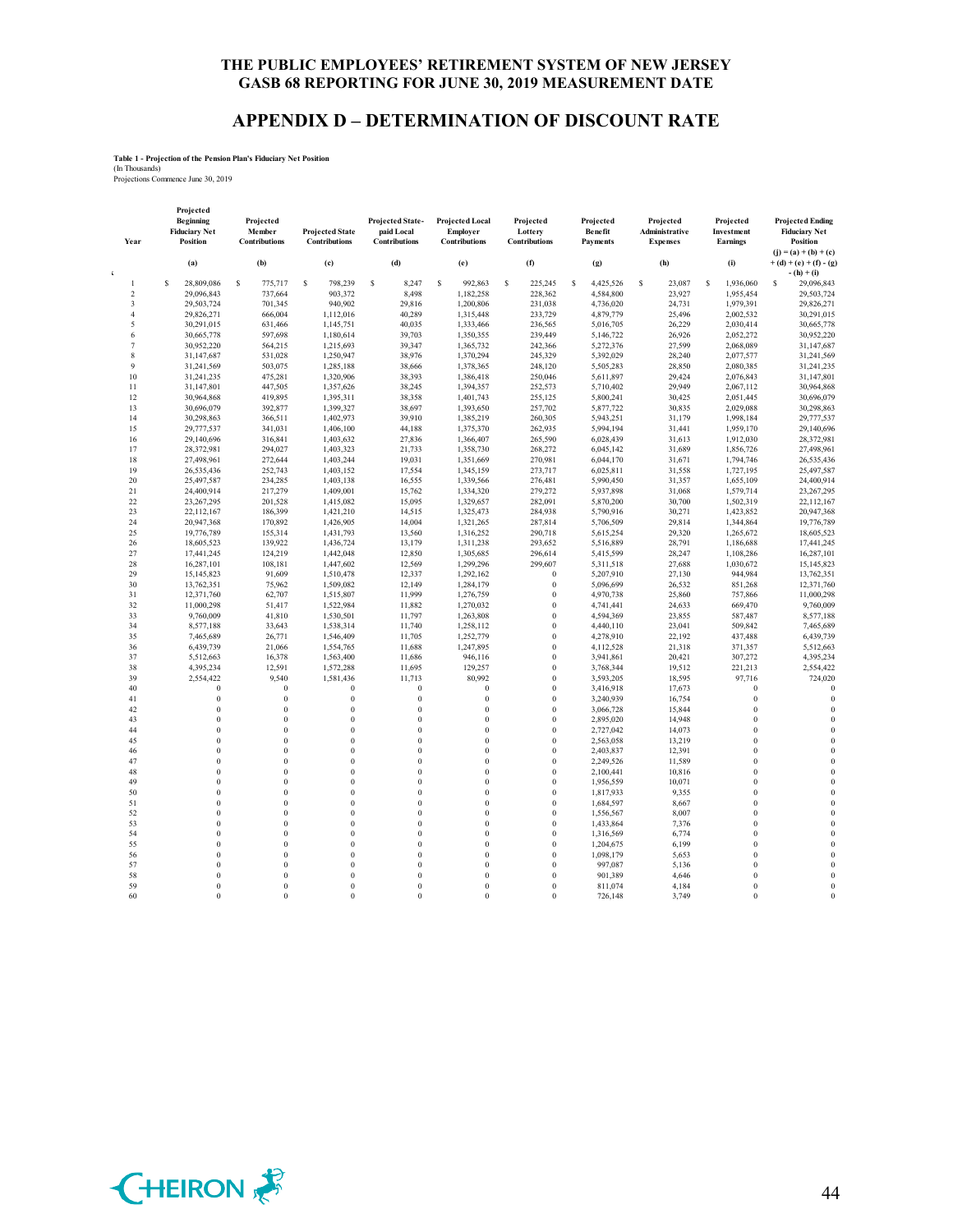# THE PUBLIC EMPLOYEES' RETIREMENT SYSTEM OF NEW JERSEY
# GASB 68 REPORTING FOR JUNE 30, 2019 MEASUREMENT DATE

## APPENDIX D – DETERMINATION OF DISCOUNT RATE

**Table 1 - Projection of the Pension Plan's Fiduciary Net Position**
(In Thousands)
Projections Commence June 30, 2019

| Year | Projected Beginning Fiduciary Net Position | Projected Member Contributions | Projected State Contributions | Projected State-paid Local Contributions | Projected Local Employer Contributions | Projected Lottery Contributions | Projected Benefit Payments | Projected Administrative Expenses | Projected Investment Earnings | Projected Ending Fiduciary Net Position |
|---|---|---|---|---|---|---|---|---|---|---|
| | (a) | (b) | (c) | (d) | (e) | (f) | (g) | (h) | (i) | (j) = (a) + (b) + (c) + (d) + (e) + (f) - (g) - (h) + (i) |
| 1 | $ 28,809,086 | $ 775,717 | $ 798,239 | $ 8,247 | $ 992,863 | $ 225,245 | $ 4,425,526 | $ 23,087 | $ 1,936,060 | $ 29,096,843 |
| 2 | 29,096,843 | 737,664 | 903,372 | 8,498 | 1,182,258 | 228,362 | 4,584,800 | 23,927 | 1,955,454 | 29,503,724 |
| 3 | 29,503,724 | 701,345 | 940,902 | 29,816 | 1,200,806 | 231,038 | 4,736,020 | 24,731 | 1,979,391 | 29,826,271 |
| 4 | 29,826,271 | 666,004 | 1,112,016 | 40,289 | 1,315,448 | 233,729 | 4,879,779 | 25,496 | 2,002,532 | 30,291,015 |
| 5 | 30,291,015 | 631,466 | 1,145,751 | 40,035 | 1,333,466 | 236,565 | 5,016,705 | 26,229 | 2,030,414 | 30,665,778 |
| 6 | 30,665,778 | 597,698 | 1,180,614 | 39,703 | 1,350,355 | 239,449 | 5,146,722 | 26,926 | 2,052,272 | 30,952,220 |
| 7 | 30,952,220 | 564,215 | 1,215,693 | 39,347 | 1,365,732 | 242,366 | 5,272,376 | 27,599 | 2,068,089 | 31,147,687 |
| 8 | 31,147,687 | 531,028 | 1,250,947 | 38,976 | 1,370,294 | 245,329 | 5,392,029 | 28,240 | 2,077,577 | 31,241,569 |
| 9 | 31,241,569 | 503,075 | 1,285,188 | 38,666 | 1,378,365 | 248,120 | 5,505,283 | 28,850 | 2,080,385 | 31,241,235 |
| 10 | 31,241,235 | 475,281 | 1,320,906 | 38,393 | 1,386,418 | 250,046 | 5,611,897 | 29,424 | 2,076,843 | 31,147,801 |
| 11 | 31,147,801 | 447,505 | 1,357,626 | 38,245 | 1,394,357 | 252,573 | 5,710,402 | 29,949 | 2,067,112 | 30,964,868 |
| 12 | 30,964,868 | 419,895 | 1,395,311 | 38,358 | 1,401,743 | 255,125 | 5,800,241 | 30,425 | 2,051,445 | 30,696,079 |
| 13 | 30,696,079 | 392,877 | 1,399,327 | 38,697 | 1,393,650 | 257,702 | 5,877,722 | 30,835 | 2,029,088 | 30,298,863 |
| 14 | 30,298,863 | 366,511 | 1,402,973 | 39,910 | 1,385,219 | 260,305 | 5,943,251 | 31,179 | 1,998,184 | 29,777,537 |
| 15 | 29,777,537 | 341,031 | 1,406,100 | 44,188 | 1,375,370 | 262,935 | 5,994,194 | 31,441 | 1,959,170 | 29,140,696 |
| 16 | 29,140,696 | 316,841 | 1,403,632 | 27,836 | 1,366,407 | 265,590 | 6,028,439 | 31,613 | 1,912,030 | 28,372,981 |
| 17 | 28,372,981 | 294,027 | 1,403,323 | 21,733 | 1,358,730 | 268,272 | 6,045,142 | 31,689 | 1,856,726 | 27,498,961 |
| 18 | 27,498,961 | 272,644 | 1,403,244 | 19,031 | 1,351,669 | 270,981 | 6,044,170 | 31,671 | 1,794,746 | 26,535,436 |
| 19 | 26,535,436 | 252,743 | 1,403,152 | 17,554 | 1,345,159 | 273,717 | 6,025,811 | 31,558 | 1,727,195 | 25,497,587 |
| 20 | 25,497,587 | 234,285 | 1,403,138 | 16,555 | 1,339,566 | 276,481 | 5,990,450 | 31,357 | 1,655,109 | 24,400,914 |
| 21 | 24,400,914 | 217,279 | 1,409,001 | 15,762 | 1,334,320 | 279,272 | 5,937,898 | 31,068 | 1,579,714 | 23,267,295 |
| 22 | 23,267,295 | 201,528 | 1,415,082 | 15,095 | 1,329,657 | 282,091 | 5,870,200 | 30,700 | 1,502,319 | 22,112,167 |
| 23 | 22,112,167 | 186,399 | 1,421,210 | 14,515 | 1,325,473 | 284,938 | 5,790,916 | 30,271 | 1,423,852 | 20,947,368 |
| 24 | 20,947,368 | 170,892 | 1,426,905 | 14,004 | 1,321,265 | 287,814 | 5,706,509 | 29,814 | 1,344,864 | 19,776,789 |
| 25 | 19,776,789 | 155,314 | 1,431,793 | 13,560 | 1,316,252 | 290,718 | 5,615,254 | 29,320 | 1,265,672 | 18,605,523 |
| 26 | 18,605,523 | 139,922 | 1,436,724 | 13,179 | 1,311,238 | 293,652 | 5,516,889 | 28,791 | 1,186,688 | 17,441,245 |
| 27 | 17,441,245 | 124,219 | 1,442,048 | 12,850 | 1,305,685 | 296,614 | 5,415,599 | 28,247 | 1,108,286 | 16,287,101 |
| 28 | 16,287,101 | 108,181 | 1,447,602 | 12,569 | 1,299,296 | 299,607 | 5,311,518 | 27,688 | 1,030,672 | 15,145,823 |
| 29 | 15,145,823 | 91,609 | 1,510,478 | 12,337 | 1,292,162 | 0 | 5,207,910 | 27,130 | 944,984 | 13,762,351 |
| 30 | 13,762,351 | 75,962 | 1,509,082 | 12,149 | 1,284,179 | 0 | 5,096,699 | 26,532 | 851,268 | 12,371,760 |
| 31 | 12,371,760 | 62,707 | 1,515,807 | 11,999 | 1,276,759 | 0 | 4,970,738 | 25,860 | 757,866 | 11,000,298 |
| 32 | 11,000,298 | 51,417 | 1,522,984 | 11,882 | 1,270,032 | 0 | 4,741,441 | 24,633 | 669,470 | 9,760,009 |
| 33 | 9,760,009 | 41,810 | 1,530,501 | 11,797 | 1,263,808 | 0 | 4,594,369 | 23,855 | 587,487 | 8,577,188 |
| 34 | 8,577,188 | 33,643 | 1,538,314 | 11,740 | 1,258,112 | 0 | 4,440,110 | 23,041 | 509,842 | 7,465,689 |
| 35 | 7,465,689 | 26,771 | 1,546,409 | 11,705 | 1,252,779 | 0 | 4,278,910 | 22,192 | 437,488 | 6,439,739 |
| 36 | 6,439,739 | 21,066 | 1,554,765 | 11,688 | 1,247,895 | 0 | 4,112,528 | 21,318 | 371,357 | 5,512,663 |
| 37 | 5,512,663 | 16,378 | 1,563,400 | 11,686 | 946,116 | 0 | 3,941,861 | 20,421 | 307,272 | 4,395,234 |
| 38 | 4,395,234 | 12,591 | 1,572,288 | 11,695 | 129,257 | 0 | 3,768,344 | 19,512 | 221,213 | 2,554,422 |
| 39 | 2,554,422 | 9,540 | 1,581,436 | 11,713 | 80,992 | 0 | 3,593,205 | 18,595 | 97,716 | 724,020 |
| 40 | 0 | 0 | 0 | 0 | 0 | 0 | 3,416,918 | 17,673 | 0 | 0 |
| 41 | 0 | 0 | 0 | 0 | 0 | 0 | 3,240,939 | 16,754 | 0 | 0 |
| 42 | 0 | 0 | 0 | 0 | 0 | 0 | 3,066,728 | 15,844 | 0 | 0 |
| 43 | 0 | 0 | 0 | 0 | 0 | 0 | 2,895,020 | 14,948 | 0 | 0 |
| 44 | 0 | 0 | 0 | 0 | 0 | 0 | 2,727,042 | 14,073 | 0 | 0 |
| 45 | 0 | 0 | 0 | 0 | 0 | 0 | 2,563,058 | 13,219 | 0 | 0 |
| 46 | 0 | 0 | 0 | 0 | 0 | 0 | 2,403,837 | 12,391 | 0 | 0 |
| 47 | 0 | 0 | 0 | 0 | 0 | 0 | 2,249,526 | 11,589 | 0 | 0 |
| 48 | 0 | 0 | 0 | 0 | 0 | 0 | 2,100,441 | 10,816 | 0 | 0 |
| 49 | 0 | 0 | 0 | 0 | 0 | 0 | 1,956,559 | 10,071 | 0 | 0 |
| 50 | 0 | 0 | 0 | 0 | 0 | 0 | 1,817,933 | 9,355 | 0 | 0 |
| 51 | 0 | 0 | 0 | 0 | 0 | 0 | 1,684,597 | 8,667 | 0 | 0 |
| 52 | 0 | 0 | 0 | 0 | 0 | 0 | 1,556,567 | 8,007 | 0 | 0 |
| 53 | 0 | 0 | 0 | 0 | 0 | 0 | 1,433,864 | 7,376 | 0 | 0 |
| 54 | 0 | 0 | 0 | 0 | 0 | 0 | 1,316,569 | 6,774 | 0 | 0 |
| 55 | 0 | 0 | 0 | 0 | 0 | 0 | 1,204,675 | 6,199 | 0 | 0 |
| 56 | 0 | 0 | 0 | 0 | 0 | 0 | 1,098,179 | 5,653 | 0 | 0 |
| 57 | 0 | 0 | 0 | 0 | 0 | 0 | 997,087 | 5,136 | 0 | 0 |
| 58 | 0 | 0 | 0 | 0 | 0 | 0 | 901,389 | 4,646 | 0 | 0 |
| 59 | 0 | 0 | 0 | 0 | 0 | 0 | 811,074 | 4,184 | 0 | 0 |
| 60 | 0 | 0 | 0 | 0 | 0 | 0 | 726,148 | 3,749 | 0 | 0 |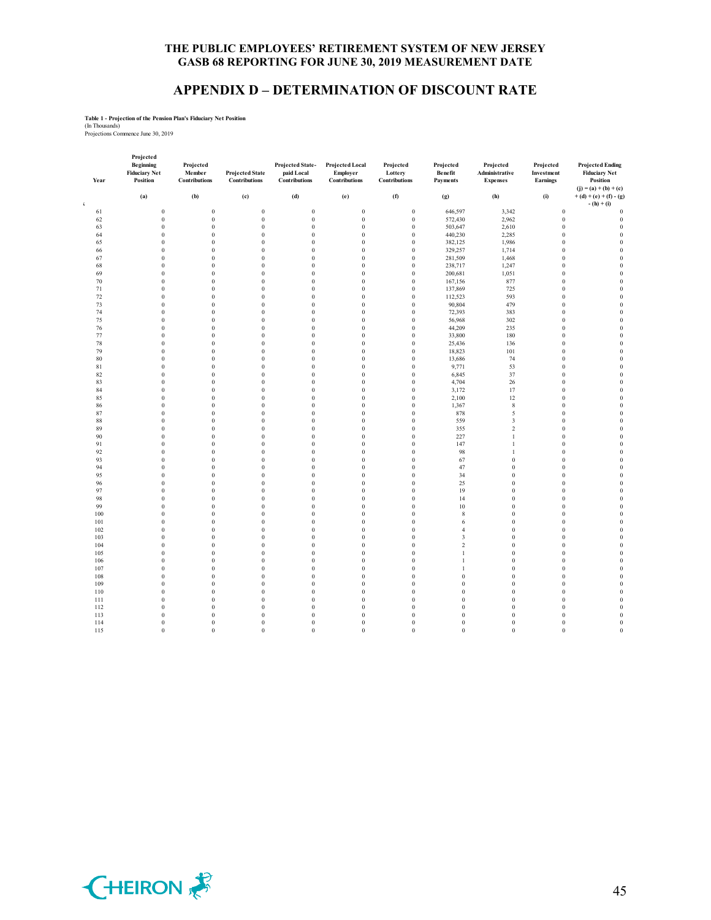# THE PUBLIC EMPLOYEES' RETIREMENT SYSTEM OF NEW JERSEY
## GASB 68 REPORTING FOR JUNE 30, 2019 MEASUREMENT DATE

## APPENDIX D – DETERMINATION OF DISCOUNT RATE

**Table 1 - Projection of the Pension Plan's Fiduciary Net Position**
(In Thousands)
Projections Commence June 30, 2019

| Year | Projected Beginning Fiduciary Net Position | Projected Member Contributions | Projected State Contributions | Projected State-paid Local Contributions | Projected Local Employer Contributions | Projected Lottery Contributions | Projected Benefit Payments | Projected Administrative Expenses | Projected Investment Earnings | Projected Ending Fiduciary Net Position |
|---|---|---|---|---|---|---|---|---|---|---|
| | (a) | (b) | (c) | (d) | (e) | (f) | (g) | (h) | (i) | (j) = (a) + (b) + (c) + (d) + (e) + (f) - (g) - (h) + (i) |
| 61 | 0 | 0 | 0 | 0 | 0 | 0 | 646,597 | 3,342 | 0 | 0 |
| 62 | 0 | 0 | 0 | 0 | 0 | 0 | 572,430 | 2,962 | 0 | 0 |
| 63 | 0 | 0 | 0 | 0 | 0 | 0 | 503,647 | 2,610 | 0 | 0 |
| 64 | 0 | 0 | 0 | 0 | 0 | 0 | 440,230 | 2,285 | 0 | 0 |
| 65 | 0 | 0 | 0 | 0 | 0 | 0 | 382,125 | 1,986 | 0 | 0 |
| 66 | 0 | 0 | 0 | 0 | 0 | 0 | 329,257 | 1,714 | 0 | 0 |
| 67 | 0 | 0 | 0 | 0 | 0 | 0 | 281,509 | 1,468 | 0 | 0 |
| 68 | 0 | 0 | 0 | 0 | 0 | 0 | 238,717 | 1,247 | 0 | 0 |
| 69 | 0 | 0 | 0 | 0 | 0 | 0 | 200,681 | 1,051 | 0 | 0 |
| 70 | 0 | 0 | 0 | 0 | 0 | 0 | 167,156 | 877 | 0 | 0 |
| 71 | 0 | 0 | 0 | 0 | 0 | 0 | 137,869 | 725 | 0 | 0 |
| 72 | 0 | 0 | 0 | 0 | 0 | 0 | 112,523 | 593 | 0 | 0 |
| 73 | 0 | 0 | 0 | 0 | 0 | 0 | 90,804 | 479 | 0 | 0 |
| 74 | 0 | 0 | 0 | 0 | 0 | 0 | 72,393 | 383 | 0 | 0 |
| 75 | 0 | 0 | 0 | 0 | 0 | 0 | 56,968 | 302 | 0 | 0 |
| 76 | 0 | 0 | 0 | 0 | 0 | 0 | 44,209 | 235 | 0 | 0 |
| 77 | 0 | 0 | 0 | 0 | 0 | 0 | 33,800 | 180 | 0 | 0 |
| 78 | 0 | 0 | 0 | 0 | 0 | 0 | 25,436 | 136 | 0 | 0 |
| 79 | 0 | 0 | 0 | 0 | 0 | 0 | 18,823 | 101 | 0 | 0 |
| 80 | 0 | 0 | 0 | 0 | 0 | 0 | 13,686 | 74 | 0 | 0 |
| 81 | 0 | 0 | 0 | 0 | 0 | 0 | 9,771 | 53 | 0 | 0 |
| 82 | 0 | 0 | 0 | 0 | 0 | 0 | 6,845 | 37 | 0 | 0 |
| 83 | 0 | 0 | 0 | 0 | 0 | 0 | 4,704 | 26 | 0 | 0 |
| 84 | 0 | 0 | 0 | 0 | 0 | 0 | 3,172 | 17 | 0 | 0 |
| 85 | 0 | 0 | 0 | 0 | 0 | 0 | 2,100 | 12 | 0 | 0 |
| 86 | 0 | 0 | 0 | 0 | 0 | 0 | 1,367 | 8 | 0 | 0 |
| 87 | 0 | 0 | 0 | 0 | 0 | 0 | 878 | 5 | 0 | 0 |
| 88 | 0 | 0 | 0 | 0 | 0 | 0 | 559 | 3 | 0 | 0 |
| 89 | 0 | 0 | 0 | 0 | 0 | 0 | 355 | 2 | 0 | 0 |
| 90 | 0 | 0 | 0 | 0 | 0 | 0 | 227 | 1 | 0 | 0 |
| 91 | 0 | 0 | 0 | 0 | 0 | 0 | 147 | 1 | 0 | 0 |
| 92 | 0 | 0 | 0 | 0 | 0 | 0 | 98 | 1 | 0 | 0 |
| 93 | 0 | 0 | 0 | 0 | 0 | 0 | 67 | 0 | 0 | 0 |
| 94 | 0 | 0 | 0 | 0 | 0 | 0 | 47 | 0 | 0 | 0 |
| 95 | 0 | 0 | 0 | 0 | 0 | 0 | 34 | 0 | 0 | 0 |
| 96 | 0 | 0 | 0 | 0 | 0 | 0 | 25 | 0 | 0 | 0 |
| 97 | 0 | 0 | 0 | 0 | 0 | 0 | 19 | 0 | 0 | 0 |
| 98 | 0 | 0 | 0 | 0 | 0 | 0 | 14 | 0 | 0 | 0 |
| 99 | 0 | 0 | 0 | 0 | 0 | 0 | 10 | 0 | 0 | 0 |
| 100 | 0 | 0 | 0 | 0 | 0 | 0 | 8 | 0 | 0 | 0 |
| 101 | 0 | 0 | 0 | 0 | 0 | 0 | 6 | 0 | 0 | 0 |
| 102 | 0 | 0 | 0 | 0 | 0 | 0 | 4 | 0 | 0 | 0 |
| 103 | 0 | 0 | 0 | 0 | 0 | 0 | 3 | 0 | 0 | 0 |
| 104 | 0 | 0 | 0 | 0 | 0 | 0 | 2 | 0 | 0 | 0 |
| 105 | 0 | 0 | 0 | 0 | 0 | 0 | 1 | 0 | 0 | 0 |
| 106 | 0 | 0 | 0 | 0 | 0 | 0 | 1 | 0 | 0 | 0 |
| 107 | 0 | 0 | 0 | 0 | 0 | 0 | 1 | 0 | 0 | 0 |
| 108 | 0 | 0 | 0 | 0 | 0 | 0 | 0 | 0 | 0 | 0 |
| 109 | 0 | 0 | 0 | 0 | 0 | 0 | 0 | 0 | 0 | 0 |
| 110 | 0 | 0 | 0 | 0 | 0 | 0 | 0 | 0 | 0 | 0 |
| 111 | 0 | 0 | 0 | 0 | 0 | 0 | 0 | 0 | 0 | 0 |
| 112 | 0 | 0 | 0 | 0 | 0 | 0 | 0 | 0 | 0 | 0 |
| 113 | 0 | 0 | 0 | 0 | 0 | 0 | 0 | 0 | 0 | 0 |
| 114 | 0 | 0 | 0 | 0 | 0 | 0 | 0 | 0 | 0 | 0 |
| 115 | 0 | 0 | 0 | 0 | 0 | 0 | 0 | 0 | 0 | 0 |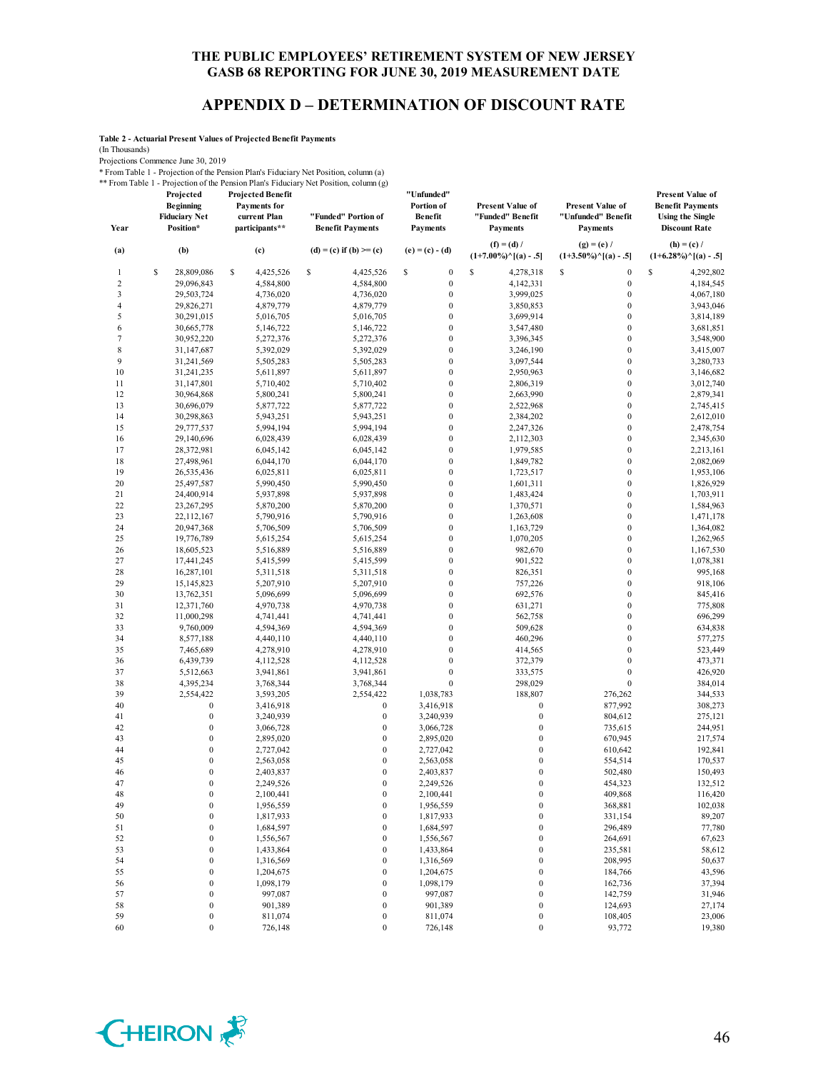# THE PUBLIC EMPLOYEES' RETIREMENT SYSTEM OF NEW JERSEY
## GASB 68 REPORTING FOR JUNE 30, 2019 MEASUREMENT DATE

## APPENDIX D – DETERMINATION OF DISCOUNT RATE

**Table 2 - Actuarial Present Values of Projected Benefit Payments**

(In Thousands)

Projections Commence June 30, 2019

\* From Table 1 - Projection of the Pension Plan's Fiduciary Net Position, column (a)

\*\* From Table 1 - Projection of the Pension Plan's Fiduciary Net Position, column (g)

| Year | Projected Beginning Fiduciary Net Position* | Projected Benefit Payments for current Plan participants** | "Funded" Portion of Benefit Payments | "Unfunded" Portion of Benefit Payments | Present Value of "Funded" Benefit Payments | Present Value of "Unfunded" Benefit Payments | Present Value of Benefit Payments Using the Single Discount Rate |
|---|---|---|---|---|---|---|---|
| (a) | (b) | (c) | (d) = (c) if (b) >= (c) | (e) = (c) - (d) | (f) = (d) / $(1+7.00\%)^{[(a) - .5]}$ | (g) = (e) / $(1+3.50\%)^{[(a) - .5]}$ | (h) = (c) / $(1+6.28\%)^{[(a) - .5]}$ |
| 1 | $ 28,809,086 | $ 4,425,526 | $ 4,425,526 | $ 0 | $ 4,278,318 | $ 0 | $ 4,292,802 |
| 2 | 29,096,843 | 4,584,800 | 4,584,800 | 0 | 4,142,331 | 0 | 4,184,545 |
| 3 | 29,503,724 | 4,736,020 | 4,736,020 | 0 | 3,999,025 | 0 | 4,067,180 |
| 4 | 29,826,271 | 4,879,779 | 4,879,779 | 0 | 3,850,853 | 0 | 3,943,046 |
| 5 | 30,291,015 | 5,016,705 | 5,016,705 | 0 | 3,699,914 | 0 | 3,814,189 |
| 6 | 30,665,778 | 5,146,722 | 5,146,722 | 0 | 3,547,480 | 0 | 3,681,851 |
| 7 | 30,952,220 | 5,272,376 | 5,272,376 | 0 | 3,396,345 | 0 | 3,548,900 |
| 8 | 31,147,687 | 5,392,029 | 5,392,029 | 0 | 3,246,190 | 0 | 3,415,007 |
| 9 | 31,241,569 | 5,505,283 | 5,505,283 | 0 | 3,097,544 | 0 | 3,280,733 |
| 10 | 31,241,235 | 5,611,897 | 5,611,897 | 0 | 2,950,963 | 0 | 3,146,682 |
| 11 | 31,147,801 | 5,710,402 | 5,710,402 | 0 | 2,806,319 | 0 | 3,012,740 |
| 12 | 30,964,868 | 5,800,241 | 5,800,241 | 0 | 2,663,990 | 0 | 2,879,341 |
| 13 | 30,696,079 | 5,877,722 | 5,877,722 | 0 | 2,522,968 | 0 | 2,745,415 |
| 14 | 30,298,863 | 5,943,251 | 5,943,251 | 0 | 2,384,202 | 0 | 2,612,010 |
| 15 | 29,777,537 | 5,994,194 | 5,994,194 | 0 | 2,247,326 | 0 | 2,478,754 |
| 16 | 29,140,696 | 6,028,439 | 6,028,439 | 0 | 2,112,303 | 0 | 2,345,630 |
| 17 | 28,372,981 | 6,045,142 | 6,045,142 | 0 | 1,979,585 | 0 | 2,213,161 |
| 18 | 27,498,961 | 6,044,170 | 6,044,170 | 0 | 1,849,782 | 0 | 2,082,069 |
| 19 | 26,535,436 | 6,025,811 | 6,025,811 | 0 | 1,723,517 | 0 | 1,953,106 |
| 20 | 25,497,587 | 5,990,450 | 5,990,450 | 0 | 1,601,311 | 0 | 1,826,929 |
| 21 | 24,400,914 | 5,937,898 | 5,937,898 | 0 | 1,483,424 | 0 | 1,703,911 |
| 22 | 23,267,295 | 5,870,200 | 5,870,200 | 0 | 1,370,571 | 0 | 1,584,963 |
| 23 | 22,112,167 | 5,790,916 | 5,790,916 | 0 | 1,263,608 | 0 | 1,471,178 |
| 24 | 20,947,368 | 5,706,509 | 5,706,509 | 0 | 1,163,729 | 0 | 1,364,082 |
| 25 | 19,776,789 | 5,615,254 | 5,615,254 | 0 | 1,070,205 | 0 | 1,262,965 |
| 26 | 18,605,523 | 5,516,889 | 5,516,889 | 0 | 982,670 | 0 | 1,167,530 |
| 27 | 17,441,245 | 5,415,599 | 5,415,599 | 0 | 901,522 | 0 | 1,078,381 |
| 28 | 16,287,101 | 5,311,518 | 5,311,518 | 0 | 826,351 | 0 | 995,168 |
| 29 | 15,145,823 | 5,207,910 | 5,207,910 | 0 | 757,226 | 0 | 918,106 |
| 30 | 13,762,351 | 5,096,699 | 5,096,699 | 0 | 692,576 | 0 | 845,416 |
| 31 | 12,371,760 | 4,970,738 | 4,970,738 | 0 | 631,271 | 0 | 775,808 |
| 32 | 11,000,298 | 4,741,441 | 4,741,441 | 0 | 562,758 | 0 | 696,299 |
| 33 | 9,760,009 | 4,594,369 | 4,594,369 | 0 | 509,628 | 0 | 634,838 |
| 34 | 8,577,188 | 4,440,110 | 4,440,110 | 0 | 460,296 | 0 | 577,275 |
| 35 | 7,465,689 | 4,278,910 | 4,278,910 | 0 | 414,565 | 0 | 523,449 |
| 36 | 6,439,739 | 4,112,528 | 4,112,528 | 0 | 372,379 | 0 | 473,371 |
| 37 | 5,512,663 | 3,941,861 | 3,941,861 | 0 | 333,575 | 0 | 426,920 |
| 38 | 4,395,234 | 3,768,344 | 3,768,344 | 0 | 298,029 | 0 | 384,014 |
| 39 | 2,554,422 | 3,593,205 | 2,554,422 | 1,038,783 | 188,807 | 276,262 | 344,533 |
| 40 | 0 | 3,416,918 | 0 | 3,416,918 | 0 | 877,992 | 308,273 |
| 41 | 0 | 3,240,939 | 0 | 3,240,939 | 0 | 804,612 | 275,121 |
| 42 | 0 | 3,066,728 | 0 | 3,066,728 | 0 | 735,615 | 244,951 |
| 43 | 0 | 2,895,020 | 0 | 2,895,020 | 0 | 670,945 | 217,574 |
| 44 | 0 | 2,727,042 | 0 | 2,727,042 | 0 | 610,642 | 192,841 |
| 45 | 0 | 2,563,058 | 0 | 2,563,058 | 0 | 554,514 | 170,537 |
| 46 | 0 | 2,403,837 | 0 | 2,403,837 | 0 | 502,480 | 150,493 |
| 47 | 0 | 2,249,526 | 0 | 2,249,526 | 0 | 454,323 | 132,512 |
| 48 | 0 | 2,100,441 | 0 | 2,100,441 | 0 | 409,868 | 116,420 |
| 49 | 0 | 1,956,559 | 0 | 1,956,559 | 0 | 368,881 | 102,038 |
| 50 | 0 | 1,817,933 | 0 | 1,817,933 | 0 | 331,154 | 89,207 |
| 51 | 0 | 1,684,597 | 0 | 1,684,597 | 0 | 296,489 | 77,780 |
| 52 | 0 | 1,556,567 | 0 | 1,556,567 | 0 | 264,691 | 67,623 |
| 53 | 0 | 1,433,864 | 0 | 1,433,864 | 0 | 235,581 | 58,612 |
| 54 | 0 | 1,316,569 | 0 | 1,316,569 | 0 | 208,995 | 50,637 |
| 55 | 0 | 1,204,675 | 0 | 1,204,675 | 0 | 184,766 | 43,596 |
| 56 | 0 | 1,098,179 | 0 | 1,098,179 | 0 | 162,736 | 37,394 |
| 57 | 0 | 997,087 | 0 | 997,087 | 0 | 142,759 | 31,946 |
| 58 | 0 | 901,389 | 0 | 901,389 | 0 | 124,693 | 27,174 |
| 59 | 0 | 811,074 | 0 | 811,074 | 0 | 108,405 | 23,006 |
| 60 | 0 | 726,148 | 0 | 726,148 | 0 | 93,772 | 19,380 |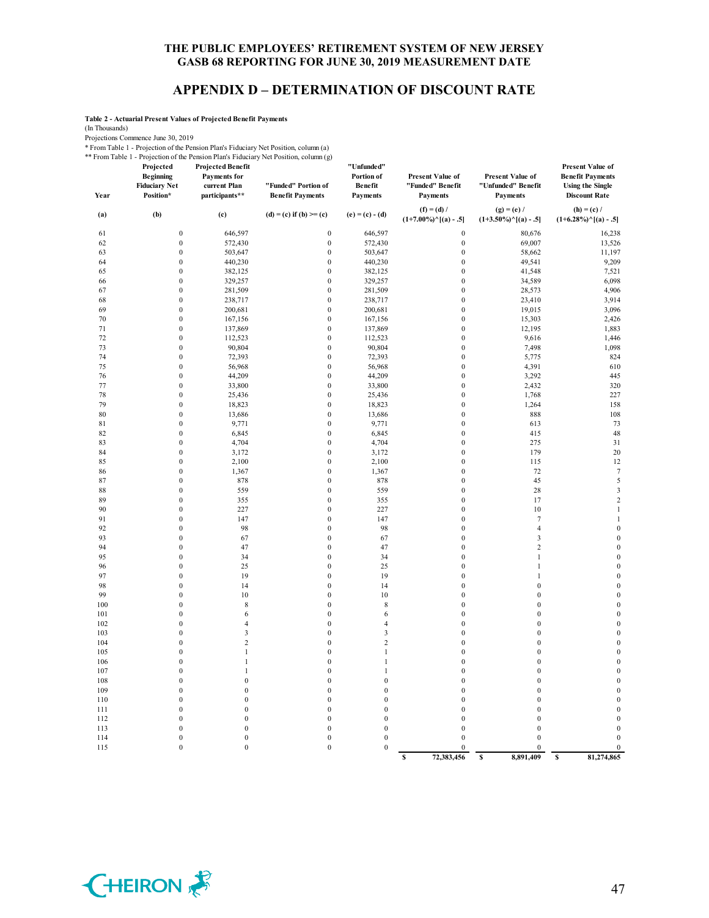# APPENDIX D – DETERMINATION OF DISCOUNT RATE

**Table 2 - Actuarial Present Values of Projected Benefit Payments**

(In Thousands)

Projections Commence June 30, 2019

* From Table 1 - Projection of the Pension Plan's Fiduciary Net Position, column (a)

** From Table 1 - Projection of the Pension Plan's Fiduciary Net Position, column (g)

| Year | Projected Beginning Fiduciary Net Position* | Projected Benefit Payments for current Plan participants** | "Funded" Portion of Benefit Payments | "Unfunded" Portion of Benefit Payments | Present Value of "Funded" Benefit Payments | Present Value of "Unfunded" Benefit Payments | Present Value of Benefit Payments Using the Single Discount Rate |
|---|---|---|---|---|---|---|---|
| (a) | (b) | (c) | (d) = (c) if (b) >= (c) | (e) = (c) - (d) | (f) = (d) / (1+7.00%)^[(a) - .5] | (g) = (e) / (1+3.50%)^[(a) - .5] | (h) = (c) / (1+6.28%)^[(a) - .5] |
| 61 | 0 | 646,597 | 0 | 646,597 | 0 | 80,676 | 16,238 |
| 62 | 0 | 572,430 | 0 | 572,430 | 0 | 69,007 | 13,526 |
| 63 | 0 | 503,647 | 0 | 503,647 | 0 | 58,662 | 11,197 |
| 64 | 0 | 440,230 | 0 | 440,230 | 0 | 49,541 | 9,209 |
| 65 | 0 | 382,125 | 0 | 382,125 | 0 | 41,548 | 7,521 |
| 66 | 0 | 329,257 | 0 | 329,257 | 0 | 34,589 | 6,098 |
| 67 | 0 | 281,509 | 0 | 281,509 | 0 | 28,573 | 4,906 |
| 68 | 0 | 238,717 | 0 | 238,717 | 0 | 23,410 | 3,914 |
| 69 | 0 | 200,681 | 0 | 200,681 | 0 | 19,015 | 3,096 |
| 70 | 0 | 167,156 | 0 | 167,156 | 0 | 15,303 | 2,426 |
| 71 | 0 | 137,869 | 0 | 137,869 | 0 | 12,195 | 1,883 |
| 72 | 0 | 112,523 | 0 | 112,523 | 0 | 9,616 | 1,446 |
| 73 | 0 | 90,804 | 0 | 90,804 | 0 | 7,498 | 1,098 |
| 74 | 0 | 72,393 | 0 | 72,393 | 0 | 5,775 | 824 |
| 75 | 0 | 56,968 | 0 | 56,968 | 0 | 4,391 | 610 |
| 76 | 0 | 44,209 | 0 | 44,209 | 0 | 3,292 | 445 |
| 77 | 0 | 33,800 | 0 | 33,800 | 0 | 2,432 | 320 |
| 78 | 0 | 25,436 | 0 | 25,436 | 0 | 1,768 | 227 |
| 79 | 0 | 18,823 | 0 | 18,823 | 0 | 1,264 | 158 |
| 80 | 0 | 13,686 | 0 | 13,686 | 0 | 888 | 108 |
| 81 | 0 | 9,771 | 0 | 9,771 | 0 | 613 | 73 |
| 82 | 0 | 6,845 | 0 | 6,845 | 0 | 415 | 48 |
| 83 | 0 | 4,704 | 0 | 4,704 | 0 | 275 | 31 |
| 84 | 0 | 3,172 | 0 | 3,172 | 0 | 179 | 20 |
| 85 | 0 | 2,100 | 0 | 2,100 | 0 | 115 | 12 |
| 86 | 0 | 1,367 | 0 | 1,367 | 0 | 72 | 7 |
| 87 | 0 | 878 | 0 | 878 | 0 | 45 | 5 |
| 88 | 0 | 559 | 0 | 559 | 0 | 28 | 3 |
| 89 | 0 | 355 | 0 | 355 | 0 | 17 | 2 |
| 90 | 0 | 227 | 0 | 227 | 0 | 10 | 1 |
| 91 | 0 | 147 | 0 | 147 | 0 | 7 | 1 |
| 92 | 0 | 98 | 0 | 98 | 0 | 4 | 0 |
| 93 | 0 | 67 | 0 | 67 | 0 | 3 | 0 |
| 94 | 0 | 47 | 0 | 47 | 0 | 2 | 0 |
| 95 | 0 | 34 | 0 | 34 | 0 | 1 | 0 |
| 96 | 0 | 25 | 0 | 25 | 0 | 1 | 0 |
| 97 | 0 | 19 | 0 | 19 | 0 | 1 | 0 |
| 98 | 0 | 14 | 0 | 14 | 0 | 0 | 0 |
| 99 | 0 | 10 | 0 | 10 | 0 | 0 | 0 |
| 100 | 0 | 8 | 0 | 8 | 0 | 0 | 0 |
| 101 | 0 | 6 | 0 | 6 | 0 | 0 | 0 |
| 102 | 0 | 4 | 0 | 4 | 0 | 0 | 0 |
| 103 | 0 | 3 | 0 | 3 | 0 | 0 | 0 |
| 104 | 0 | 2 | 0 | 2 | 0 | 0 | 0 |
| 105 | 0 | 1 | 0 | 1 | 0 | 0 | 0 |
| 106 | 0 | 1 | 0 | 1 | 0 | 0 | 0 |
| 107 | 0 | 1 | 0 | 1 | 0 | 0 | 0 |
| 108 | 0 | 0 | 0 | 0 | 0 | 0 | 0 |
| 109 | 0 | 0 | 0 | 0 | 0 | 0 | 0 |
| 110 | 0 | 0 | 0 | 0 | 0 | 0 | 0 |
| 111 | 0 | 0 | 0 | 0 | 0 | 0 | 0 |
| 112 | 0 | 0 | 0 | 0 | 0 | 0 | 0 |
| 113 | 0 | 0 | 0 | 0 | 0 | 0 | 0 |
| 114 | 0 | 0 | 0 | 0 | 0 | 0 | 0 |
| 115 | 0 | 0 | 0 | 0 | 0 | 0 | 0 |
| | | | | | $ 72,383,456 | $ 8,891,409 | $ 81,274,865 |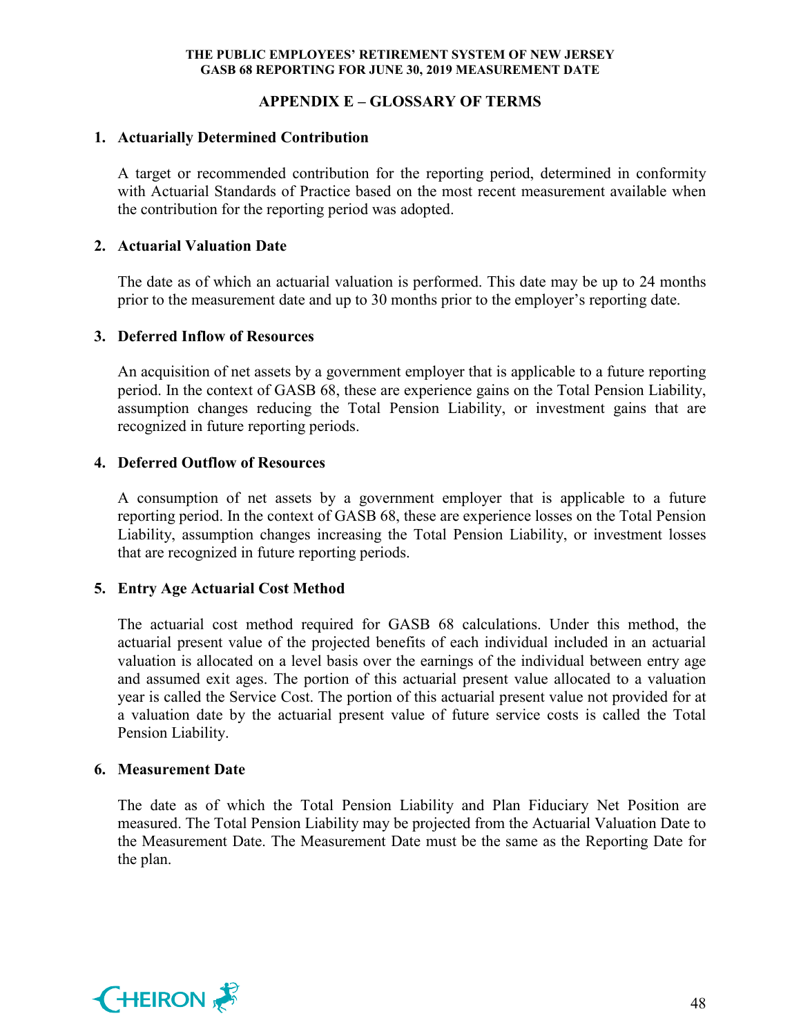## APPENDIX E – GLOSSARY OF TERMS

1. **Actuarially Determined Contribution**

   A target or recommended contribution for the reporting period, determined in conformity with Actuarial Standards of Practice based on the most recent measurement available when the contribution for the reporting period was adopted.

2. **Actuarial Valuation Date**

   The date as of which an actuarial valuation is performed. This date may be up to 24 months prior to the measurement date and up to 30 months prior to the employer's reporting date.

3. **Deferred Inflow of Resources**

   An acquisition of net assets by a government employer that is applicable to a future reporting period. In the context of GASB 68, these are experience gains on the Total Pension Liability, assumption changes reducing the Total Pension Liability, or investment gains that are recognized in future reporting periods.

4. **Deferred Outflow of Resources**

   A consumption of net assets by a government employer that is applicable to a future reporting period. In the context of GASB 68, these are experience losses on the Total Pension Liability, assumption changes increasing the Total Pension Liability, or investment losses that are recognized in future reporting periods.

5. **Entry Age Actuarial Cost Method**

   The actuarial cost method required for GASB 68 calculations. Under this method, the actuarial present value of the projected benefits of each individual included in an actuarial valuation is allocated on a level basis over the earnings of the individual between entry age and assumed exit ages. The portion of this actuarial present value allocated to a valuation year is called the Service Cost. The portion of this actuarial present value not provided for at a valuation date by the actuarial present value of future service costs is called the Total Pension Liability.

6. **Measurement Date**

   The date as of which the Total Pension Liability and Plan Fiduciary Net Position are measured. The Total Pension Liability may be projected from the Actuarial Valuation Date to the Measurement Date. The Measurement Date must be the same as the Reporting Date for the plan.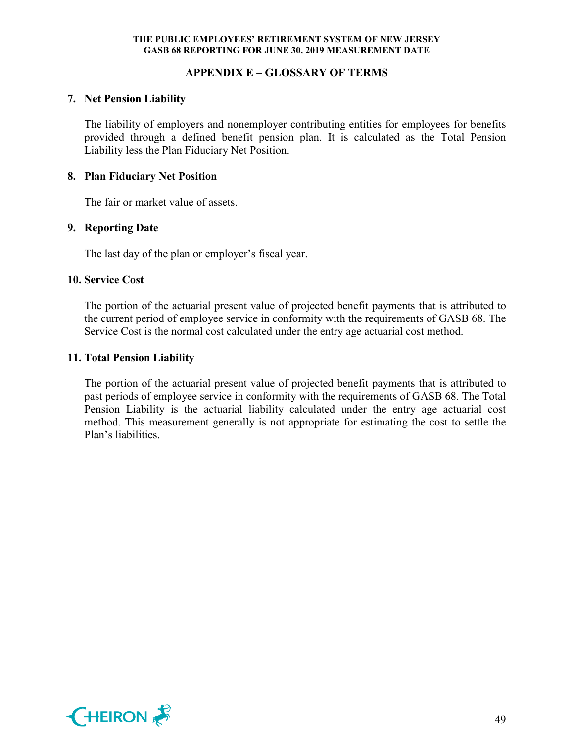## APPENDIX E – GLOSSARY OF TERMS

### 7. Net Pension Liability

The liability of employers and nonemployer contributing entities for employees for benefits provided through a defined benefit pension plan. It is calculated as the Total Pension Liability less the Plan Fiduciary Net Position.

### 8. Plan Fiduciary Net Position

The fair or market value of assets.

### 9. Reporting Date

The last day of the plan or employer's fiscal year.

### 10. Service Cost

The portion of the actuarial present value of projected benefit payments that is attributed to the current period of employee service in conformity with the requirements of GASB 68. The Service Cost is the normal cost calculated under the entry age actuarial cost method.

### 11. Total Pension Liability

The portion of the actuarial present value of projected benefit payments that is attributed to past periods of employee service in conformity with the requirements of GASB 68. The Total Pension Liability is the actuarial liability calculated under the entry age actuarial cost method. This measurement generally is not appropriate for estimating the cost to settle the Plan's liabilities.